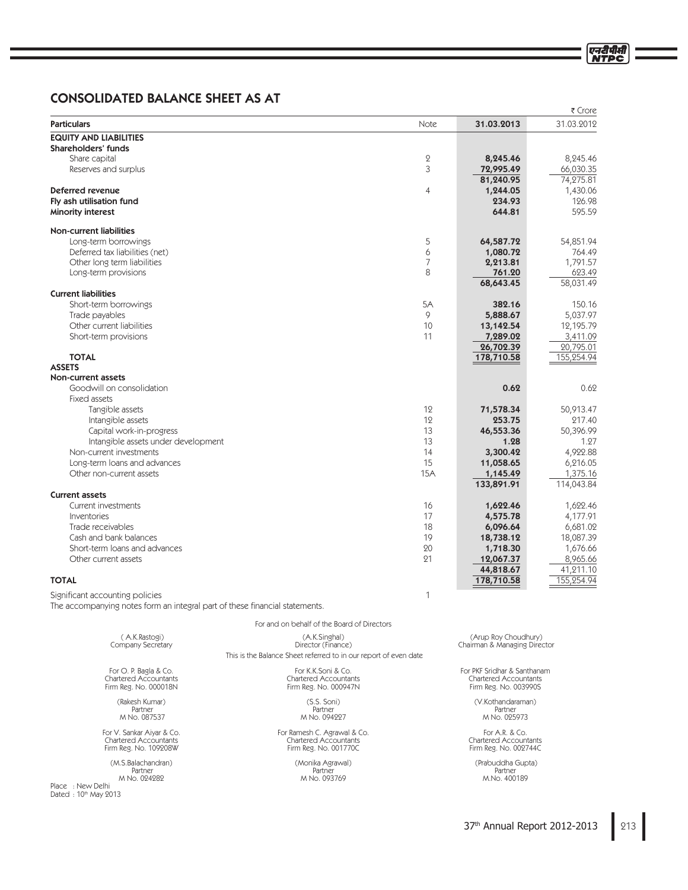# CONSOLIDATED BALANCE SHEET AS AT

₹ Crore

| Particulars | Note | 31.03.2013 | 31.03.2012 |
|---|---|---|---|
| **EQUITY AND LIABILITIES** | | | |
| **Shareholders' funds** | | | |
| Share capital | 2 | **8,245.46** | 8,245.46 |
| Reserves and surplus | 3 | **72,995.49** | 66,030.35 |
| | | **81,240.95** | 74,275.81 |
| **Deferred revenue** | 4 | **1,244.05** | 1,430.06 |
| **Fly ash utilisation fund** | | **234.93** | 126.98 |
| **Minority interest** | | **644.81** | 595.59 |
| **Non-current liabilities** | | | |
| Long-term borrowings | 5 | **64,587.72** | 54,851.94 |
| Deferred tax liabilities (net) | 6 | **1,080.72** | 764.49 |
| Other long term liabilities | 7 | **2,213.81** | 1,791.57 |
| Long-term provisions | 8 | **761.20** | 623.49 |
| | | **68,643.45** | 58,031.49 |
| **Current liabilities** | | | |
| Short-term borrowings | 5A | **382.16** | 150.16 |
| Trade payables | 9 | **5,888.67** | 5,037.97 |
| Other current liabilities | 10 | **13,142.54** | 12,195.79 |
| Short-term provisions | 11 | **7,289.02** | 3,411.09 |
| | | **26,702.39** | 20,795.01 |
| **TOTAL** | | **178,710.58** | 155,254.94 |
| **ASSETS** | | | |
| **Non-current assets** | | | |
| Goodwill on consolidation | | **0.62** | 0.62 |
| Fixed assets | | | |
| Tangible assets | 12 | **71,578.34** | 50,913.47 |
| Intangible assets | 12 | **253.75** | 217.40 |
| Capital work-in-progress | 13 | **46,553.36** | 50,396.99 |
| Intangible assets under development | 13 | **1.28** | 1.27 |
| Non-current investments | 14 | **3,300.42** | 4,922.88 |
| Long-term loans and advances | 15 | **11,058.65** | 6,216.05 |
| Other non-current assets | 15A | **1,145.49** | 1,375.16 |
| | | **133,891.91** | 114,043.84 |
| **Current assets** | | | |
| Current investments | 16 | **1,622.46** | 1,622.46 |
| Inventories | 17 | **4,575.78** | 4,177.91 |
| Trade receivables | 18 | **6,096.64** | 6,681.02 |
| Cash and bank balances | 19 | **18,738.12** | 18,087.39 |
| Short-term loans and advances | 20 | **1,718.30** | 1,676.66 |
| Other current assets | 21 | **12,067.37** | 8,965.66 |
| | | **44,818.67** | 41,211.10 |
| **TOTAL** | | **178,710.58** | 155,254.94 |

Significant accounting policies — 1

The accompanying notes form an integral part of these financial statements.

For and on behalf of the Board of Directors

| ( A.K.Rastogi ) Company Secretary | (A.K.Singhal) Director (Finance) | (Arup Roy Choudhury) Chairman & Managing Director |
|---|---|---|

This is the Balance Sheet referred to in our report of even date

| For O. P. Bagla & Co. Chartered Accountants Firm Reg. No. 000018N | For K.K.Soni & Co. Chartered Accountants Firm Reg. No. 000947N | For PKF Sridhar & Santhanam Chartered Accountants Firm Reg. No. 003990S |
|---|---|---|
| (Rakesh Kumar) Partner M No. 087537 | (S.S. Soni) Partner M No. 094227 | (V.Kothandaraman) Partner M No. 025973 |
| For V. Sankar Aiyar & Co. Chartered Accountants Firm Reg. No. 109208W | For Ramesh C. Agrawal & Co. Chartered Accountants Firm Reg. No. 001770C | For A.R. & Co. Chartered Accountants Firm Reg. No. 002744C |
| (M.S.Balachandran) Partner M No. 024282 | (Monika Agrawal) Partner M No. 093769 | (Prabuddha Gupta) Partner M.No. 400189 |

Place : New Delhi
Dated : 10th May 2013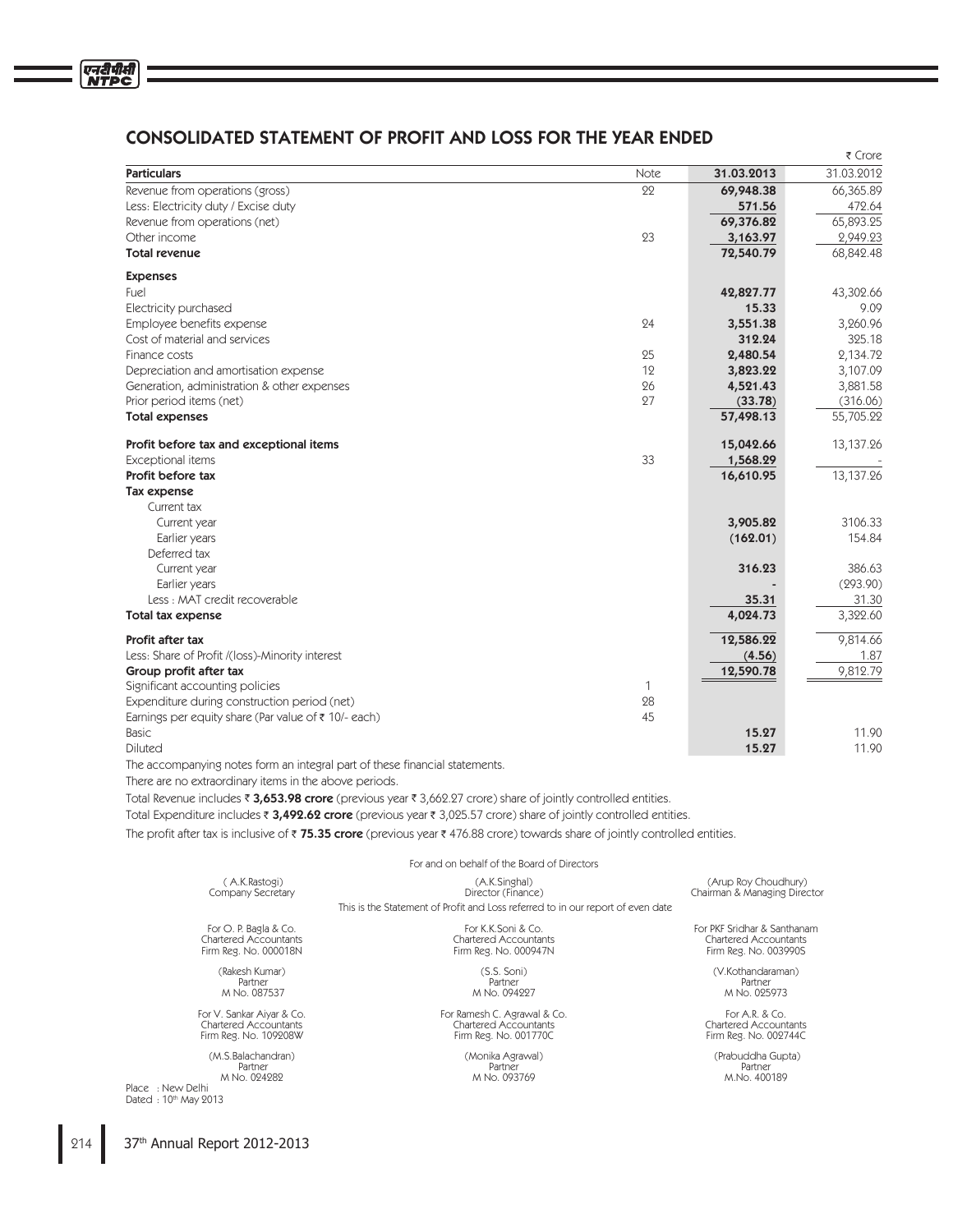# CONSOLIDATED STATEMENT OF PROFIT AND LOSS FOR THE YEAR ENDED

₹ Crore

| Particulars | Note | 31.03.2013 | 31.03.2012 |
|---|---|---|---|
| Revenue from operations (gross) | 22 | **69,948.38** | 66,365.89 |
| Less: Electricity duty / Excise duty | | **571.56** | 472.64 |
| Revenue from operations (net) | | **69,376.82** | 65,893.25 |
| Other income | 23 | **3,163.97** | 2,949.23 |
| **Total revenue** | | **72,540.79** | 68,842.48 |
| **Expenses** | | | |
| Fuel | | **42,827.77** | 43,302.66 |
| Electricity purchased | | **15.33** | 9.09 |
| Employee benefits expense | 24 | **3,551.38** | 3,260.96 |
| Cost of material and services | | **312.24** | 325.18 |
| Finance costs | 25 | **2,480.54** | 2,134.72 |
| Depreciation and amortisation expense | 12 | **3,823.22** | 3,107.09 |
| Generation, administration & other expenses | 26 | **4,521.43** | 3,881.58 |
| Prior period items (net) | 27 | **(33.78)** | (316.06) |
| **Total expenses** | | **57,498.13** | 55,705.22 |
| **Profit before tax and exceptional items** | | **15,042.66** | 13,137.26 |
| Exceptional items | 33 | **1,568.29** | - |
| **Profit before tax** | | **16,610.95** | 13,137.26 |
| **Tax expense** | | | |
| Current tax | | | |
| Current year | | **3,905.82** | 3106.33 |
| Earlier years | | **(162.01)** | 154.84 |
| Deferred tax | | | |
| Current year | | **316.23** | 386.63 |
| Earlier years | | **-** | (293.90) |
| Less : MAT credit recoverable | | **35.31** | 31.30 |
| **Total tax expense** | | **4,024.73** | 3,322.60 |
| **Profit after tax** | | **12,586.22** | 9,814.66 |
| Less: Share of Profit /(loss)-Minority interest | | **(4.56)** | 1.87 |
| **Group profit after tax** | | **12,590.78** | 9,812.79 |
| Significant accounting policies | 1 | | |
| Expenditure during construction period (net) | 28 | | |
| Earnings per equity share (Par value of ₹ 10/- each) | 45 | | |
| Basic | | **15.27** | 11.90 |
| Diluted | | **15.27** | 11.90 |

The accompanying notes form an integral part of these financial statements.

There are no extraordinary items in the above periods.

Total Revenue includes ₹ **3,653.98 crore** (previous year ₹ 3,662.27 crore) share of jointly controlled entities.

Total Expenditure includes ₹ **3,492.62 crore** (previous year ₹ 3,025.57 crore) share of jointly controlled entities.

The profit after tax is inclusive of ₹ **75.35 crore** (previous year ₹ 476.88 crore) towards share of jointly controlled entities.

For and on behalf of the Board of Directors

( A.K.Rastogi )
Company Secretary

(A.K.Singhal)
Director (Finance)

(Arup Roy Choudhury)
Chairman & Managing Director

This is the Statement of Profit and Loss referred to in our report of even date

For O. P. Bagla & Co.
Chartered Accountants
Firm Reg. No. 000018N

(Rakesh Kumar)
Partner
M No. 087537

For K.K.Soni & Co.
Chartered Accountants
Firm Reg. No. 000947N

(S.S. Soni)
Partner
M No. 094227

For PKF Sridhar & Santhanam
Chartered Accountants
Firm Reg. No. 003990S

(V.Kothandaraman)
Partner
M No. 025973

For V. Sankar Aiyar & Co.
Chartered Accountants
Firm Reg. No. 109208W

(M.S.Balachandran)
Partner
M No. 024282

For Ramesh C. Agrawal & Co.
Chartered Accountants
Firm Reg. No. 001770C

(Monika Agrawal)
Partner
M No. 093769

For A.R. & Co.
Chartered Accountants
Firm Reg. No. 002744C

(Prabuddha Gupta)
Partner
M.No. 400189

Place : New Delhi
Dated : 10th May 2013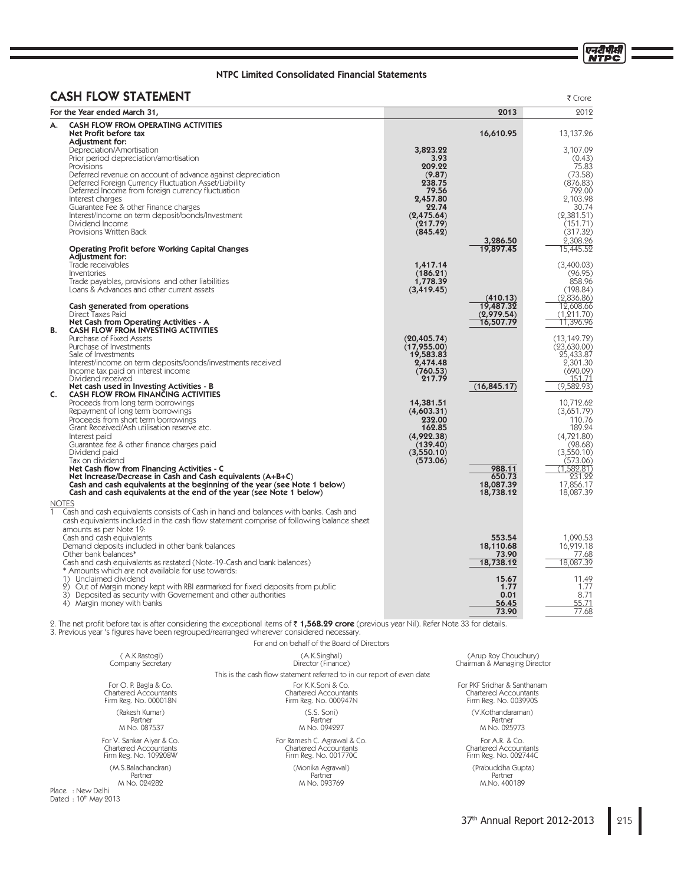NTPC Limited Consolidated Financial Statements

## CASH FLOW STATEMENT

₹ Crore

| For the Year ended March 31, | | 2013 | 2012 |
|---|---|---|---|
| **A. CASH FLOW FROM OPERATING ACTIVITIES** | | | |
| **Net Profit before tax** | | **16,610.95** | 13,137.26 |
| **Adjustment for:** | | | |
| Depreciation/Amortisation | **3,823.22** | | 3,107.09 |
| Prior period depreciation/amortisation | **3.93** | | (0.43) |
| Provisions | **209.22** | | 75.83 |
| Deferred revenue on account of advance against depreciation | **(9.87)** | | (73.58) |
| Deferred Foreign Currency Fluctuation Asset/Liability | **238.75** | | (876.83) |
| Deferred Income from foreign currency fluctuation | **79.56** | | 792.00 |
| Interest charges | **2,457.80** | | 2,103.98 |
| Guarantee Fee & other Finance charges | **22.74** | | 30.74 |
| Interest/Income on term deposit/bonds/Investment | **(2,475.64)** | | (2,381.51) |
| Dividend Income | **(217.79)** | | (151.71) |
| Provisions Written Back | **(845.42)** | | (317.32) |
| | | **3,286.50** | 2,308.26 |
| **Operating Profit before Working Capital Changes** | | **19,897.45** | 15,445.52 |
| **Adjustment for:** | | | |
| Trade receivables | **1,417.14** | | (3,400.03) |
| Inventories | **(186.21)** | | (96.95) |
| Trade payables, provisions and other liabilities | **1,778.39** | | 858.96 |
| Loans & Advances and other current assets | **(3,419.45)** | | (198.84) |
| | | **(410.13)** | (2,836.86) |
| **Cash generated from operations** | | **19,487.32** | 12,608.66 |
| Direct Taxes Paid | | **(2,979.54)** | (1,211.70) |
| **Net Cash from Operating Activities - A** | | **16,507.79** | 11,396.96 |
| **B. CASH FLOW FROM INVESTING ACTIVITIES** | | | |
| Purchase of Fixed Assets | **(20,405.74)** | | (13,149.72) |
| Purchase of Investments | **(17,955.00)** | | (23,630.00) |
| Sale of Investments | **19,583.83** | | 25,433.87 |
| Interest/income on term deposits/bonds/investments received | **2,474.48** | | 2,301.30 |
| Income tax paid on interest income | **(760.53)** | | (690.09) |
| Dividend received | **217.79** | | 151.71 |
| **Net cash used in Investing Activities - B** | | **(16,845.17)** | (9,582.93) |
| **C. CASH FLOW FROM FINANCING ACTIVITIES** | | | |
| Proceeds from long term borrowings | **14,381.51** | | 10,712.62 |
| Repayment of long term borrowings | **(4,603.31)** | | (3,651.79) |
| Proceeds from short term borrowings | **232.00** | | 110.76 |
| Grant Received/Ash utilisation reserve etc. | **162.85** | | 189.24 |
| Interest paid | **(4,922.38)** | | (4,721.80) |
| Guarantee fee & other finance charges paid | **(139.40)** | | (98.68) |
| Dividend paid | **(3,550.10)** | | (3,550.10) |
| Tax on dividend | **(573.06)** | | (573.06) |
| **Net Cash flow from Financing Activities - C** | | **988.11** | (1,582.81) |
| **Net Increase/Decrease in Cash and Cash equivalents (A+B+C)** | | **650.73** | 231.22 |
| **Cash and cash equivalents at the beginning of the year (see Note 1 below)** | | **18,087.39** | 17,856.17 |
| **Cash and cash equivalents at the end of the year (see Note 1 below)** | | **18,738.12** | 18,087.39 |

NOTES

1 Cash and cash equivalents consists of Cash in hand and balances with banks. Cash and cash equivalents included in the cash flow statement comprise of following balance sheet amounts as per Note 19:

| | 2013 | 2012 |
|---|---|---|
| Cash and cash equivalents | **553.54** | 1,090.53 |
| Demand deposits included in other bank balances | **18,110.68** | 16,919.18 |
| Other bank balances* | **73.90** | 77.68 |
| Cash and cash equivalents as restated (Note-19-Cash and bank balances) | **18,738.12** | 18,087.39 |
| * Amounts which are not available for use towards: | | |
| 1) Unclaimed dividend | **15.67** | 11.49 |
| 2) Out of Margin money kept with RBI earmarked for fixed deposits from public | **1.77** | 1.77 |
| 3) Deposited as security with Governement and other authorities | **0.01** | 8.71 |
| 4) Margin money with banks | **56.45** | 55.71 |
| | **73.90** | 77.68 |

2. The net profit before tax is after considering the exceptional items of ₹ **1,568.29 crore** (previous year Nil). Refer Note 33 for details.

3. Previous year 's figures have been regrouped/rearranged wherever considered necessary.

For and on behalf of the Board of Directors

| ( A.K.Rastogi) Company Secretary | (A.K.Singhal) Director (Finance) | (Arup Roy Choudhury) Chairman & Managing Director |
|---|---|---|

This is the cash flow statement referred to in our report of even date

| For O. P. Bagla & Co. Chartered Accountants Firm Reg. No. 000018N | For K.K.Soni & Co. Chartered Accountants Firm Reg. No. 000947N | For PKF Sridhar & Santhanam Chartered Accountants Firm Reg. No. 003990S |
|---|---|---|
| (Rakesh Kumar) Partner M No. 087537 | (S.S. Soni) Partner M No. 094227 | (V.Kothandaraman) Partner M No. 025973 |
| For V. Sankar Aiyar & Co. Chartered Accountants Firm Reg. No. 109208W | For Ramesh C. Agrawal & Co. Chartered Accountants Firm Reg. No. 001770C | For A.R. & Co. Chartered Accountants Firm Reg. No. 002744C |
| (M.S.Balachandran) Partner M No. 024282 | (Monika Agrawal) Partner M No. 093769 | (Prabuddha Gupta) Partner M.No. 400189 |

Place : New Delhi
Dated : 10th May 2013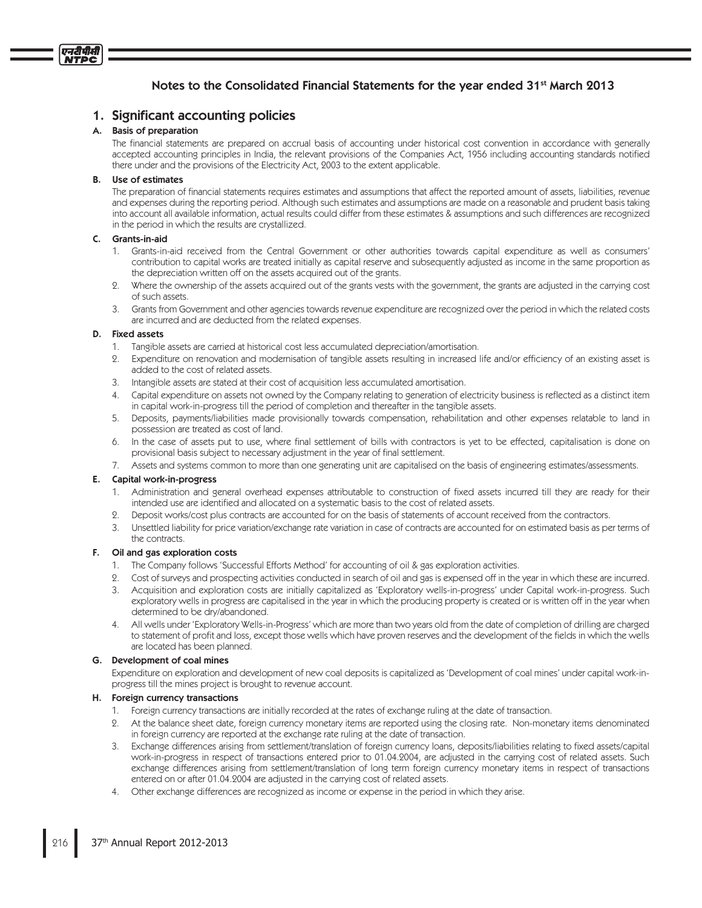## Notes to the Consolidated Financial Statements for the year ended 31st March 2013

# 1. Significant accounting policies

### A. Basis of preparation

The financial statements are prepared on accrual basis of accounting under historical cost convention in accordance with generally accepted accounting principles in India, the relevant provisions of the Companies Act, 1956 including accounting standards notified there under and the provisions of the Electricity Act, 2003 to the extent applicable.

### B. Use of estimates

The preparation of financial statements requires estimates and assumptions that affect the reported amount of assets, liabilities, revenue and expenses during the reporting period. Although such estimates and assumptions are made on a reasonable and prudent basis taking into account all available information, actual results could differ from these estimates & assumptions and such differences are recognized in the period in which the results are crystallized.

### C. Grants-in-aid

1. Grants-in-aid received from the Central Government or other authorities towards capital expenditure as well as consumers' contribution to capital works are treated initially as capital reserve and subsequently adjusted as income in the same proportion as the depreciation written off on the assets acquired out of the grants.
2. Where the ownership of the assets acquired out of the grants vests with the government, the grants are adjusted in the carrying cost of such assets.
3. Grants from Government and other agencies towards revenue expenditure are recognized over the period in which the related costs are incurred and are deducted from the related expenses.

### D. Fixed assets

1. Tangible assets are carried at historical cost less accumulated depreciation/amortisation.
2. Expenditure on renovation and modernisation of tangible assets resulting in increased life and/or efficiency of an existing asset is added to the cost of related assets.
3. Intangible assets are stated at their cost of acquisition less accumulated amortisation.
4. Capital expenditure on assets not owned by the Company relating to generation of electricity business is reflected as a distinct item in capital work-in-progress till the period of completion and thereafter in the tangible assets.
5. Deposits, payments/liabilities made provisionally towards compensation, rehabilitation and other expenses relatable to land in possession are treated as cost of land.
6. In the case of assets put to use, where final settlement of bills with contractors is yet to be effected, capitalisation is done on provisional basis subject to necessary adjustment in the year of final settlement.
7. Assets and systems common to more than one generating unit are capitalised on the basis of engineering estimates/assessments.

### E. Capital work-in-progress

1. Administration and general overhead expenses attributable to construction of fixed assets incurred till they are ready for their intended use are identified and allocated on a systematic basis to the cost of related assets.
2. Deposit works/cost plus contracts are accounted for on the basis of statements of account received from the contractors.
3. Unsettled liability for price variation/exchange rate variation in case of contracts are accounted for on estimated basis as per terms of the contracts.

### F. Oil and gas exploration costs

1. The Company follows 'Successful Efforts Method' for accounting of oil & gas exploration activities.
2. Cost of surveys and prospecting activities conducted in search of oil and gas is expensed off in the year in which these are incurred.
3. Acquisition and exploration costs are initially capitalized as 'Exploratory wells-in-progress' under Capital work-in-progress. Such exploratory wells in progress are capitalised in the year in which the producing property is created or is written off in the year when determined to be dry/abandoned.
4. All wells under 'Exploratory Wells-in-Progress' which are more than two years old from the date of completion of drilling are charged to statement of profit and loss, except those wells which have proven reserves and the development of the fields in which the wells are located has been planned.

### G. Development of coal mines

Expenditure on exploration and development of new coal deposits is capitalized as 'Development of coal mines' under capital work-in-progress till the mines project is brought to revenue account.

### H. Foreign currency transactions

1. Foreign currency transactions are initially recorded at the rates of exchange ruling at the date of transaction.
2. At the balance sheet date, foreign currency monetary items are reported using the closing rate. Non-monetary items denominated in foreign currency are reported at the exchange rate ruling at the date of transaction.
3. Exchange differences arising from settlement/translation of foreign currency loans, deposits/liabilities relating to fixed assets/capital work-in-progress in respect of transactions entered prior to 01.04.2004, are adjusted in the carrying cost of related assets. Such exchange differences arising from settlement/translation of long term foreign currency monetary items in respect of transactions entered on or after 01.04.2004 are adjusted in the carrying cost of related assets.
4. Other exchange differences are recognized as income or expense in the period in which they arise.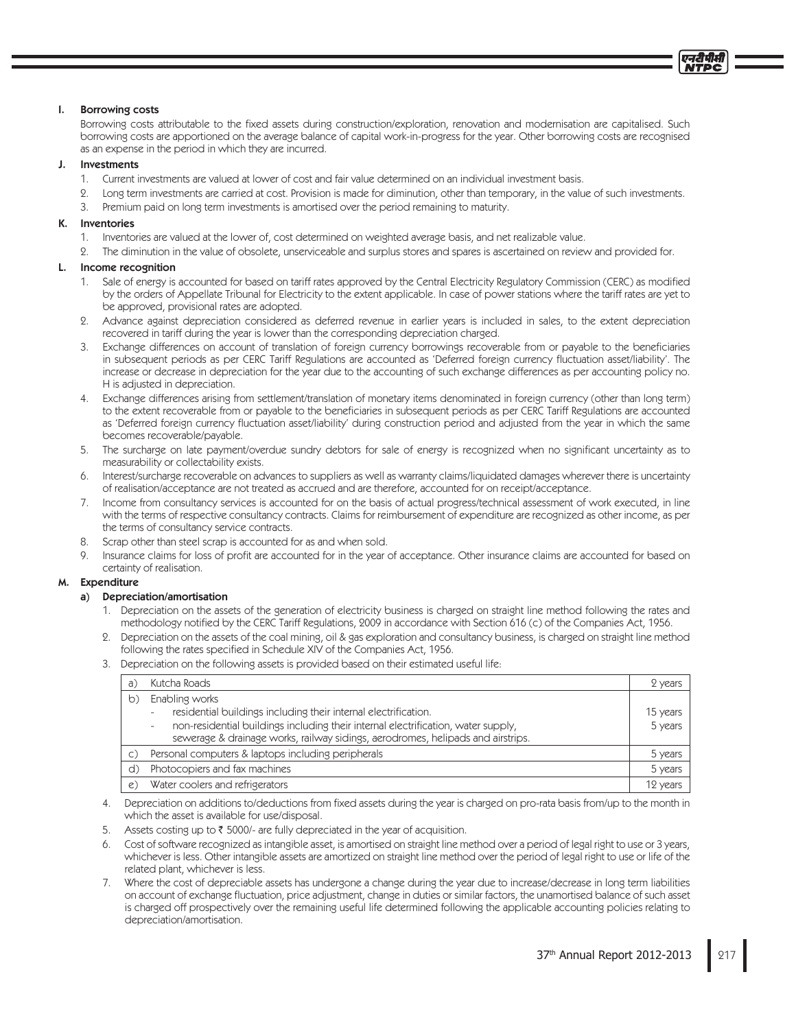## I. Borrowing costs

Borrowing costs attributable to the fixed assets during construction/exploration, renovation and modernisation are capitalised. Such borrowing costs are apportioned on the average balance of capital work-in-progress for the year. Other borrowing costs are recognised as an expense in the period in which they are incurred.

## J. Investments

1. Current investments are valued at lower of cost and fair value determined on an individual investment basis.
2. Long term investments are carried at cost. Provision is made for diminution, other than temporary, in the value of such investments.
3. Premium paid on long term investments is amortised over the period remaining to maturity.

## K. Inventories

1. Inventories are valued at the lower of, cost determined on weighted average basis, and net realizable value.
2. The diminution in the value of obsolete, unserviceable and surplus stores and spares is ascertained on review and provided for.

## L. Income recognition

1. Sale of energy is accounted for based on tariff rates approved by the Central Electricity Regulatory Commission (CERC) as modified by the orders of Appellate Tribunal for Electricity to the extent applicable. In case of power stations where the tariff rates are yet to be approved, provisional rates are adopted.
2. Advance against depreciation considered as deferred revenue in earlier years is included in sales, to the extent depreciation recovered in tariff during the year is lower than the corresponding depreciation charged.
3. Exchange differences on account of translation of foreign currency borrowings recoverable from or payable to the beneficiaries in subsequent periods as per CERC Tariff Regulations are accounted as 'Deferred foreign currency fluctuation asset/liability'. The increase or decrease in depreciation for the year due to the accounting of such exchange differences as per accounting policy no. H is adjusted in depreciation.
4. Exchange differences arising from settlement/translation of monetary items denominated in foreign currency (other than long term) to the extent recoverable from or payable to the beneficiaries in subsequent periods as per CERC Tariff Regulations are accounted as 'Deferred foreign currency fluctuation asset/liability' during construction period and adjusted from the year in which the same becomes recoverable/payable.
5. The surcharge on late payment/overdue sundry debtors for sale of energy is recognized when no significant uncertainty as to measurability or collectability exists.
6. Interest/surcharge recoverable on advances to suppliers as well as warranty claims/liquidated damages wherever there is uncertainty of realisation/acceptance are not treated as accrued and are therefore, accounted for on receipt/acceptance.
7. Income from consultancy services is accounted for on the basis of actual progress/technical assessment of work executed, in line with the terms of respective consultancy contracts. Claims for reimbursement of expenditure are recognized as other income, as per the terms of consultancy service contracts.
8. Scrap other than steel scrap is accounted for as and when sold.
9. Insurance claims for loss of profit are accounted for in the year of acceptance. Other insurance claims are accounted for based on certainty of realisation.

## M. Expenditure

### a) Depreciation/amortisation

1. Depreciation on the assets of the generation of electricity business is charged on straight line method following the rates and methodology notified by the CERC Tariff Regulations, 2009 in accordance with Section 616 (c) of the Companies Act, 1956.
2. Depreciation on the assets of the coal mining, oil & gas exploration and consultancy business, is charged on straight line method following the rates specified in Schedule XIV of the Companies Act, 1956.
3. Depreciation on the following assets is provided based on their estimated useful life:

| | | |
|---|---|---|
| a) | Kutcha Roads | 2 years |
| b) | Enabling works | |
| | - residential buildings including their internal electrification. | 15 years |
| | - non-residential buildings including their internal electrification, water supply, sewerage & drainage works, railway sidings, aerodromes, helipads and airstrips. | 5 years |
| c) | Personal computers & laptops including peripherals | 5 years |
| d) | Photocopiers and fax machines | 5 years |
| e) | Water coolers and refrigerators | 12 years |

4. Depreciation on additions to/deductions from fixed assets during the year is charged on pro-rata basis from/up to the month in which the asset is available for use/disposal.
5. Assets costing up to ₹ 5000/- are fully depreciated in the year of acquisition.
6. Cost of software recognized as intangible asset, is amortised on straight line method over a period of legal right to use or 3 years, whichever is less. Other intangible assets are amortized on straight line method over the period of legal right to use or life of the related plant, whichever is less.
7. Where the cost of depreciable assets has undergone a change during the year due to increase/decrease in long term liabilities on account of exchange fluctuation, price adjustment, change in duties or similar factors, the unamortised balance of such asset is charged off prospectively over the remaining useful life determined following the applicable accounting policies relating to depreciation/amortisation.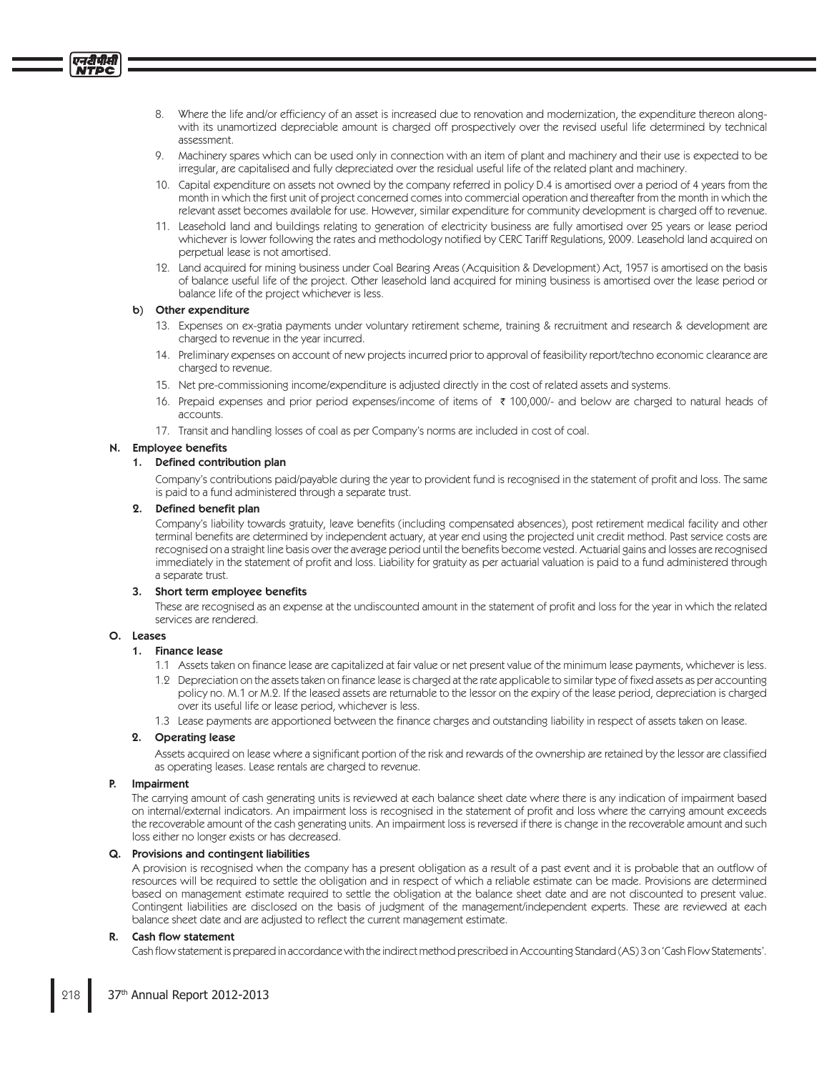8. Where the life and/or efficiency of an asset is increased due to renovation and modernization, the expenditure thereon along-with its unamortized depreciable amount is charged off prospectively over the revised useful life determined by technical assessment.
9. Machinery spares which can be used only in connection with an item of plant and machinery and their use is expected to be irregular, are capitalised and fully depreciated over the residual useful life of the related plant and machinery.
10. Capital expenditure on assets not owned by the company referred in policy D.4 is amortised over a period of 4 years from the month in which the first unit of project concerned comes into commercial operation and thereafter from the month in which the relevant asset becomes available for use. However, similar expenditure for community development is charged off to revenue.
11. Leasehold land and buildings relating to generation of electricity business are fully amortised over 25 years or lease period whichever is lower following the rates and methodology notified by CERC Tariff Regulations, 2009. Leasehold land acquired on perpetual lease is not amortised.
12. Land acquired for mining business under Coal Bearing Areas (Acquisition & Development) Act, 1957 is amortised on the basis of balance useful life of the project. Other leasehold land acquired for mining business is amortised over the lease period or balance life of the project whichever is less.

**b) Other expenditure**

13. Expenses on ex-gratia payments under voluntary retirement scheme, training & recruitment and research & development are charged to revenue in the year incurred.
14. Preliminary expenses on account of new projects incurred prior to approval of feasibility report/techno economic clearance are charged to revenue.
15. Net pre-commissioning income/expenditure is adjusted directly in the cost of related assets and systems.
16. Prepaid expenses and prior period expenses/income of items of ₹ 100,000/- and below are charged to natural heads of accounts.
17. Transit and handling losses of coal as per Company's norms are included in cost of coal.

## N. Employee benefits

### 1. Defined contribution plan

Company's contributions paid/payable during the year to provident fund is recognised in the statement of profit and loss. The same is paid to a fund administered through a separate trust.

### 2. Defined benefit plan

Company's liability towards gratuity, leave benefits (including compensated absences), post retirement medical facility and other terminal benefits are determined by independent actuary, at year end using the projected unit credit method. Past service costs are recognised on a straight line basis over the average period until the benefits become vested. Actuarial gains and losses are recognised immediately in the statement of profit and loss. Liability for gratuity as per actuarial valuation is paid to a fund administered through a separate trust.

### 3. Short term employee benefits

These are recognised as an expense at the undiscounted amount in the statement of profit and loss for the year in which the related services are rendered.

## O. Leases

### 1. Finance lease

1.1 Assets taken on finance lease are capitalized at fair value or net present value of the minimum lease payments, whichever is less.

1.2 Depreciation on the assets taken on finance lease is charged at the rate applicable to similar type of fixed assets as per accounting policy no. M.1 or M.2. If the leased assets are returnable to the lessor on the expiry of the lease period, depreciation is charged over its useful life or lease period, whichever is less.

1.3 Lease payments are apportioned between the finance charges and outstanding liability in respect of assets taken on lease.

### 2. Operating lease

Assets acquired on lease where a significant portion of the risk and rewards of the ownership are retained by the lessor are classified as operating leases. Lease rentals are charged to revenue.

## P. Impairment

The carrying amount of cash generating units is reviewed at each balance sheet date where there is any indication of impairment based on internal/external indicators. An impairment loss is recognised in the statement of profit and loss where the carrying amount exceeds the recoverable amount of the cash generating units. An impairment loss is reversed if there is change in the recoverable amount and such loss either no longer exists or has decreased.

## Q. Provisions and contingent liabilities

A provision is recognised when the company has a present obligation as a result of a past event and it is probable that an outflow of resources will be required to settle the obligation and in respect of which a reliable estimate can be made. Provisions are determined based on management estimate required to settle the obligation at the balance sheet date and are not discounted to present value. Contingent liabilities are disclosed on the basis of judgment of the management/independent experts. These are reviewed at each balance sheet date and are adjusted to reflect the current management estimate.

## R. Cash flow statement

Cash flow statement is prepared in accordance with the indirect method prescribed in Accounting Standard (AS) 3 on 'Cash Flow Statements'.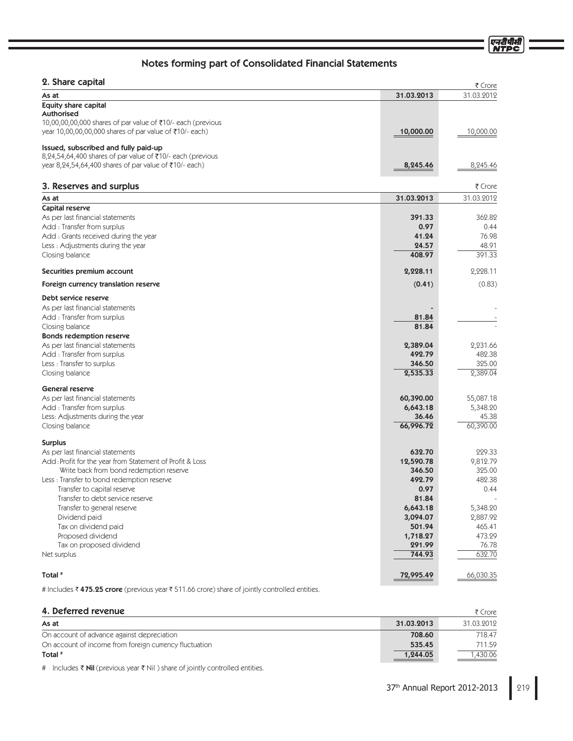# Notes forming part of Consolidated Financial Statements

## 2. Share capital

₹ Crore

| As at | 31.03.2013 | 31.03.2012 |
|---|---|---|
| **Equity share capital** | | |
| **Authorised** | | |
| 10,00,00,00,000 shares of par value of ₹10/- each (previous year 10,00,00,00,000 shares of par value of ₹10/- each) | **10,000.00** | 10,000.00 |
| **Issued, subscribed and fully paid-up** | | |
| 8,24,54,64,400 shares of par value of ₹10/- each (previous year 8,24,54,64,400 shares of par value of ₹10/- each) | **8,245.46** | 8,245.46 |

## 3. Reserves and surplus

₹ Crore

| As at | 31.03.2013 | 31.03.2012 |
|---|---|---|
| **Capital reserve** | | |
| As per last financial statements | **391.33** | 362.82 |
| Add : Transfer from surplus | **0.97** | 0.44 |
| Add : Grants received during the year | **41.24** | 76.98 |
| Less : Adjustments during the year | **24.57** | 48.91 |
| Closing balance | **408.97** | 391.33 |
| **Securities premium account** | **2,228.11** | 2,228.11 |
| **Foreign currency translation reserve** | **(0.41)** | (0.83) |
| **Debt service reserve** | | |
| As per last financial statements | **-** | - |
| Add : Transfer from surplus | **81.84** | - |
| Closing balance | **81.84** | - |
| **Bonds redemption reserve** | | |
| As per last financial statements | **2,389.04** | 2,231.66 |
| Add : Transfer from surplus | **492.79** | 482.38 |
| Less : Transfer to surplus | **346.50** | 325.00 |
| Closing balance | **2,535.33** | 2,389.04 |
| **General reserve** | | |
| As per last financial statements | **60,390.00** | 55,087.18 |
| Add : Transfer from surplus | **6,643.18** | 5,348.20 |
| Less: Adjustments during the year | **36.46** | 45.38 |
| Closing balance | **66,996.72** | 60,390.00 |
| **Surplus** | | |
| As per last financial statements | **632.70** | 229.33 |
| Add : Profit for the year from Statement of Profit & Loss | **12,590.78** | 9,812.79 |
| Write back from bond redemption reserve | **346.50** | 325.00 |
| Less : Transfer to bond redemption reserve | **492.79** | 482.38 |
| Transfer to capital reserve | **0.97** | 0.44 |
| Transfer to debt service reserve | **81.84** | - |
| Transfer to general reserve | **6,643.18** | 5,348.20 |
| Dividend paid | **3,094.07** | 2,887.92 |
| Tax on dividend paid | **501.94** | 465.41 |
| Proposed dividend | **1,718.27** | 473.29 |
| Tax on proposed dividend | **291.99** | 76.78 |
| Net surplus | **744.93** | 632.70 |
| **Total #** | **72,995.49** | 66,030.35 |

# Includes ₹ **475.25 crore** (previous year ₹ 511.66 crore) share of jointly controlled entities.

## 4. Deferred revenue

₹ Crore

| As at | 31.03.2013 | 31.03.2012 |
|---|---|---|
| On account of advance against depreciation | **708.60** | 718.47 |
| On account of income from foreign currency fluctuation | **535.45** | 711.59 |
| **Total #** | **1,244.05** | 1,430.06 |

# Includes ₹ **Nil** (previous year ₹ Nil ) share of jointly controlled entities.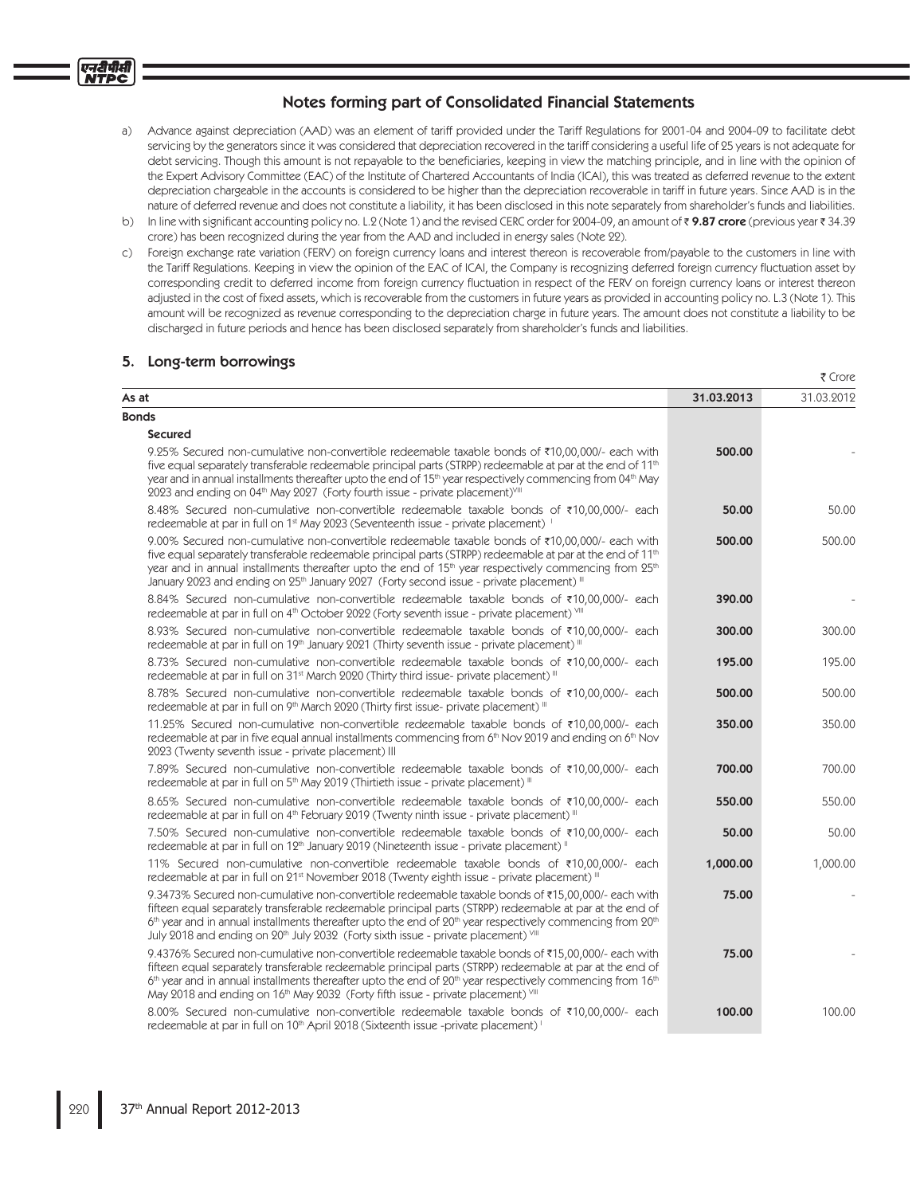## Notes forming part of Consolidated Financial Statements

a) Advance against depreciation (AAD) was an element of tariff provided under the Tariff Regulations for 2001-04 and 2004-09 to facilitate debt servicing by the generators since it was considered that depreciation recovered in the tariff considering a useful life of 25 years is not adequate for debt servicing. Though this amount is not repayable to the beneficiaries, keeping in view the matching principle, and in line with the opinion of the Expert Advisory Committee (EAC) of the Institute of Chartered Accountants of India (ICAI), this was treated as deferred revenue to the extent depreciation chargeable in the accounts is considered to be higher than the depreciation recoverable in tariff in future years. Since AAD is in the nature of deferred revenue and does not constitute a liability, it has been disclosed in this note separately from shareholder's funds and liabilities.

b) In line with significant accounting policy no. L.2 (Note 1) and the revised CERC order for 2004-09, an amount of ₹ **9.87 crore** (previous year ₹ 34.39 crore) has been recognized during the year from the AAD and included in energy sales (Note 22).

c) Foreign exchange rate variation (FERV) on foreign currency loans and interest thereon is recoverable from/payable to the customers in line with the Tariff Regulations. Keeping in view the opinion of the EAC of ICAI, the Company is recognizing deferred foreign currency fluctuation asset by corresponding credit to deferred income from foreign currency fluctuation in respect of the FERV on foreign currency loans or interest thereon adjusted in the cost of fixed assets, which is recoverable from the customers in future years as provided in accounting policy no. L.3 (Note 1). This amount will be recognized as revenue corresponding to the depreciation charge in future years. The amount does not constitute a liability to be discharged in future periods and hence has been disclosed separately from shareholder's funds and liabilities.

## 5. Long-term borrowings

₹ Crore

| As at | 31.03.2013 | 31.03.2012 |
|---|---|---|
| **Bonds** | | |
| **Secured** | | |
| 9.25% Secured non-cumulative non-convertible redeemable taxable bonds of ₹10,00,000/- each with five equal separately transferable redeemable principal parts (STRPP) redeemable at par at the end of 11th year and in annual installments thereafter upto the end of 15th year respectively commencing from 04th May 2023 and ending on 04th May 2027 (Forty fourth issue - private placement) VIII | **500.00** | - |
| 8.48% Secured non-cumulative non-convertible redeemable taxable bonds of ₹10,00,000/- each redeemable at par in full on 1st May 2023 (Seventeenth issue - private placement) I | **50.00** | 50.00 |
| 9.00% Secured non-cumulative non-convertible redeemable taxable bonds of ₹10,00,000/- each with five equal separately transferable redeemable principal parts (STRPP) redeemable at par at the end of 11th year and in annual installments thereafter upto the end of 15th year respectively commencing from 25th January 2023 and ending on 25th January 2027 (Forty second issue - private placement) III | **500.00** | 500.00 |
| 8.84% Secured non-cumulative non-convertible redeemable taxable bonds of ₹10,00,000/- each redeemable at par in full on 4th October 2022 (Forty seventh issue - private placement) VIII | **390.00** | - |
| 8.93% Secured non-cumulative non-convertible redeemable taxable bonds of ₹10,00,000/- each redeemable at par in full on 19th January 2021 (Thirty seventh issue - private placement) III | **300.00** | 300.00 |
| 8.73% Secured non-cumulative non-convertible redeemable taxable bonds of ₹10,00,000/- each redeemable at par in full on 31st March 2020 (Thirty third issue- private placement) III | **195.00** | 195.00 |
| 8.78% Secured non-cumulative non-convertible redeemable taxable bonds of ₹10,00,000/- each redeemable at par in full on 9th March 2020 (Thirty first issue- private placement) III | **500.00** | 500.00 |
| 11.25% Secured non-cumulative non-convertible redeemable taxable bonds of ₹10,00,000/- each redeemable at par in five equal annual installments commencing from 6th Nov 2019 and ending on 6th Nov 2023 (Twenty seventh issue - private placement) III | **350.00** | 350.00 |
| 7.89% Secured non-cumulative non-convertible redeemable taxable bonds of ₹10,00,000/- each redeemable at par in full on 5th May 2019 (Thirtieth issue - private placement) III | **700.00** | 700.00 |
| 8.65% Secured non-cumulative non-convertible redeemable taxable bonds of ₹10,00,000/- each redeemable at par in full on 4th February 2019 (Twenty ninth issue - private placement) III | **550.00** | 550.00 |
| 7.50% Secured non-cumulative non-convertible redeemable taxable bonds of ₹10,00,000/- each redeemable at par in full on 12th January 2019 (Nineteenth issue - private placement) II | **50.00** | 50.00 |
| 11% Secured non-cumulative non-convertible redeemable taxable bonds of ₹10,00,000/- each redeemable at par in full on 21st November 2018 (Twenty eighth issue - private placement) III | **1,000.00** | 1,000.00 |
| 9.3473% Secured non-cumulative non-convertible redeemable taxable bonds of ₹15,00,000/- each with fifteen equal separately transferable redeemable principal parts (STRPP) redeemable at par at the end of 6th year and in annual installments thereafter upto the end of 20th year respectively commencing from 20th July 2018 and ending on 20th July 2032 (Forty sixth issue - private placement) VIII | **75.00** | - |
| 9.4376% Secured non-cumulative non-convertible redeemable taxable bonds of ₹15,00,000/- each with fifteen equal separately transferable redeemable principal parts (STRPP) redeemable at par at the end of 6th year and in annual installments thereafter upto the end of 20th year respectively commencing from 16th May 2018 and ending on 16th May 2032 (Forty fifth issue - private placement) VIII | **75.00** | - |
| 8.00% Secured non-cumulative non-convertible redeemable taxable bonds of ₹10,00,000/- each redeemable at par in full on 10th April 2018 (Sixteenth issue -private placement) I | **100.00** | 100.00 |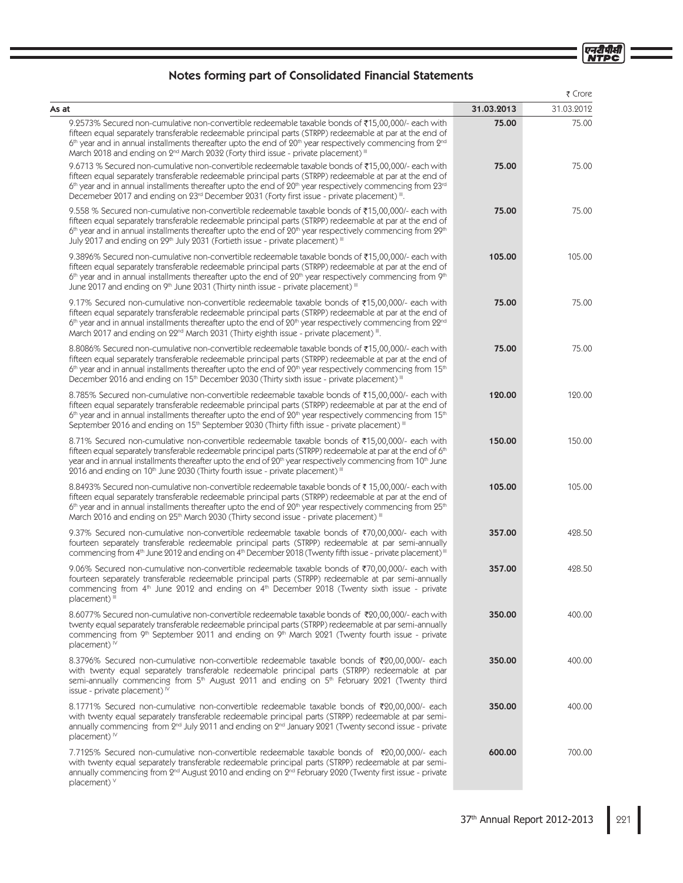## Notes forming part of Consolidated Financial Statements

₹ Crore

| As at | 31.03.2013 | 31.03.2012 |
|---|---|---|
| 9.2573% Secured non-cumulative non-convertible redeemable taxable bonds of ₹15,00,000/- each with fifteen equal separately transferable redeemable principal parts (STRPP) redeemable at par at the end of 6th year and in annual installments thereafter upto the end of 20th year respectively commencing from 2nd March 2018 and ending on 2nd March 2032 (Forty third issue - private placement) [III] | **75.00** | 75.00 |
| 9.6713 % Secured non-cumulative non-convertible redeemable taxable bonds of ₹15,00,000/- each with fifteen equal separately transferable redeemable principal parts (STRPP) redeemable at par at the end of 6th year and in annual installments thereafter upto the end of 20th year respectively commencing from 23rd Decemeber 2017 and ending on 23rd December 2031 (Forty first issue - private placement) [III]. | **75.00** | 75.00 |
| 9.558 % Secured non-cumulative non-convertible redeemable taxable bonds of ₹15,00,000/- each with fifteen equal separately transferable redeemable principal parts (STRPP) redeemable at par at the end of 6th year and in annual installments thereafter upto the end of 20th year respectively commencing from 29th July 2017 and ending on 29th July 2031 (Fortieth issue - private placement) [III] | **75.00** | 75.00 |
| 9.3896% Secured non-cumulative non-convertible redeemable taxable bonds of ₹15,00,000/- each with fifteen equal separately transferable redeemable principal parts (STRPP) redeemable at par at the end of 6th year and in annual installments thereafter upto the end of 20th year respectively commencing from 9th June 2017 and ending on 9th June 2031 (Thirty ninth issue - private placement) [III] | **105.00** | 105.00 |
| 9.17% Secured non-cumulative non-convertible redeemable taxable bonds of ₹15,00,000/- each with fifteen equal separately transferable redeemable principal parts (STRPP) redeemable at par at the end of 6th year and in annual installments thereafter upto the end of 20th year respectively commencing from 22nd March 2017 and ending on 22nd March 2031 (Thirty eighth issue - private placement) [II]. | **75.00** | 75.00 |
| 8.8086% Secured non-cumulative non-convertible redeemable taxable bonds of ₹15,00,000/- each with fifteen equal separately transferable redeemable principal parts (STRPP) redeemable at par at the end of 6th year and in annual installments thereafter upto the end of 20th year respectively commencing from 15th December 2016 and ending on 15th December 2030 (Thirty sixth issue - private placement) [III] | **75.00** | 75.00 |
| 8.785% Secured non-cumulative non-convertible redeemable taxable bonds of ₹15,00,000/- each with fifteen equal separately transferable redeemable principal parts (STRPP) redeemable at par at the end of 6th year and in annual installments thereafter upto the end of 20th year respectively commencing from 15th September 2016 and ending on 15th September 2030 (Thirty fifth issue - private placement) [III] | **120.00** | 120.00 |
| 8.71% Secured non-cumulative non-convertible redeemable taxable bonds of ₹15,00,000/- each with fifteen equal separately transferable redeemable principal parts (STRPP) redeemable at par at the end of 6th year and in annual installments thereafter upto the end of 20th year respectively commencing from 10th June 2016 and ending on 10th June 2030 (Thirty fourth issue - private placement) [III] | **150.00** | 150.00 |
| 8.8493% Secured non-cumulative non-convertible redeemable taxable bonds of ₹ 15,00,000/- each with fifteen equal separately transferable redeemable principal parts (STRPP) redeemable at par at the end of 6th year and in annual installments thereafter upto the end of 20th year respectively commencing from 25th March 2016 and ending on 25th March 2030 (Thirty second issue - private placement) [III] | **105.00** | 105.00 |
| 9.37% Secured non-cumulative non-convertible redeemable taxable bonds of ₹70,00,000/- each with fourteen separately transferable redeemable principal parts (STRPP) redeemable at par semi-annually commencing from 4th June 2012 and ending on 4th December 2018 (Twenty fifth issue - private placement) [III] | **357.00** | 428.50 |
| 9.06% Secured non-cumulative non-convertible redeemable taxable bonds of ₹70,00,000/- each with fourteen separately transferable redeemable principal parts (STRPP) redeemable at par semi-annually commencing from 4th June 2012 and ending on 4th December 2018 (Twenty sixth issue - private placement) [III] | **357.00** | 428.50 |
| 8.6077% Secured non-cumulative non-convertible redeemable taxable bonds of ₹20,00,000/- each with twenty equal separately transferable redeemable principal parts (STRPP) redeemable at par semi-annually commencing from 9th September 2011 and ending on 9th March 2021 (Twenty fourth issue - private placement) [IV] | **350.00** | 400.00 |
| 8.3796% Secured non-cumulative non-convertible redeemable taxable bonds of ₹20,00,000/- each with twenty equal separately transferable redeemable principal parts (STRPP) redeemable at par semi-annually commencing from 5th August 2011 and ending on 5th February 2021 (Twenty third issue - private placement) [IV] | **350.00** | 400.00 |
| 8.1771% Secured non-cumulative non-convertible redeemable taxable bonds of ₹20,00,000/- each with twenty equal separately transferable redeemable principal parts (STRPP) redeemable at par semi-annually commencing from 2nd July 2011 and ending on 2nd January 2021 (Twenty second issue - private placement) [IV] | **350.00** | 400.00 |
| 7.7125% Secured non-cumulative non-convertible redeemable taxable bonds of ₹20,00,000/- each with twenty equal separately transferable redeemable principal parts (STRPP) redeemable at par semi-annually commencing from 2nd August 2010 and ending on 2nd February 2020 (Twenty first issue - private placement) [V] | **600.00** | 700.00 |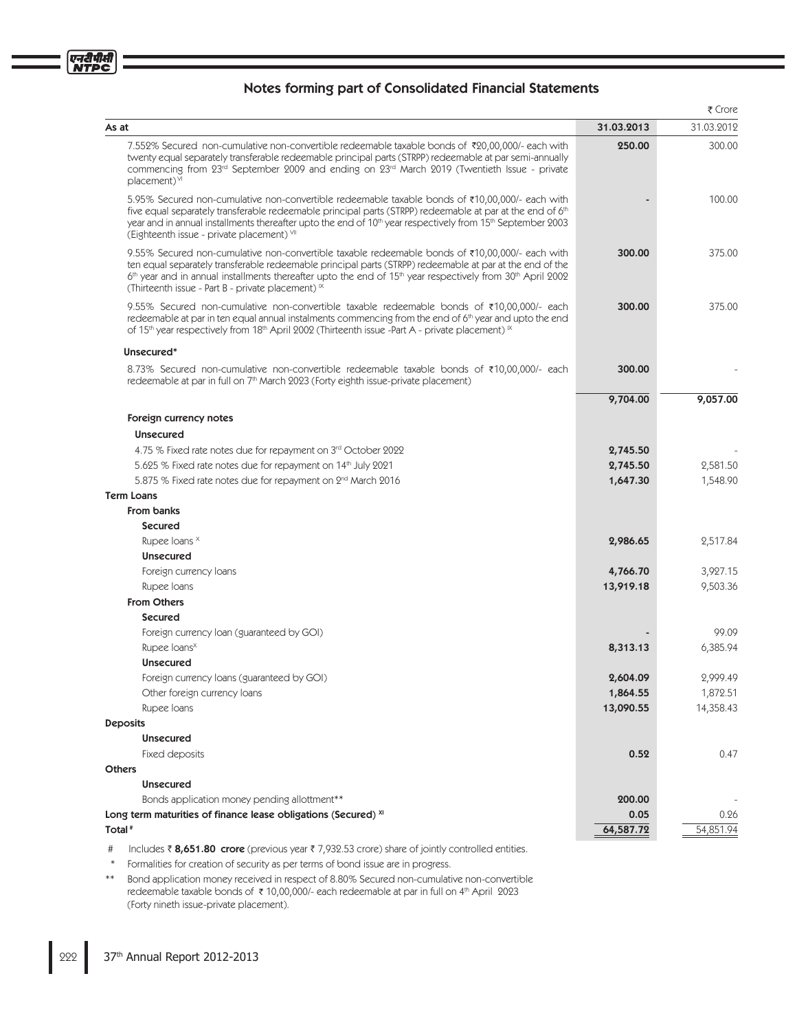## Notes forming part of Consolidated Financial Statements

₹ Crore

| As at | 31.03.2013 | 31.03.2012 |
|---|---|---|
| 7.552% Secured non-cumulative non-convertible redeemable taxable bonds of ₹20,00,000/- each with twenty equal separately transferable redeemable principal parts (STRPP) redeemable at par semi-annually commencing from 23rd September 2009 and ending on 23rd March 2019 (Twentieth Issue - private placement) [VI] | **250.00** | 300.00 |
| 5.95% Secured non-cumulative non-convertible redeemable taxable bonds of ₹10,00,000/- each with five equal separately transferable redeemable principal parts (STRPP) redeemable at par at the end of 6th year and in annual installments thereafter upto the end of 10th year respectively from 15th September 2003 (Eighteenth issue - private placement) [VII] | **-** | 100.00 |
| 9.55% Secured non-cumulative non-convertible taxable redeemable bonds of ₹10,00,000/- each with ten equal separately transferable redeemable principal parts (STRPP) redeemable at par at the end of the 6th year and in annual installments thereafter upto the end of 15th year respectively from 30th April 2002 (Thirteenth issue - Part B - private placement) [IX] | **300.00** | 375.00 |
| 9.55% Secured non-cumulative non-convertible taxable redeemable bonds of ₹10,00,000/- each redeemable at par in ten equal annual instalments commencing from the end of 6th year and upto the end of 15th year respectively from 18th April 2002 (Thirteenth issue -Part A - private placement) [IX] | **300.00** | 375.00 |
| **Unsecured*** | | |
| 8.73% Secured non-cumulative non-convertible redeemable taxable bonds of ₹10,00,000/- each redeemable at par in full on 7th March 2023 (Forty eighth issue-private placement) | **300.00** | - |
| | **9,704.00** | **9,057.00** |
| **Foreign currency notes** | | |
| **Unsecured** | | |
| 4.75 % Fixed rate notes due for repayment on 3rd October 2022 | **2,745.50** | - |
| 5.625 % Fixed rate notes due for repayment on 14th July 2021 | **2,745.50** | 2,581.50 |
| 5.875 % Fixed rate notes due for repayment on 2nd March 2016 | **1,647.30** | 1,548.90 |
| **Term Loans** | | |
| **From banks** | | |
| **Secured** | | |
| Rupee loans [X] | **2,986.65** | 2,517.84 |
| **Unsecured** | | |
| Foreign currency loans | **4,766.70** | 3,927.15 |
| Rupee loans | **13,919.18** | 9,503.36 |
| **From Others** | | |
| **Secured** | | |
| Foreign currency loan (guaranteed by GOI) | **-** | 99.09 |
| Rupee loans[X] | **8,313.13** | 6,385.94 |
| **Unsecured** | | |
| Foreign currency loans (guaranteed by GOI) | **2,604.09** | 2,999.49 |
| Other foreign currency loans | **1,864.55** | 1,872.51 |
| Rupee loans | **13,090.55** | 14,358.43 |
| **Deposits** | | |
| **Unsecured** | | |
| Fixed deposits | **0.52** | 0.47 |
| **Others** | | |
| **Unsecured** | | |
| Bonds application money pending allottment** | **200.00** | - |
| **Long term maturities of finance lease obligations (Secured)** [XI] | **0.05** | 0.26 |
| **Total** # | **64,587.72** | 54,851.94 |

# Includes ₹ **8,651.80 crore** (previous year ₹ 7,932.53 crore) share of jointly controlled entities.

\* Formalities for creation of security as per terms of bond issue are in progress.

** Bond application money received in respect of 8.80% Secured non-cumulative non-convertible redeemable taxable bonds of ₹ 10,00,000/- each redeemable at par in full on 4th April 2023 (Forty nineth issue-private placement).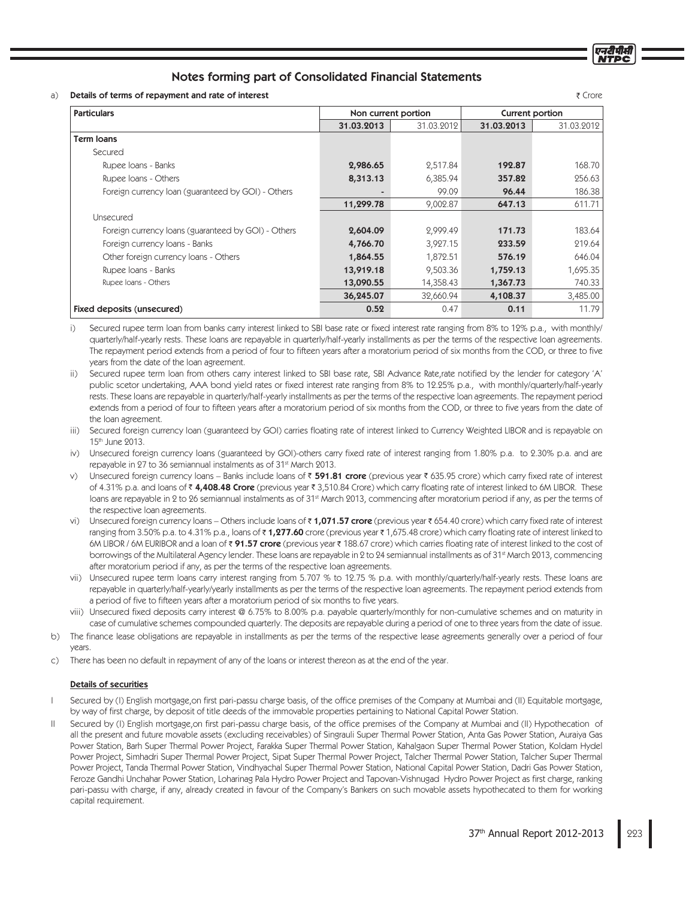## Notes forming part of Consolidated Financial Statements

a) **Details of terms of repayment and rate of interest**

₹ Crore

| Particulars | Non current portion | | Current portion | |
|---|---|---|---|---|
| | **31.03.2013** | 31.03.2012 | **31.03.2013** | 31.03.2012 |
| **Term loans** | | | | |
| Secured | | | | |
| Rupee loans - Banks | **2,986.65** | 2,517.84 | **192.87** | 168.70 |
| Rupee loans - Others | **8,313.13** | 6,385.94 | **357.82** | 256.63 |
| Foreign currency loan (guaranteed by GOI) - Others | - | 99.09 | **96.44** | 186.38 |
| | **11,299.78** | 9,002.87 | **647.13** | 611.71 |
| Unsecured | | | | |
| Foreign currency loans (guaranteed by GOI) - Others | **2,604.09** | 2,999.49 | **171.73** | 183.64 |
| Foreign currency loans - Banks | **4,766.70** | 3,927.15 | **233.59** | 219.64 |
| Other foreign currency loans - Others | **1,864.55** | 1,872.51 | **576.19** | 646.04 |
| Rupee loans - Banks | **13,919.18** | 9,503.36 | **1,759.13** | 1,695.35 |
| Rupee loans - Others | **13,090.55** | 14,358.43 | **1,367.73** | 740.33 |
| | **36,245.07** | 32,660.94 | **4,108.37** | 3,485.00 |
| **Fixed deposits (unsecured)** | **0.52** | 0.47 | **0.11** | 11.79 |

i) Secured rupee term loan from banks carry interest linked to SBI base rate or fixed interest rate ranging from 8% to 12% p.a., with monthly/ quarterly/half-yearly rests. These loans are repayable in quarterly/half-yearly installments as per the terms of the respective loan agreements. The repayment period extends from a period of four to fifteen years after a moratorium period of six months from the COD, or three to five years from the date of the loan agreement.

ii) Secured rupee term loan from others carry interest linked to SBI base rate, SBI Advance Rate,rate notified by the lender for category 'A' public scetor undertaking, AAA bond yield rates or fixed interest rate ranging from 8% to 12.25% p.a., with monthly/quarterly/half-yearly rests. These loans are repayable in quarterly/half-yearly installments as per the terms of the respective loan agreements. The repayment period extends from a period of four to fifteen years after a moratorium period of six months from the COD, or three to five years from the date of the loan agreement.

iii) Secured foreign currency loan (guaranteed by GOI) carries floating rate of interest linked to Currency Weighted LIBOR and is repayable on 15th June 2013.

iv) Unsecured foreign currency loans (guaranteed by GOI)-others carry fixed rate of interest ranging from 1.80% p.a. to 2.30% p.a. and are repayable in 27 to 36 semiannual instalments as of 31st March 2013.

v) Unsecured foreign currency loans – Banks include loans of ₹ **591.81 crore** (previous year ₹ 635.95 crore) which carry fixed rate of interest of 4.31% p.a. and loans of ₹ **4,408.48 Crore** (previous year ₹ 3,510.84 Crore) which carry floating rate of interest linked to 6M LIBOR. These loans are repayable in 2 to 26 semiannual instalments as of 31st March 2013, commencing after moratorium period if any, as per the terms of the respective loan agreements.

vi) Unsecured foreign currency loans – Others include loans of ₹ **1,071.57 crore** (previous year ₹ 654.40 crore) which carry fixed rate of interest ranging from 3.50% p.a. to 4.31% p.a., loans of ₹ **1,277.60** crore (previous year ₹ 1,675.48 crore) which carry floating rate of interest linked to 6M LIBOR / 6M EURIBOR and a loan of ₹ **91.57 crore** (previous year ₹ 188.67 crore) which carries floating rate of interest linked to the cost of borrowings of the Multilateral Agency lender. These loans are repayable in 2 to 24 semiannual installments as of 31st March 2013, commencing after moratorium period if any, as per the terms of the respective loan agreements.

vii) Unsecured rupee term loans carry interest ranging from 5.707 % to 12.75 % p.a. with monthly/quarterly/half-yearly rests. These loans are repayable in quarterly/half-yearly/yearly installments as per the terms of the respective loan agreements. The repayment period extends from a period of five to fifteen years after a moratorium period of six months to five years.

viii) Unsecured fixed deposits carry interest @ 6.75% to 8.00% p.a. payable quarterly/monthly for non-cumulative schemes and on maturity in case of cumulative schemes compounded quarterly. The deposits are repayable during a period of one to three years from the date of issue.

b) The finance lease obligations are repayable in installments as per the terms of the respective lease agreements generally over a period of four years.

c) There has been no default in repayment of any of the loans or interest thereon as at the end of the year.

**Details of securities**

I Secured by (I) English mortgage,on first pari-passu charge basis, of the office premises of the Company at Mumbai and (II) Equitable mortgage, by way of first charge, by deposit of title deeds of the immovable properties pertaining to National Capital Power Station.

II Secured by (I) English mortgage,on first pari-passu charge basis, of the office premises of the Company at Mumbai and (II) Hypothecation of all the present and future movable assets (excluding receivables) of Singrauli Super Thermal Power Station, Anta Gas Power Station, Auraiya Gas Power Station, Barh Super Thermal Power Project, Farakka Super Thermal Power Station, Kahalgaon Super Thermal Power Station, Koldam Hydel Power Project, Simhadri Super Thermal Power Project, Sipat Super Thermal Power Project, Talcher Thermal Power Station, Talcher Super Thermal Power Project, Tanda Thermal Power Station, Vindhyachal Super Thermal Power Station, National Capital Power Station, Dadri Gas Power Station, Feroze Gandhi Unchahar Power Station, Loharinag Pala Hydro Power Project and Tapovan-Vishnugad Hydro Power Project as first charge, ranking pari-passu with charge, if any, already created in favour of the Company's Bankers on such movable assets hypothecated to them for working capital requirement.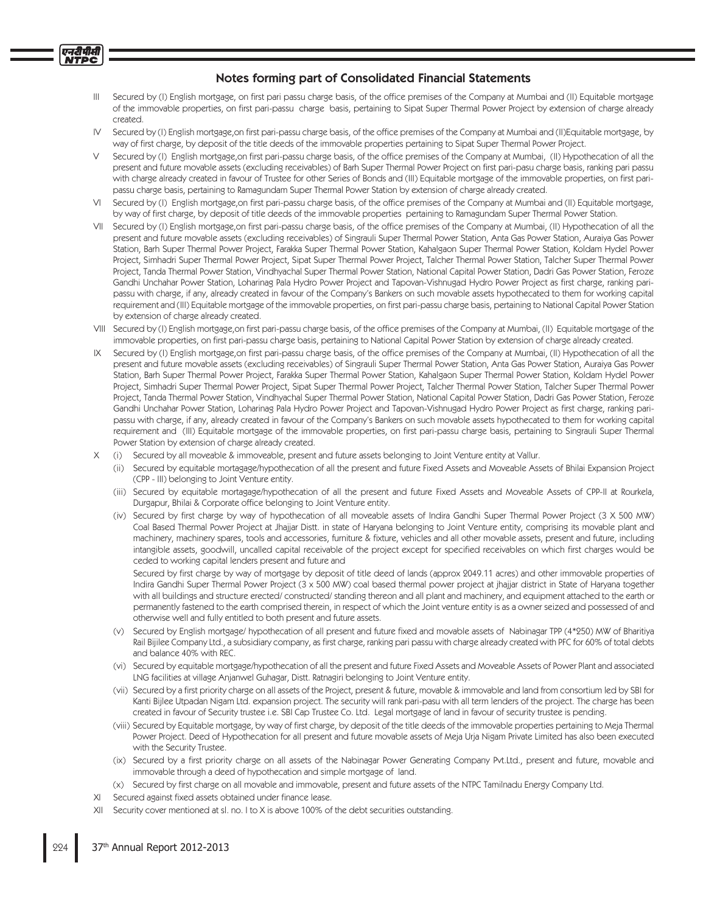## Notes forming part of Consolidated Financial Statements

III Secured by (I) English mortgage, on first pari passu charge basis, of the office premises of the Company at Mumbai and (II) Equitable mortgage of the immovable properties, on first pari-passu charge basis, pertaining to Sipat Super Thermal Power Project by extension of charge already created.

IV Secured by (I) English mortgage,on first pari-passu charge basis, of the office premises of the Company at Mumbai and (II)Equitable mortgage, by way of first charge, by deposit of the title deeds of the immovable properties pertaining to Sipat Super Thermal Power Project.

V Secured by (I) English mortgage,on first pari-passu charge basis, of the office premises of the Company at Mumbai, (II) Hypothecation of all the present and future movable assets (excluding receivables) of Barh Super Thermal Power Project on first pari-pasu charge basis, ranking pari passu with charge already created in favour of Trustee for other Series of Bonds and (III) Equitable mortgage of the immovable properties, on first pari-passu charge basis, pertaining to Ramagundam Super Thermal Power Station by extension of charge already created.

VI Secured by (I) English mortgage,on first pari-passu charge basis, of the office premises of the Company at Mumbai and (II) Equitable mortgage, by way of first charge, by deposit of title deeds of the immovable properties pertaining to Ramagundam Super Thermal Power Station.

VII Secured by (I) English mortgage,on first pari-passu charge basis, of the office premises of the Company at Mumbai, (II) Hypothecation of all the present and future movable assets (excluding receivables) of Singrauli Super Thermal Power Station, Anta Gas Power Station, Auraiya Gas Power Station, Barh Super Thermal Power Project, Farakka Super Thermal Power Station, Kahalgaon Super Thermal Power Station, Koldam Hydel Power Project, Simhadri Super Thermal Power Project, Sipat Super Thermal Power Project, Talcher Thermal Power Station, Talcher Super Thermal Power Project, Tanda Thermal Power Station, Vindhyachal Super Thermal Power Station, National Capital Power Station, Dadri Gas Power Station, Feroze Gandhi Unchahar Power Station, Loharinag Pala Hydro Power Project and Tapovan-Vishnugad Hydro Power Project as first charge, ranking pari-passu with charge, if any, already created in favour of the Company's Bankers on such movable assets hypothecated to them for working capital requirement and (III) Equitable mortgage of the immovable properties, on first pari-passu charge basis, pertaining to National Capital Power Station by extension of charge already created.

VIII Secured by (I) English mortgage,on first pari-passu charge basis, of the office premises of the Company at Mumbai, (II) Equitable mortgage of the immovable properties, on first pari-passu charge basis, pertaining to National Capital Power Station by extension of charge already created.

IX Secured by (I) English mortgage,on first pari-passu charge basis, of the office premises of the Company at Mumbai, (II) Hypothecation of all the present and future movable assets (excluding receivables) of Singrauli Super Thermal Power Station, Anta Gas Power Station, Auraiya Gas Power Station, Barh Super Thermal Power Project, Farakka Super Thermal Power Station, Kahalgaon Super Thermal Power Station, Koldam Hydel Power Project, Simhadri Super Thermal Power Project, Sipat Super Thermal Power Project, Talcher Thermal Power Station, Talcher Super Thermal Power Project, Tanda Thermal Power Station, Vindhyachal Super Thermal Power Station, National Capital Power Station, Dadri Gas Power Station, Feroze Gandhi Unchahar Power Station, Loharinag Pala Hydro Power Project and Tapovan-Vishnugad Hydro Power Project as first charge, ranking pari-passu with charge, if any, already created in favour of the Company's Bankers on such movable assets hypothecated to them for working capital requirement and (III) Equitable mortgage of the immovable properties, on first pari-passu charge basis, pertaining to Singrauli Super Thermal Power Station by extension of charge already created.

X (i) Secured by all moveable & immoveable, present and future assets belonging to Joint Venture entity at Vallur.

(ii) Secured by equitable mortagage/hypothecation of all the present and future Fixed Assets and Moveable Assets of Bhilai Expansion Project (CPP - III) belonging to Joint Venture entity.

(iii) Secured by equitable mortagage/hypothecation of all the present and future Fixed Assets and Moveable Assets of CPP-II at Rourkela, Durgapur, Bhilai & Corporate office belonging to Joint Venture entity.

(iv) Secured by first charge by way of hypothecation of all moveable assets of Indira Gandhi Super Thermal Power Project (3 X 500 MW) Coal Based Thermal Power Project at Jhajjar Distt. in state of Haryana belonging to Joint Venture entity, comprising its movable plant and machinery, machinery spares, tools and accessories, furniture & fixture, vehicles and all other movable assets, present and future, including intangible assets, goodwill, uncalled capital receivable of the project except for specified receivables on which first charges would be ceded to working capital lenders present and future and

Secured by first charge by way of mortgage by deposit of title deed of lands (approx 2049.11 acres) and other immovable properties of Indira Gandhi Super Thermal Power Project (3 x 500 MW) coal based thermal power project at jhajjar district in State of Haryana together with all buildings and structure erected/ constructed/ standing thereon and all plant and machinery, and equipment attached to the earth or permanently fastened to the earth comprised therein, in respect of which the Joint venture entity is as a owner seized and possessed of and otherwise well and fully entitled to both present and future assets.

(v) Secured by English mortgage/ hypothecation of all present and future fixed and movable assets of Nabinagar TPP (4*250) MW of Bharitiya Rail Bijilee Company Ltd., a subsidiary company, as first charge, ranking pari passu with charge already created with PFC for 60% of total debts and balance 40% with REC.

(vi) Secured by equitable mortgage/hypothecation of all the present and future Fixed Assets and Moveable Assets of Power Plant and associated LNG facilities at village Anjanwel Guhagar, Distt. Ratnagiri belonging to Joint Venture entity.

(vii) Secured by a first priority charge on all assets of the Project, present & future, movable & immovable and land from consortium led by SBI for Kanti Bijlee Utpadan Nigam Ltd. expansion project. The security will rank pari-pasu with all term lenders of the project. The charge has been created in favour of Security trustee i.e. SBI Cap Trustee Co. Ltd. Legal mortgage of land in favour of security trustee is pending.

(viii) Secured by Equitable mortgage, by way of first charge, by deposit of the title deeds of the immovable properties pertaining to Meja Thermal Power Project. Deed of Hypothecation for all present and future movable assets of Meja Urja Nigam Private Limited has also been executed with the Security Trustee.

(ix) Secured by a first priority charge on all assets of the Nabinagar Power Generating Company Pvt.Ltd., present and future, movable and immovable through a deed of hypothecation and simple mortgage of land.

(x) Secured by first charge on all movable and immovable, present and future assets of the NTPC Tamilnadu Energy Company Ltd.

XI Secured against fixed assets obtained under finance lease.

XII Security cover mentioned at sl. no. I to X is above 100% of the debt securities outstanding.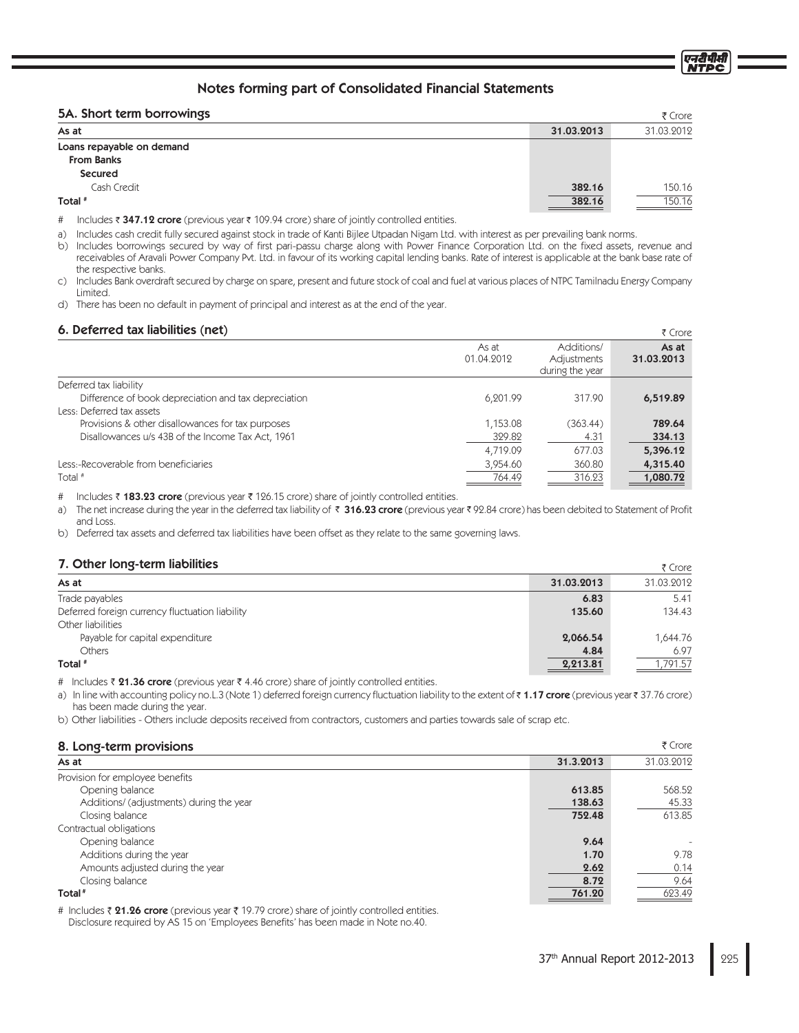## Notes forming part of Consolidated Financial Statements

### 5A. Short term borrowings

₹ Crore

| As at | 31.03.2013 | 31.03.2012 |
|---|---|---|
| **Loans repayable on demand** | | |
| **From Banks** | | |
| **Secured** | | |
| Cash Credit | **382.16** | 150.16 |
| **Total #** | **382.16** | 150.16 |

\# Includes ₹ **347.12 crore** (previous year ₹ 109.94 crore) share of jointly controlled entities.

a) Includes cash credit fully secured against stock in trade of Kanti Bijlee Utpadan Nigam Ltd. with interest as per prevailing bank norms.

b) Includes borrowings secured by way of first pari-passu charge along with Power Finance Corporation Ltd. on the fixed assets, revenue and receivables of Aravali Power Company Pvt. Ltd. in favour of its working capital lending banks. Rate of interest is applicable at the bank base rate of the respective banks.

c) Includes Bank overdraft secured by charge on spare, present and future stock of coal and fuel at various places of NTPC Tamilnadu Energy Company Limited.

d) There has been no default in payment of principal and interest as at the end of the year.

### 6. Deferred tax liabilities (net)

₹ Crore

| | As at 01.04.2012 | Additions/ Adjustments during the year | As at 31.03.2013 |
|---|---|---|---|
| Deferred tax liability | | | |
| Difference of book depreciation and tax depreciation | 6,201.99 | 317.90 | **6,519.89** |
| Less: Deferred tax assets | | | |
| Provisions & other disallowances for tax purposes | 1,153.08 | (363.44) | **789.64** |
| Disallowances u/s 43B of the Income Tax Act, 1961 | 329.82 | 4.31 | **334.13** |
| | 4,719.09 | 677.03 | **5,396.12** |
| Less:-Recoverable from beneficiaries | 3,954.60 | 360.80 | **4,315.40** |
| Total # | 764.49 | 316.23 | **1,080.72** |

\# Includes ₹ **183.23 crore** (previous year ₹ 126.15 crore) share of jointly controlled entities.

a) The net increase during the year in the deferred tax liability of ₹ **316.23 crore** (previous year ₹ 92.84 crore) has been debited to Statement of Profit and Loss.

b) Deferred tax assets and deferred tax liabilities have been offset as they relate to the same governing laws.

### 7. Other long-term liabilities

₹ Crore

| As at | 31.03.2013 | 31.03.2012 |
|---|---|---|
| Trade payables | **6.83** | 5.41 |
| Deferred foreign currency fluctuation liability | **135.60** | 134.43 |
| Other liabilities | | |
| Payable for capital expenditure | **2,066.54** | 1,644.76 |
| Others | **4.84** | 6.97 |
| **Total #** | **2,213.81** | 1,791.57 |

\# Includes ₹ **21.36 crore** (previous year ₹ 4.46 crore) share of jointly controlled entities.

a) In line with accounting policy no.L.3 (Note 1) deferred foreign currency fluctuation liability to the extent of ₹ **1.17 crore** (previous year ₹ 37.76 crore) has been made during the year.

b) Other liabilities - Others include deposits received from contractors, customers and parties towards sale of scrap etc.

### 8. Long-term provisions

₹ Crore

| As at | 31.3.2013 | 31.03.2012 |
|---|---|---|
| Provision for employee benefits | | |
| Opening balance | **613.85** | 568.52 |
| Additions/ (adjustments) during the year | **138.63** | 45.33 |
| Closing balance | **752.48** | 613.85 |
| Contractual obligations | | |
| Opening balance | **9.64** | - |
| Additions during the year | **1.70** | 9.78 |
| Amounts adjusted during the year | **2.62** | 0.14 |
| Closing balance | **8.72** | 9.64 |
| **Total #** | **761.20** | 623.49 |

\# Includes ₹ **21.26 crore** (previous year ₹ 19.79 crore) share of jointly controlled entities.
Disclosure required by AS 15 on 'Employees Benefits' has been made in Note no.40.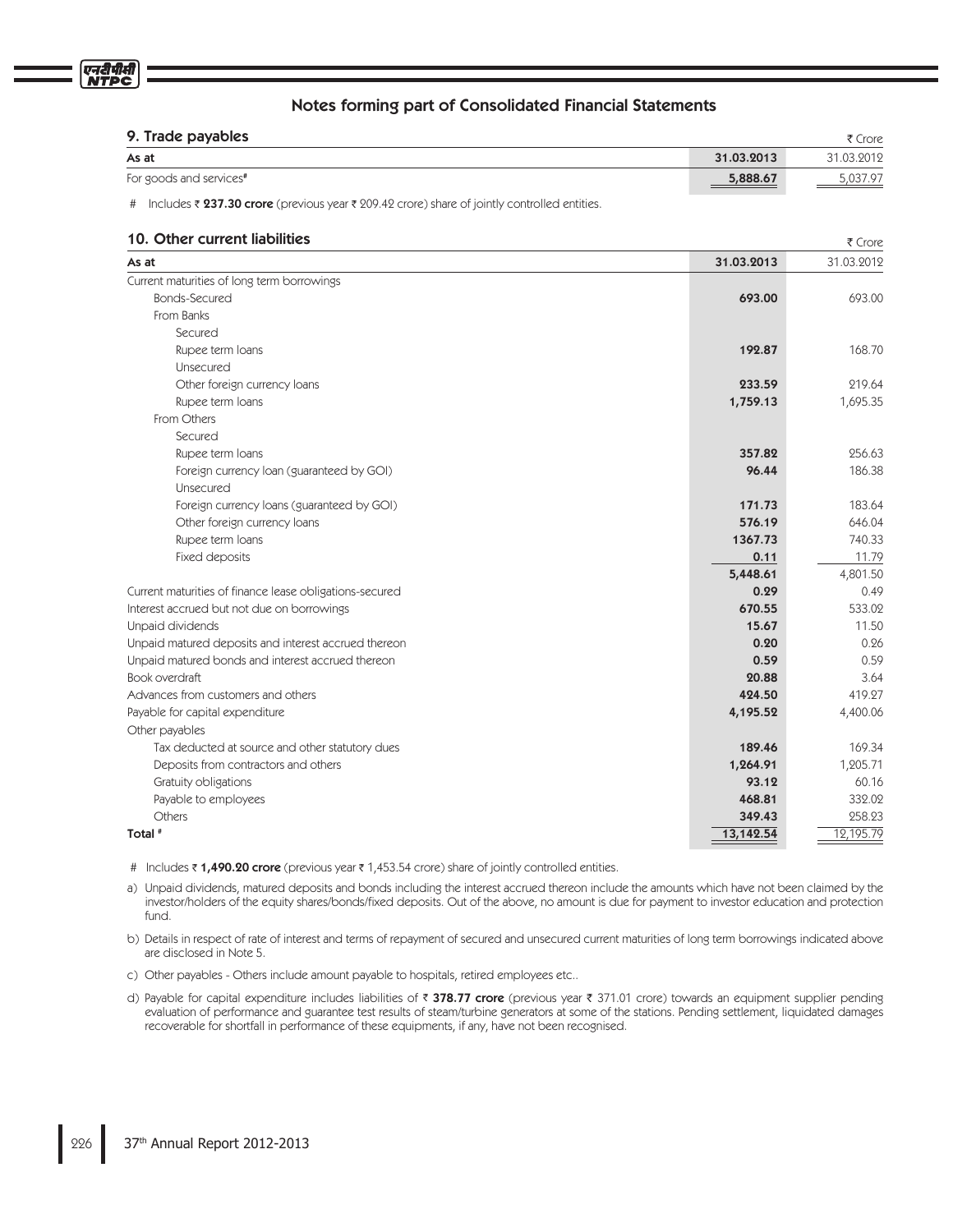## Notes forming part of Consolidated Financial Statements

### 9. Trade payables

₹ Crore

| As at | 31.03.2013 | 31.03.2012 |
|---|---|---|
| For goods and services# | **5,888.67** | 5,037.97 |

# Includes ₹ **237.30 crore** (previous year ₹ 209.42 crore) share of jointly controlled entities.

### 10. Other current liabilities

₹ Crore

| As at | 31.03.2013 | 31.03.2012 |
|---|---|---|
| Current maturities of long term borrowings | | |
| Bonds-Secured | **693.00** | 693.00 |
| From Banks | | |
| Secured | | |
| Rupee term loans | **192.87** | 168.70 |
| Unsecured | | |
| Other foreign currency loans | **233.59** | 219.64 |
| Rupee term loans | **1,759.13** | 1,695.35 |
| From Others | | |
| Secured | | |
| Rupee term loans | **357.82** | 256.63 |
| Foreign currency loan (guaranteed by GOI) | **96.44** | 186.38 |
| Unsecured | | |
| Foreign currency loans (guaranteed by GOI) | **171.73** | 183.64 |
| Other foreign currency loans | **576.19** | 646.04 |
| Rupee term loans | **1367.73** | 740.33 |
| Fixed deposits | **0.11** | 11.79 |
| | **5,448.61** | 4,801.50 |
| Current maturities of finance lease obligations-secured | **0.29** | 0.49 |
| Interest accrued but not due on borrowings | **670.55** | 533.02 |
| Unpaid dividends | **15.67** | 11.50 |
| Unpaid matured deposits and interest accrued thereon | **0.20** | 0.26 |
| Unpaid matured bonds and interest accrued thereon | **0.59** | 0.59 |
| Book overdraft | **20.88** | 3.64 |
| Advances from customers and others | **424.50** | 419.27 |
| Payable for capital expenditure | **4,195.52** | 4,400.06 |
| Other payables | | |
| Tax deducted at source and other statutory dues | **189.46** | 169.34 |
| Deposits from contractors and others | **1,264.91** | 1,205.71 |
| Gratuity obligations | **93.12** | 60.16 |
| Payable to employees | **468.81** | 332.02 |
| Others | **349.43** | 258.23 |
| **Total #** | **13,142.54** | 12,195.79 |

# Includes ₹ **1,490.20 crore** (previous year ₹ 1,453.54 crore) share of jointly controlled entities.

a) Unpaid dividends, matured deposits and bonds including the interest accrued thereon include the amounts which have not been claimed by the investor/holders of the equity shares/bonds/fixed deposits. Out of the above, no amount is due for payment to investor education and protection fund.

b) Details in respect of rate of interest and terms of repayment of secured and unsecured current maturities of long term borrowings indicated above are disclosed in Note 5.

c) Other payables - Others include amount payable to hospitals, retired employees etc..

d) Payable for capital expenditure includes liabilities of ₹ **378.77 crore** (previous year ₹ 371.01 crore) towards an equipment supplier pending evaluation of performance and guarantee test results of steam/turbine generators at some of the stations. Pending settlement, liquidated damages recoverable for shortfall in performance of these equipments, if any, have not been recognised.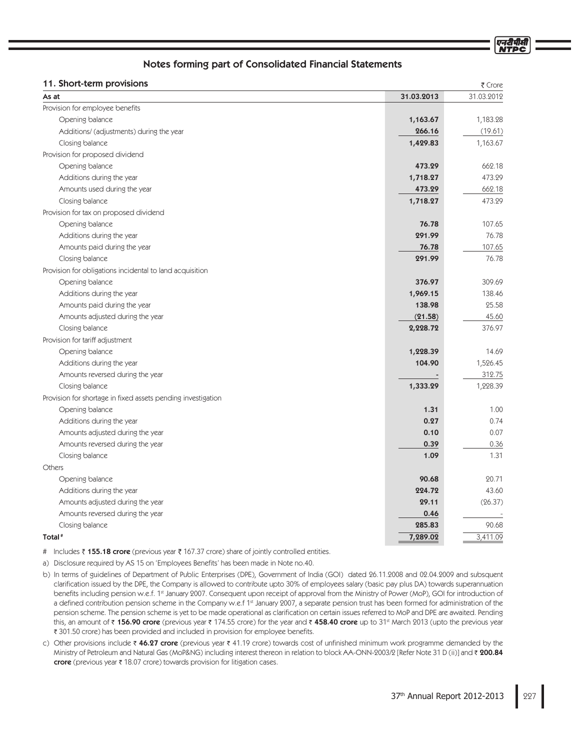## Notes forming part of Consolidated Financial Statements

### 11. Short-term provisions

₹ Crore

| As at | 31.03.2013 | 31.03.2012 |
|---|---|---|
| Provision for employee benefits | | |
| Opening balance | **1,163.67** | 1,183.28 |
| Additions/ (adjustments) during the year | **266.16** | (19.61) |
| Closing balance | **1,429.83** | 1,163.67 |
| Provision for proposed dividend | | |
| Opening balance | **473.29** | 662.18 |
| Additions during the year | **1,718.27** | 473.29 |
| Amounts used during the year | **473.29** | 662.18 |
| Closing balance | **1,718.27** | 473.29 |
| Provision for tax on proposed dividend | | |
| Opening balance | **76.78** | 107.65 |
| Additions during the year | **291.99** | 76.78 |
| Amounts paid during the year | **76.78** | 107.65 |
| Closing balance | **291.99** | 76.78 |
| Provision for obligations incidental to land acquisition | | |
| Opening balance | **376.97** | 309.69 |
| Additions during the year | **1,969.15** | 138.46 |
| Amounts paid during the year | **138.98** | 25.58 |
| Amounts adjusted during the year | **(21.58)** | 45.60 |
| Closing balance | **2,228.72** | 376.97 |
| Provision for tariff adjustment | | |
| Opening balance | **1,228.39** | 14.69 |
| Additions during the year | **104.90** | 1,526.45 |
| Amounts reversed during the year | **-** | 312.75 |
| Closing balance | **1,333.29** | 1,228.39 |
| Provision for shortage in fixed assets pending investigation | | |
| Opening balance | **1.31** | 1.00 |
| Additions during the year | **0.27** | 0.74 |
| Amounts adjusted during the year | **0.10** | 0.07 |
| Amounts reversed during the year | **0.39** | 0.36 |
| Closing balance | **1.09** | 1.31 |
| Others | | |
| Opening balance | **90.68** | 20.71 |
| Additions during the year | **224.72** | 43.60 |
| Amounts adjusted during the year | **29.11** | (26.37) |
| Amounts reversed during the year | **0.46** | - |
| Closing balance | **285.83** | 90.68 |
| **Total#** | **7,289.02** | 3,411.09 |

\# Includes ₹ **155.18 crore** (previous year ₹ 167.37 crore) share of jointly controlled entities.

a) Disclosure required by AS 15 on 'Employees Benefits' has been made in Note no.40.

b) In terms of guidelines of Department of Public Enterprises (DPE), Government of India (GOI) dated 26.11.2008 and 02.04.2009 and subsquent clarification issued by the DPE, the Company is allowed to contribute upto 30% of employees salary (basic pay plus DA) towards superannuation benefits including pension w.e.f. 1st January 2007. Consequent upon receipt of approval from the Ministry of Power (MoP), GOI for introduction of a defined contribution pension scheme in the Company w.e.f 1st January 2007, a separate pension trust has been formed for administration of the pension scheme. The pension scheme is yet to be made operational as clarification on certain issues referred to MoP and DPE are awaited. Pending this, an amount of ₹ **156.90 crore** (previous year ₹ 174.55 crore) for the year and ₹ **458.40 crore** up to 31st March 2013 (upto the previous year ₹ 301.50 crore) has been provided and included in provision for employee benefits.

c) Other provisions include ₹ **46.27 crore** (previous year ₹ 41.19 crore) towards cost of unfinished minimum work programme demanded by the Ministry of Petroleum and Natural Gas (MoP&NG) including interest thereon in relation to block AA-ONN-2003/2 [Refer Note 31 D (ii)] and ₹ **200.84 crore** (previous year ₹ 18.07 crore) towards provision for litigation cases.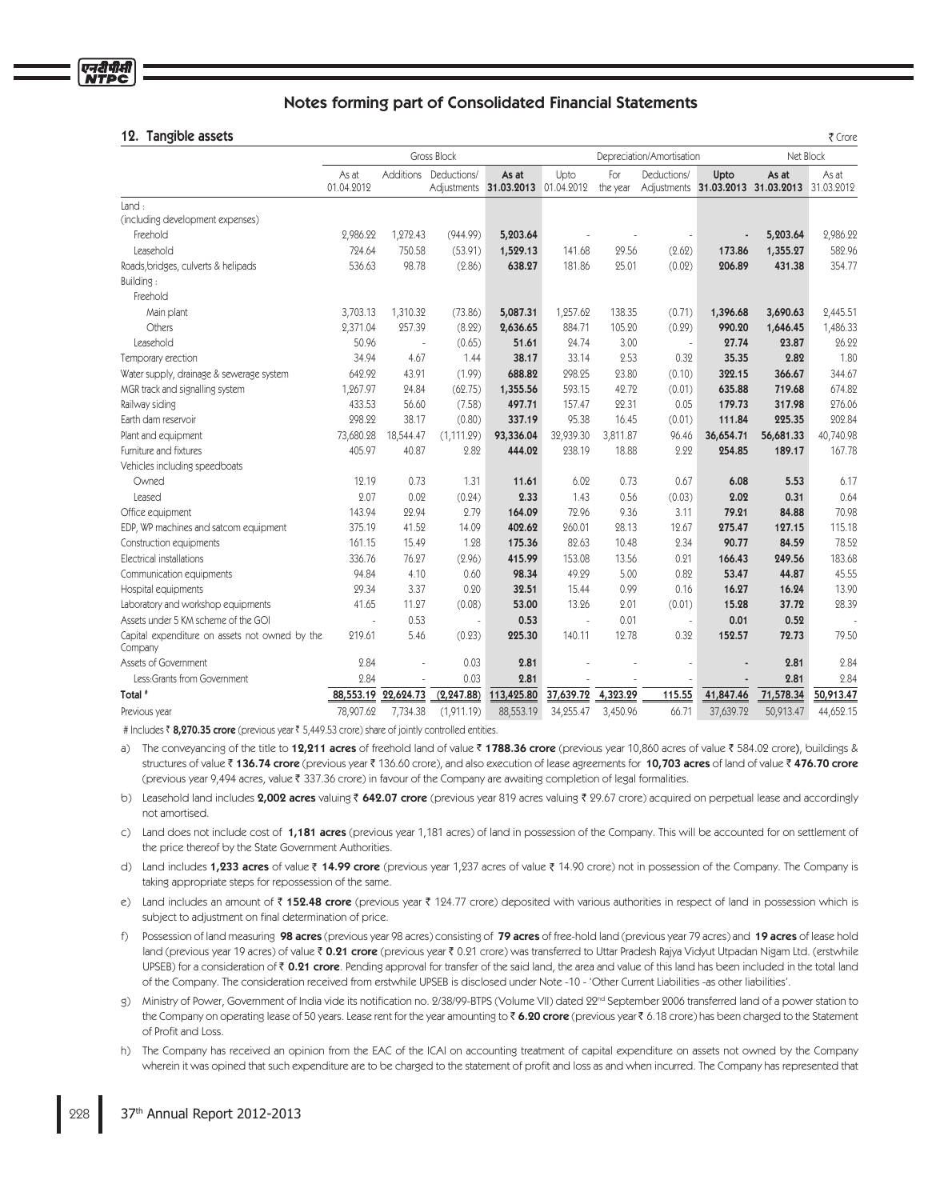# Notes forming part of Consolidated Financial Statements

## 12. Tangible assets

₹ Crore

| | Gross Block | | | | Depreciation/Amortisation | | | | Net Block | |
|---|---|---|---|---|---|---|---|---|---|---|
| | As at 01.04.2012 | Additions | Deductions/ Adjustments | As at 31.03.2013 | Upto 01.04.2012 | For the year | Deductions/ Adjustments | Upto 31.03.2013 | As at 31.03.2013 | As at 31.03.2012 |
| Land : | | | | | | | | | | |
| (including development expenses) | | | | | | | | | | |
| Freehold | 2,986.22 | 1,272.43 | (944.99) | **5,203.64** | - | - | - | **-** | **5,203.64** | 2,986.22 |
| Leasehold | 724.64 | 750.58 | (53.91) | **1,529.13** | 141.68 | 29.56 | (2.62) | **173.86** | **1,355.27** | 582.96 |
| Roads,bridges, culverts & helipads | 536.63 | 98.78 | (2.86) | **638.27** | 181.86 | 25.01 | (0.02) | **206.89** | **431.38** | 354.77 |
| Building : | | | | | | | | | | |
| Freehold | | | | | | | | | | |
| Main plant | 3,703.13 | 1,310.32 | (73.86) | **5,087.31** | 1,257.62 | 138.35 | (0.71) | **1,396.68** | **3,690.63** | 2,445.51 |
| Others | 2,371.04 | 257.39 | (8.22) | **2,636.65** | 884.71 | 105.20 | (0.29) | **990.20** | **1,646.45** | 1,486.33 |
| Leasehold | 50.96 | - | (0.65) | **51.61** | 24.74 | 3.00 | - | **27.74** | **23.87** | 26.22 |
| Temporary erection | 34.94 | 4.67 | 1.44 | **38.17** | 33.14 | 2.53 | 0.32 | **35.35** | **2.82** | 1.80 |
| Water supply, drainage & sewerage system | 642.22 | 43.91 | (1.99) | **688.82** | 298.25 | 23.80 | (0.10) | **322.15** | **366.67** | 344.67 |
| MGR track and signalling system | 1,267.97 | 24.84 | (62.75) | **1,355.56** | 593.15 | 42.72 | (0.01) | **635.88** | **719.68** | 674.82 |
| Railway siding | 433.53 | 56.60 | (7.58) | **497.71** | 157.47 | 22.31 | 0.05 | **179.73** | **317.98** | 276.06 |
| Earth dam reservoir | 298.22 | 38.17 | (0.80) | **337.19** | 95.38 | 16.45 | (0.01) | **111.84** | **225.35** | 202.84 |
| Plant and equipment | 73,680.28 | 18,544.47 | (1,111.29) | **93,336.04** | 32,939.30 | 3,811.87 | 96.46 | **36,654.71** | **56,681.33** | 40,740.98 |
| Furniture and fixtures | 405.97 | 40.87 | 2.82 | **444.02** | 238.19 | 18.88 | 2.22 | **254.85** | **189.17** | 167.78 |
| Vehicles including speedboats | | | | | | | | | | |
| Owned | 12.19 | 0.73 | 1.31 | **11.61** | 6.02 | 0.73 | 0.67 | **6.08** | **5.53** | 6.17 |
| Leased | 2.07 | 0.02 | (0.24) | **2.33** | 1.43 | 0.56 | (0.03) | **2.02** | **0.31** | 0.64 |
| Office equipment | 143.94 | 22.94 | 2.79 | **164.09** | 72.96 | 9.36 | 3.11 | **79.21** | **84.88** | 70.98 |
| EDP, WP machines and satcom equipment | 375.19 | 41.52 | 14.09 | **402.62** | 260.01 | 28.13 | 12.67 | **275.47** | **127.15** | 115.18 |
| Construction equipments | 161.15 | 15.49 | 1.28 | **175.36** | 82.63 | 10.48 | 2.34 | **90.77** | **84.59** | 78.52 |
| Electrical installations | 336.76 | 76.27 | (2.96) | **415.99** | 153.08 | 13.56 | 0.21 | **166.43** | **249.56** | 183.68 |
| Communication equipments | 94.84 | 4.10 | 0.60 | **98.34** | 49.29 | 5.00 | 0.82 | **53.47** | **44.87** | 45.55 |
| Hospital equipments | 29.34 | 3.37 | 0.20 | **32.51** | 15.44 | 0.99 | 0.16 | **16.27** | **16.24** | 13.90 |
| Laboratory and workshop equipments | 41.65 | 11.27 | (0.08) | **53.00** | 13.26 | 2.01 | (0.01) | **15.28** | **37.72** | 28.39 |
| Assets under 5 KM scheme of the GOI | - | 0.53 | - | **0.53** | - | 0.01 | - | **0.01** | **0.52** | - |
| Capital expenditure on assets not owned by the Company | 219.61 | 5.46 | (0.23) | **225.30** | 140.11 | 12.78 | 0.32 | **152.57** | **72.73** | 79.50 |
| Assets of Government | 2.84 | - | 0.03 | **2.81** | - | - | - | **-** | **2.81** | 2.84 |
| Less:Grants from Government | 2.84 | - | 0.03 | **2.81** | - | - | - | **-** | **2.81** | 2.84 |
| **Total #** | **88,553.19** | **22,624.73** | **(2,247.88)** | **113,425.80** | **37,639.72** | **4,323.29** | **115.55** | **41,847.46** | **71,578.34** | **50,913.47** |
| Previous year | 78,907.62 | 7,734.38 | (1,911.19) | 88,553.19 | 34,255.47 | 3,450.96 | 66.71 | 37,639.72 | 50,913.47 | 44,652.15 |

\# Includes ₹ **8,270.35 crore** (previous year ₹ 5,449.53 crore) share of jointly controlled entities.

a) The conveyancing of the title to **12,211 acres** of freehold land of value ₹ **1788.36 crore** (previous year 10,860 acres of value ₹ 584.02 crore), buildings & structures of value ₹ **136.74 crore** (previous year ₹ 136.60 crore), and also execution of lease agreements for **10,703 acres** of land of value ₹ **476.70 crore** (previous year 9,494 acres, value ₹ 337.36 crore) in favour of the Company are awaiting completion of legal formalities.

b) Leasehold land includes **2,002 acres** valuing ₹ **642.07 crore** (previous year 819 acres valuing ₹ 29.67 crore) acquired on perpetual lease and accordingly not amortised.

c) Land does not include cost of **1,181 acres** (previous year 1,181 acres) of land in possession of the Company. This will be accounted for on settlement of the price thereof by the State Government Authorities.

d) Land includes **1,233 acres** of value ₹ **14.99 crore** (previous year 1,237 acres of value ₹ 14.90 crore) not in possession of the Company. The Company is taking appropriate steps for repossession of the same.

e) Land includes an amount of ₹ **152.48 crore** (previous year ₹ 124.77 crore) deposited with various authorities in respect of land in possession which is subject to adjustment on final determination of price.

f) Possession of land measuring **98 acres** (previous year 98 acres) consisting of **79 acres** of free-hold land (previous year 79 acres) and **19 acres** of lease hold land (previous year 19 acres) of value ₹ **0.21 crore** (previous year ₹ 0.21 crore) was transferred to Uttar Pradesh Rajya Vidyut Utpadan Nigam Ltd. (erstwhile UPSEB) for a consideration of ₹ **0.21 crore**. Pending approval for transfer of the said land, the area and value of this land has been included in the total land of the Company. The consideration received from erstwhile UPSEB is disclosed under Note -10 - 'Other Current Liabilities -as other liabilities'.

g) Ministry of Power, Government of India vide its notification no. 2/38/99-BTPS (Volume VII) dated 22nd September 2006 transferred land of a power station to the Company on operating lease of 50 years. Lease rent for the year amounting to ₹ **6.20 crore** (previous year ₹ 6.18 crore) has been charged to the Statement of Profit and Loss.

h) The Company has received an opinion from the EAC of the ICAI on accounting treatment of capital expenditure on assets not owned by the Company wherein it was opined that such expenditure are to be charged to the statement of profit and loss as and when incurred. The Company has represented that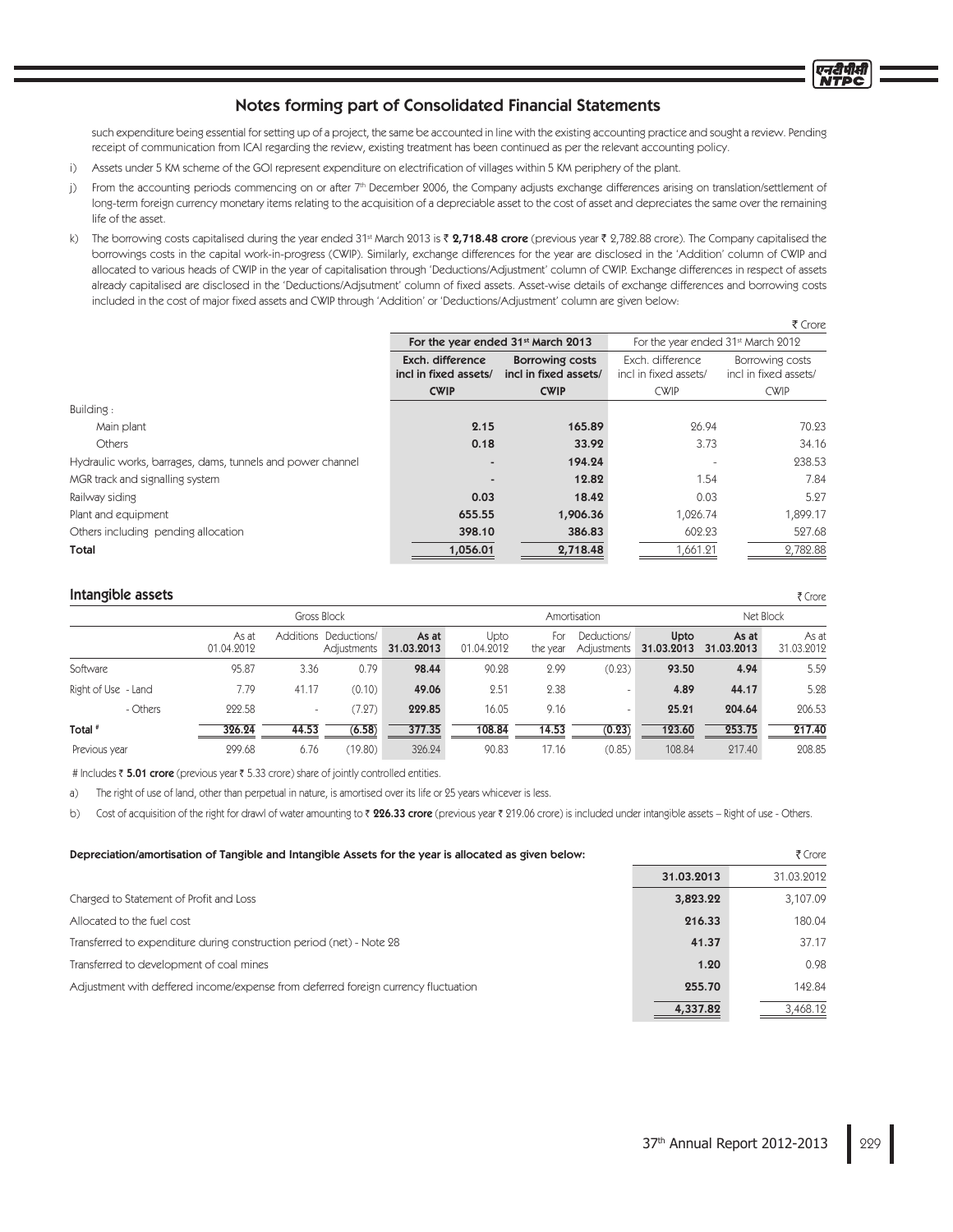## Notes forming part of Consolidated Financial Statements

such expenditure being essential for setting up of a project, the same be accounted in line with the existing accounting practice and sought a review. Pending receipt of communication from ICAI regarding the review, existing treatment has been continued as per the relevant accounting policy.

i) Assets under 5 KM scheme of the GOI represent expenditure on electrification of villages within 5 KM periphery of the plant.

j) From the accounting periods commencing on or after 7th December 2006, the Company adjusts exchange differences arising on translation/settlement of long-term foreign currency monetary items relating to the acquisition of a depreciable asset to the cost of asset and depreciates the same over the remaining life of the asset.

k) The borrowing costs capitalised during the year ended 31st March 2013 is ₹ **2,718.48 crore** (previous year ₹ 2,782.88 crore). The Company capitalised the borrowings costs in the capital work-in-progress (CWIP). Similarly, exchange differences for the year are disclosed in the 'Addition' column of CWIP and allocated to various heads of CWIP in the year of capitalisation through 'Deductions/Adjustment' column of CWIP. Exchange differences in respect of assets already capitalised are disclosed in the 'Deductions/Adjsutment' column of fixed assets. Asset-wise details of exchange differences and borrowing costs included in the cost of major fixed assets and CWIP through 'Addition' or 'Deductions/Adjustment' column are given below:

₹ Crore

| | **For the year ended 31st March 2013** | | For the year ended 31st March 2012 | |
|---|---|---|---|---|
| | **Exch. difference incl in fixed assets/ CWIP** | **Borrowing costs incl in fixed assets/ CWIP** | Exch. difference incl in fixed assets/ CWIP | Borrowing costs incl in fixed assets/ CWIP |
| Building : | | | | |
| Main plant | **2.15** | **165.89** | 26.94 | 70.23 |
| Others | **0.18** | **33.92** | 3.73 | 34.16 |
| Hydraulic works, barrages, dams, tunnels and power channel | **-** | **194.24** | - | 238.53 |
| MGR track and signalling system | **-** | **12.82** | 1.54 | 7.84 |
| Railway siding | **0.03** | **18.42** | 0.03 | 5.27 |
| Plant and equipment | **655.55** | **1,906.36** | 1,026.74 | 1,899.17 |
| Others including pending allocation | **398.10** | **386.83** | 602.23 | 527.68 |
| **Total** | **1,056.01** | **2,718.48** | 1,661.21 | 2,782.88 |

## Intangible assets

₹ Crore

| | Gross Block | | | | Amortisation | | | | Net Block | |
|---|---|---|---|---|---|---|---|---|---|---|
| | As at 01.04.2012 | Additions | Deductions/ Adjustments | **As at 31.03.2013** | Upto 01.04.2012 | For the year | Deductions/ Adjustments | **Upto 31.03.2013** | **As at 31.03.2013** | As at 31.03.2012 |
| Software | 95.87 | 3.36 | 0.79 | **98.44** | 90.28 | 2.99 | (0.23) | **93.50** | **4.94** | 5.59 |
| Right of Use - Land | 7.79 | 41.17 | (0.10) | **49.06** | 2.51 | 2.38 | - | **4.89** | **44.17** | 5.28 |
| - Others | 222.58 | - | (7.27) | **229.85** | 16.05 | 9.16 | - | **25.21** | **204.64** | 206.53 |
| **Total #** | **326.24** | **44.53** | **(6.58)** | **377.35** | **108.84** | **14.53** | **(0.23)** | **123.60** | **253.75** | **217.40** |
| Previous year | 299.68 | 6.76 | (19.80) | 326.24 | 90.83 | 17.16 | (0.85) | 108.84 | 217.40 | 208.85 |

# Includes ₹ **5.01 crore** (previous year ₹ 5.33 crore) share of jointly controlled entities.

a) The right of use of land, other than perpetual in nature, is amortised over its life or 25 years whicever is less.

b) Cost of acquisition of the right for drawl of water amounting to ₹ **226.33 crore** (previous year ₹ 219.06 crore) is included under intangible assets – Right of use - Others.

**Depreciation/amortisation of Tangible and Intangible Assets for the year is allocated as given below:**

₹ Crore

| | **31.03.2013** | 31.03.2012 |
|---|---|---|
| Charged to Statement of Profit and Loss | **3,823.22** | 3,107.09 |
| Allocated to the fuel cost | **216.33** | 180.04 |
| Transferred to expenditure during construction period (net) - Note 28 | **41.37** | 37.17 |
| Transferred to development of coal mines | **1.20** | 0.98 |
| Adjustment with deffered income/expense from deferred foreign currency fluctuation | **255.70** | 142.84 |
| | **4,337.82** | 3,468.12 |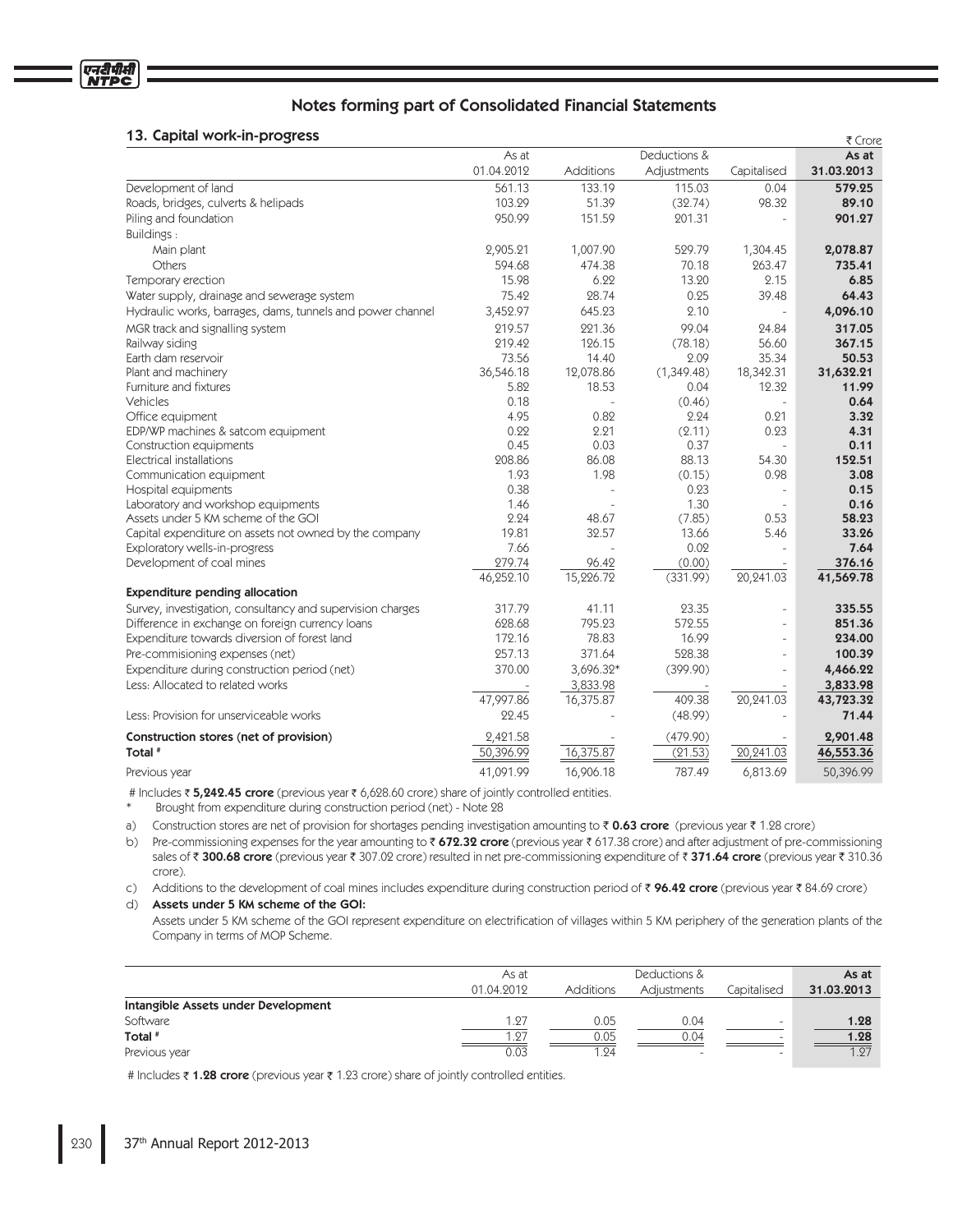## Notes forming part of Consolidated Financial Statements

### 13. Capital work-in-progress

₹ Crore

| | As at 01.04.2012 | Additions | Deductions & Adjustments | Capitalised | As at 31.03.2013 |
|---|---|---|---|---|---|
| Development of land | 561.13 | 133.19 | 115.03 | 0.04 | **579.25** |
| Roads, bridges, culverts & helipads | 103.29 | 51.39 | (32.74) | 98.32 | **89.10** |
| Piling and foundation | 950.99 | 151.59 | 201.31 | - | **901.27** |
| Buildings : | | | | | |
| Main plant | 2,905.21 | 1,007.90 | 529.79 | 1,304.45 | **2,078.87** |
| Others | 594.68 | 474.38 | 70.18 | 263.47 | **735.41** |
| Temporary erection | 15.98 | 6.22 | 13.20 | 2.15 | **6.85** |
| Water supply, drainage and sewerage system | 75.42 | 28.74 | 0.25 | 39.48 | **64.43** |
| Hydraulic works, barrages, dams, tunnels and power channel | 3,452.97 | 645.23 | 2.10 | - | **4,096.10** |
| MGR track and signalling system | 219.57 | 221.36 | 99.04 | 24.84 | **317.05** |
| Railway siding | 219.42 | 126.15 | (78.18) | 56.60 | **367.15** |
| Earth dam reservoir | 73.56 | 14.40 | 2.09 | 35.34 | **50.53** |
| Plant and machinery | 36,546.18 | 12,078.86 | (1,349.48) | 18,342.31 | **31,632.21** |
| Furniture and fixtures | 5.82 | 18.53 | 0.04 | 12.32 | **11.99** |
| Vehicles | 0.18 | - | (0.46) | - | **0.64** |
| Office equipment | 4.95 | 0.82 | 2.24 | 0.21 | **3.32** |
| EDP/WP machines & satcom equipment | 0.22 | 2.21 | (2.11) | 0.23 | **4.31** |
| Construction equipments | 0.45 | 0.03 | 0.37 | - | **0.11** |
| Electrical installations | 208.86 | 86.08 | 88.13 | 54.30 | **152.51** |
| Communication equipment | 1.93 | 1.98 | (0.15) | 0.98 | **3.08** |
| Hospital equipments | 0.38 | - | 0.23 | - | **0.15** |
| Laboratory and workshop equipments | 1.46 | - | 1.30 | - | **0.16** |
| Assets under 5 KM scheme of the GOI | 2.24 | 48.67 | (7.85) | 0.53 | **58.23** |
| Capital expenditure on assets not owned by the company | 19.81 | 32.57 | 13.66 | 5.46 | **33.26** |
| Exploratory wells-in-progress | 7.66 | - | 0.02 | - | **7.64** |
| Development of coal mines | 279.74 | 96.42 | (0.00) | - | **376.16** |
| | 46,252.10 | 15,226.72 | (331.99) | 20,241.03 | **41,569.78** |
| **Expenditure pending allocation** | | | | | |
| Survey, investigation, consultancy and supervision charges | 317.79 | 41.11 | 23.35 | - | **335.55** |
| Difference in exchange on foreign currency loans | 628.68 | 795.23 | 572.55 | - | **851.36** |
| Expenditure towards diversion of forest land | 172.16 | 78.83 | 16.99 | - | **234.00** |
| Pre-commisioning expenses (net) | 257.13 | 371.64 | 528.38 | - | **100.39** |
| Expenditure during construction period (net) | 370.00 | 3,696.32* | (399.90) | - | **4,466.22** |
| Less: Allocated to related works | - | 3,833.98 | - | - | **3,833.98** |
| | 47,997.86 | 16,375.87 | 409.38 | 20,241.03 | **43,723.32** |
| Less: Provision for unserviceable works | 22.45 | - | (48.99) | - | **71.44** |
| **Construction stores (net of provision)** | 2,421.58 | - | (479.90) | - | **2,901.48** |
| **Total #** | 50,396.99 | 16,375.87 | (21.53) | 20,241.03 | **46,553.36** |
| Previous year | 41,091.99 | 16,906.18 | 787.49 | 6,813.69 | 50,396.99 |

# Includes ₹ **5,242.45 crore** (previous year ₹ 6,628.60 crore) share of jointly controlled entities.

\* Brought from expenditure during construction period (net) - Note 28

a) Construction stores are net of provision for shortages pending investigation amounting to ₹ **0.63 crore** (previous year ₹ 1.28 crore)

b) Pre-commissioning expenses for the year amounting to ₹ **672.32 crore** (previous year ₹ 617.38 crore) and after adjustment of pre-commissioning sales of ₹ **300.68 crore** (previous year ₹ 307.02 crore) resulted in net pre-commissioning expenditure of ₹ **371.64 crore** (previous year ₹ 310.36 crore).

c) Additions to the development of coal mines includes expenditure during construction period of ₹ **96.42 crore** (previous year ₹ 84.69 crore)

d) **Assets under 5 KM scheme of the GOI:**

Assets under 5 KM scheme of the GOI represent expenditure on electrification of villages within 5 KM periphery of the generation plants of the Company in terms of MOP Scheme.

| | As at 01.04.2012 | Additions | Deductions & Adjustments | Capitalised | As at 31.03.2013 |
|---|---|---|---|---|---|
| **Intangible Assets under Development** | | | | | |
| Software | 1.27 | 0.05 | 0.04 | - | **1.28** |
| **Total #** | 1.27 | 0.05 | 0.04 | - | **1.28** |
| Previous year | 0.03 | 1.24 | - | - | 1.27 |

# Includes ₹ **1.28 crore** (previous year ₹ 1.23 crore) share of jointly controlled entities.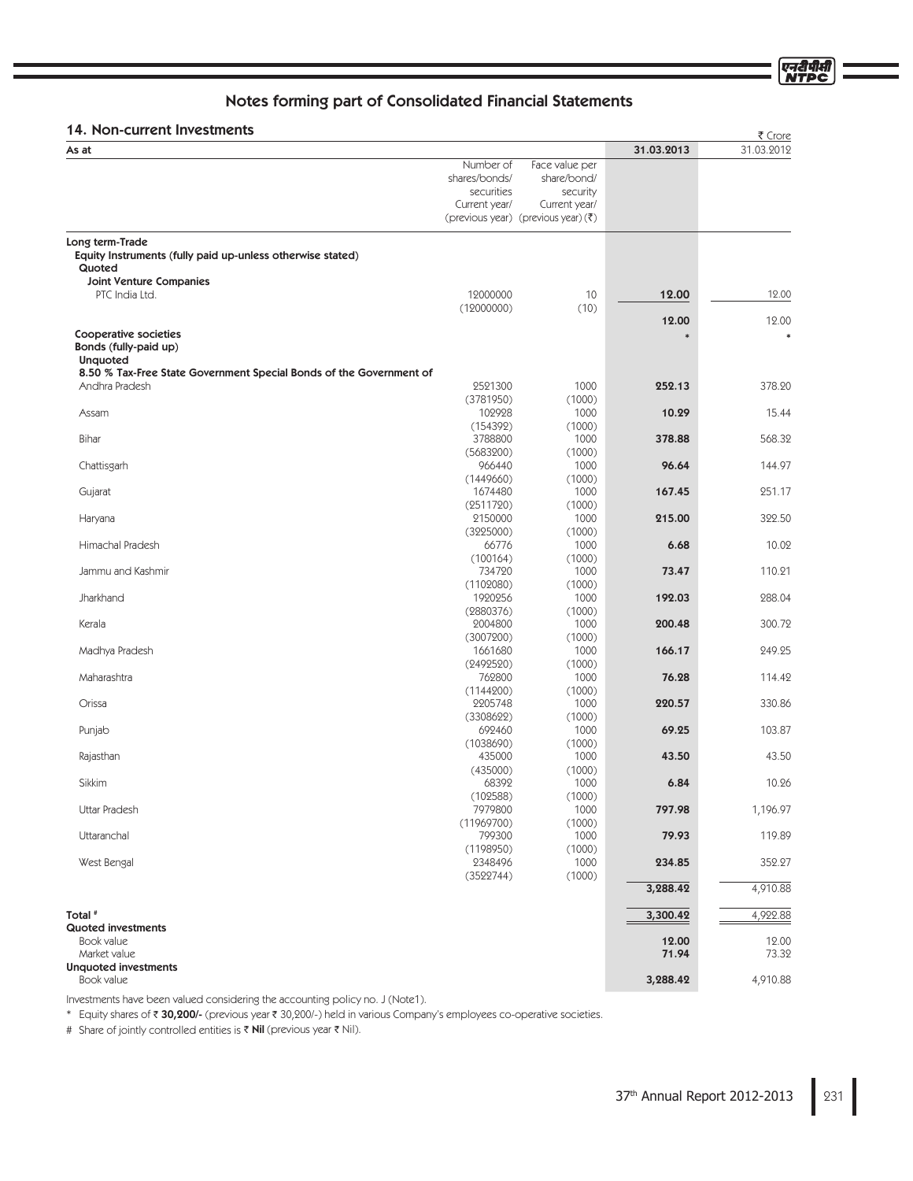## Notes forming part of Consolidated Financial Statements

### 14. Non-current Investments

₹ Crore

| As at | Number of shares/bonds/ securities Current year/ (previous year) | Face value per share/bond/ security Current year/ (previous year) (₹) | 31.03.2013 | 31.03.2012 |
|---|---|---|---|---|
| **Long term-Trade** | | | | |
| **Equity Instruments (fully paid up-unless otherwise stated)** | | | | |
| **Quoted** | | | | |
| **Joint Venture Companies** | | | | |
| PTC India Ltd. | 12000000 (12000000) | 10 (10) | **12.00** | 12.00 |
| | | | **12.00** | 12.00 |
| **Cooperative societies** | | | * | * |
| **Bonds (fully-paid up)** | | | | |
| **Unquoted** | | | | |
| **8.50 % Tax-Free State Government Special Bonds of the Government of** | | | | |
| Andhra Pradesh | 2521300 (3781950) | 1000 (1000) | **252.13** | 378.20 |
| Assam | 102928 (154392) | 1000 (1000) | **10.29** | 15.44 |
| Bihar | 3788800 (5683200) | 1000 (1000) | **378.88** | 568.32 |
| Chattisgarh | 966440 (1449660) | 1000 (1000) | **96.64** | 144.97 |
| Gujarat | 1674480 (2511720) | 1000 (1000) | **167.45** | 251.17 |
| Haryana | 2150000 (3225000) | 1000 (1000) | **215.00** | 322.50 |
| Himachal Pradesh | 66776 (100164) | 1000 (1000) | **6.68** | 10.02 |
| Jammu and Kashmir | 734720 (1102080) | 1000 (1000) | **73.47** | 110.21 |
| Jharkhand | 1920256 (2880376) | 1000 (1000) | **192.03** | 288.04 |
| Kerala | 2004800 (3007200) | 1000 (1000) | **200.48** | 300.72 |
| Madhya Pradesh | 1661680 (2492520) | 1000 (1000) | **166.17** | 249.25 |
| Maharashtra | 762800 (1144200) | 1000 (1000) | **76.28** | 114.42 |
| Orissa | 2205748 (3308622) | 1000 (1000) | **220.57** | 330.86 |
| Punjab | 692460 (1038690) | 1000 (1000) | **69.25** | 103.87 |
| Rajasthan | 435000 (435000) | 1000 (1000) | **43.50** | 43.50 |
| Sikkim | 68392 (102588) | 1000 (1000) | **6.84** | 10.26 |
| Uttar Pradesh | 7979800 (11969700) | 1000 (1000) | **797.98** | 1,196.97 |
| Uttaranchal | 799300 (1198950) | 1000 (1000) | **79.93** | 119.89 |
| West Bengal | 2348496 (3522744) | 1000 (1000) | **234.85** | 352.27 |
| | | | **3,288.42** | 4,910.88 |
| **Total #** | | | **3,300.42** | 4,922.88 |
| **Quoted investments** | | | | |
| Book value | | | **12.00** | 12.00 |
| Market value | | | **71.94** | 73.32 |
| **Unquoted investments** | | | | |
| Book value | | | **3,288.42** | 4,910.88 |

Investments have been valued considering the accounting policy no. J (Note1).

\* Equity shares of ₹ **30,200/-** (previous year ₹ 30,200/-) held in various Company's employees co-operative societies.

\# Share of jointly controlled entities is ₹ **Nil** (previous year ₹ Nil).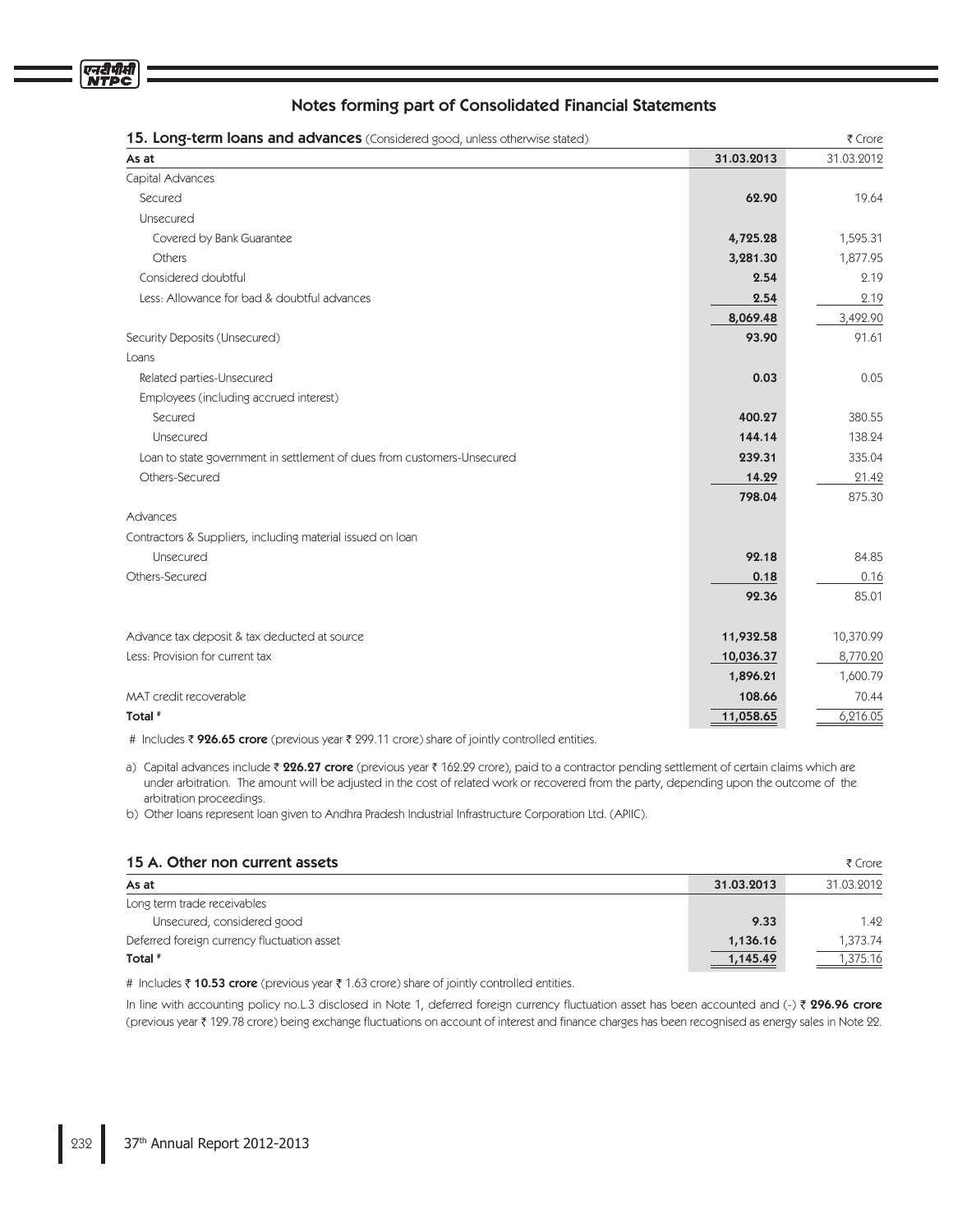## Notes forming part of Consolidated Financial Statements

### 15. Long-term loans and advances (Considered good, unless otherwise stated)

₹ Crore

| As at | 31.03.2013 | 31.03.2012 |
|---|---|---|
| Capital Advances | | |
| Secured | 62.90 | 19.64 |
| Unsecured | | |
| Covered by Bank Guarantee | 4,725.28 | 1,595.31 |
| Others | 3,281.30 | 1,877.95 |
| Considered doubtful | 2.54 | 2.19 |
| Less: Allowance for bad & doubtful advances | 2.54 | 2.19 |
| | 8,069.48 | 3,492.90 |
| Security Deposits (Unsecured) | 93.90 | 91.61 |
| Loans | | |
| Related parties-Unsecured | 0.03 | 0.05 |
| Employees (including accrued interest) | | |
| Secured | 400.27 | 380.55 |
| Unsecured | 144.14 | 138.24 |
| Loan to state government in settlement of dues from customers-Unsecured | 239.31 | 335.04 |
| Others-Secured | 14.29 | 21.42 |
| | 798.04 | 875.30 |
| Advances | | |
| Contractors & Suppliers, including material issued on loan | | |
| Unsecured | 92.18 | 84.85 |
| Others-Secured | 0.18 | 0.16 |
| | 92.36 | 85.01 |
| Advance tax deposit & tax deducted at source | 11,932.58 | 10,370.99 |
| Less: Provision for current tax | 10,036.37 | 8,770.20 |
| | 1,896.21 | 1,600.79 |
| MAT credit recoverable | 108.66 | 70.44 |
| **Total #** | 11,058.65 | 6,216.05 |

# Includes ₹ **926.65 crore** (previous year ₹ 299.11 crore) share of jointly controlled entities.

a) Capital advances include ₹ **226.27 crore** (previous year ₹ 162.29 crore), paid to a contractor pending settlement of certain claims which are under arbitration. The amount will be adjusted in the cost of related work or recovered from the party, depending upon the outcome of the arbitration proceedings.

b) Other loans represent loan given to Andhra Pradesh Industrial Infrastructure Corporation Ltd. (APIIC).

### 15 A. Other non current assets

₹ Crore

| As at | 31.03.2013 | 31.03.2012 |
|---|---|---|
| Long term trade receivables | | |
| Unsecured, considered good | 9.33 | 1.42 |
| Deferred foreign currency fluctuation asset | 1,136.16 | 1,373.74 |
| **Total #** | 1,145.49 | 1,375.16 |

# Includes ₹ **10.53 crore** (previous year ₹ 1.63 crore) share of jointly controlled entities.

In line with accounting policy no.L.3 disclosed in Note 1, deferred foreign currency fluctuation asset has been accounted and (-) ₹ **296.96 crore** (previous year ₹ 129.78 crore) being exchange fluctuations on account of interest and finance charges has been recognised as energy sales in Note 22.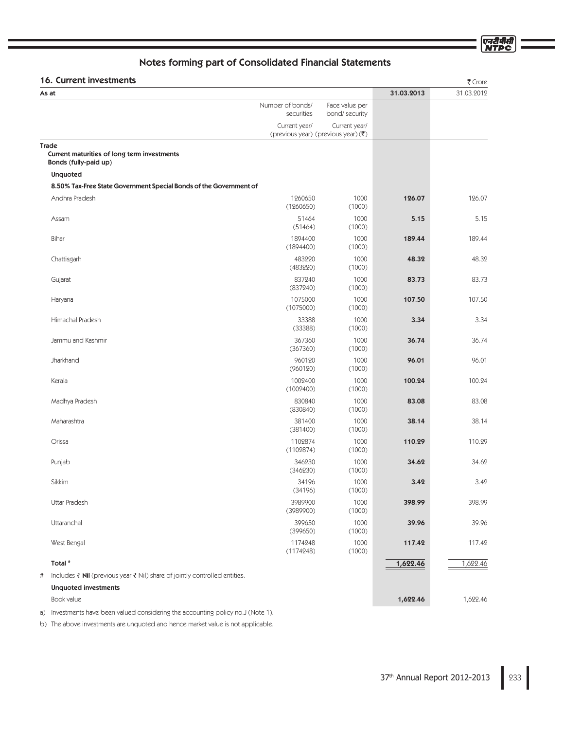## Notes forming part of Consolidated Financial Statements

### 16. Current investments

₹ Crore

| As at | Number of bonds/ securities | Face value per bond/ security | 31.03.2013 | 31.03.2012 |
|---|---|---|---|---|
| | Current year/ (previous year) | Current year/ (previous year) (₹) | | |
| **Trade** | | | | |
| **Current maturities of long term investments** | | | | |
| **Bonds (fully-paid up)** | | | | |
| **Unquoted** | | | | |
| **8.50% Tax-Free State Government Special Bonds of the Government of** | | | | |
| Andhra Pradesh | 1260650 (1260650) | 1000 (1000) | **126.07** | 126.07 |
| Assam | 51464 (51464) | 1000 (1000) | **5.15** | 5.15 |
| Bihar | 1894400 (1894400) | 1000 (1000) | **189.44** | 189.44 |
| Chattisgarh | 483220 (483220) | 1000 (1000) | **48.32** | 48.32 |
| Gujarat | 837240 (837240) | 1000 (1000) | **83.73** | 83.73 |
| Haryana | 1075000 (1075000) | 1000 (1000) | **107.50** | 107.50 |
| Himachal Pradesh | 33388 (33388) | 1000 (1000) | **3.34** | 3.34 |
| Jammu and Kashmir | 367360 (367360) | 1000 (1000) | **36.74** | 36.74 |
| Jharkhand | 960120 (960120) | 1000 (1000) | **96.01** | 96.01 |
| Kerala | 1002400 (1002400) | 1000 (1000) | **100.24** | 100.24 |
| Madhya Pradesh | 830840 (830840) | 1000 (1000) | **83.08** | 83.08 |
| Maharashtra | 381400 (381400) | 1000 (1000) | **38.14** | 38.14 |
| Orissa | 1102874 (1102874) | 1000 (1000) | **110.29** | 110.29 |
| Punjab | 346230 (346230) | 1000 (1000) | **34.62** | 34.62 |
| Sikkim | 34196 (34196) | 1000 (1000) | **3.42** | 3.42 |
| Uttar Pradesh | 3989900 (3989900) | 1000 (1000) | **398.99** | 398.99 |
| Uttaranchal | 399650 (399650) | 1000 (1000) | **39.96** | 39.96 |
| West Bengal | 1174248 (1174248) | 1000 (1000) | **117.42** | 117.42 |
| **Total #** | | | **1,622.46** | 1,622.46 |

\# Includes ₹ **Nil** (previous year ₹ Nil) share of jointly controlled entities.

| | 31.03.2013 | 31.03.2012 |
|---|---|---|
| **Unquoted investments** | | |
| Book value | **1,622.46** | 1,622.46 |

a) Investments have been valued considering the accounting policy no.J (Note 1).

b) The above investments are unquoted and hence market value is not applicable.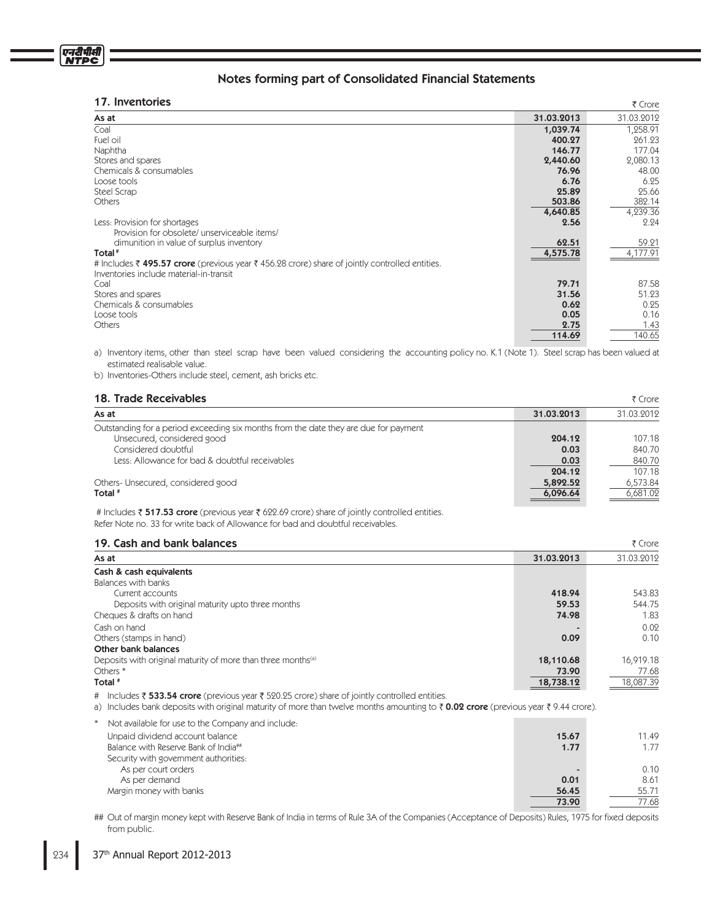## Notes forming part of Consolidated Financial Statements

### 17. Inventories

₹ Crore

| As at | 31.03.2013 | 31.03.2012 |
|---|---|---|
| Coal | 1,039.74 | 1,258.91 |
| Fuel oil | 400.27 | 261.23 |
| Naphtha | 146.77 | 177.04 |
| Stores and spares | 2,440.60 | 2,080.13 |
| Chemicals & consumables | 76.96 | 48.00 |
| Loose tools | 6.76 | 6.25 |
| Steel Scrap | 25.89 | 25.66 |
| Others | 503.86 | 382.14 |
| | 4,640.85 | 4,239.36 |
| Less: Provision for shortages | 2.56 | 2.24 |
| Provision for obsolete/ unserviceable items/ dimunition in value of surplus inventory | 62.51 | 59.21 |
| Total # | 4,575.78 | 4,177.91 |
| # Includes ₹ **495.57 crore** (previous year ₹ 456.28 crore) share of jointly controlled entities. | | |
| Inventories include material-in-transit | | |
| Coal | 79.71 | 87.58 |
| Stores and spares | 31.56 | 51.23 |
| Chemicals & consumables | 0.62 | 0.25 |
| Loose tools | 0.05 | 0.16 |
| Others | 2.75 | 1.43 |
| | 114.69 | 140.65 |

a) Inventory items, other than steel scrap have been valued considering the accounting policy no. K.1 (Note 1). Steel scrap has been valued at estimated realisable value.

b) Inventories-Others include steel, cement, ash bricks etc.

### 18. Trade Receivables

₹ Crore

| As at | 31.03.2013 | 31.03.2012 |
|---|---|---|
| Outstanding for a period exceeding six months from the date they are due for payment | | |
| Unsecured, considered good | 204.12 | 107.18 |
| Considered doubtful | 0.03 | 840.70 |
| Less: Allowance for bad & doubtful receivables | 0.03 | 840.70 |
| | 204.12 | 107.18 |
| Others- Unsecured, considered good | 5,892.52 | 6,573.84 |
| Total # | 6,096.64 | 6,681.02 |

# Includes ₹ **517.53 crore** (previous year ₹ 622.69 crore) share of jointly controlled entities.

Refer Note no. 33 for write back of Allowance for bad and doubtful receivables.

### 19. Cash and bank balances

₹ Crore

| As at | 31.03.2013 | 31.03.2012 |
|---|---|---|
| **Cash & cash equivalents** | | |
| Balances with banks | | |
| Current accounts | 418.94 | 543.83 |
| Deposits with original maturity upto three months | 59.53 | 544.75 |
| Cheques & drafts on hand | 74.98 | 1.83 |
| Cash on hand | - | 0.02 |
| Others (stamps in hand) | 0.09 | 0.10 |
| **Other bank balances** | | |
| Deposits with original maturity of more than three months[(a)] | 18,110.68 | 16,919.18 |
| Others * | 73.90 | 77.68 |
| Total # | 18,738.12 | 18,087.39 |

# Includes ₹ **533.54 crore** (previous year ₹ 520.25 crore) share of jointly controlled entities.

a) Includes bank deposits with original maturity of more than twelve months amounting to ₹ **0.02 crore** (previous year ₹ 9.44 crore).

| * Not available for use to the Company and include: | | |
|---|---|---|
| Unpaid dividend account balance | 15.67 | 11.49 |
| Balance with Reserve Bank of India## | 1.77 | 1.77 |
| Security with government authorities: | | |
| As per court orders | - | 0.10 |
| As per demand | 0.01 | 8.61 |
| Margin money with banks | 56.45 | 55.71 |
| | 73.90 | 77.68 |

## Out of margin money kept with Reserve Bank of India in terms of Rule 3A of the Companies (Acceptance of Deposits) Rules, 1975 for fixed deposits from public.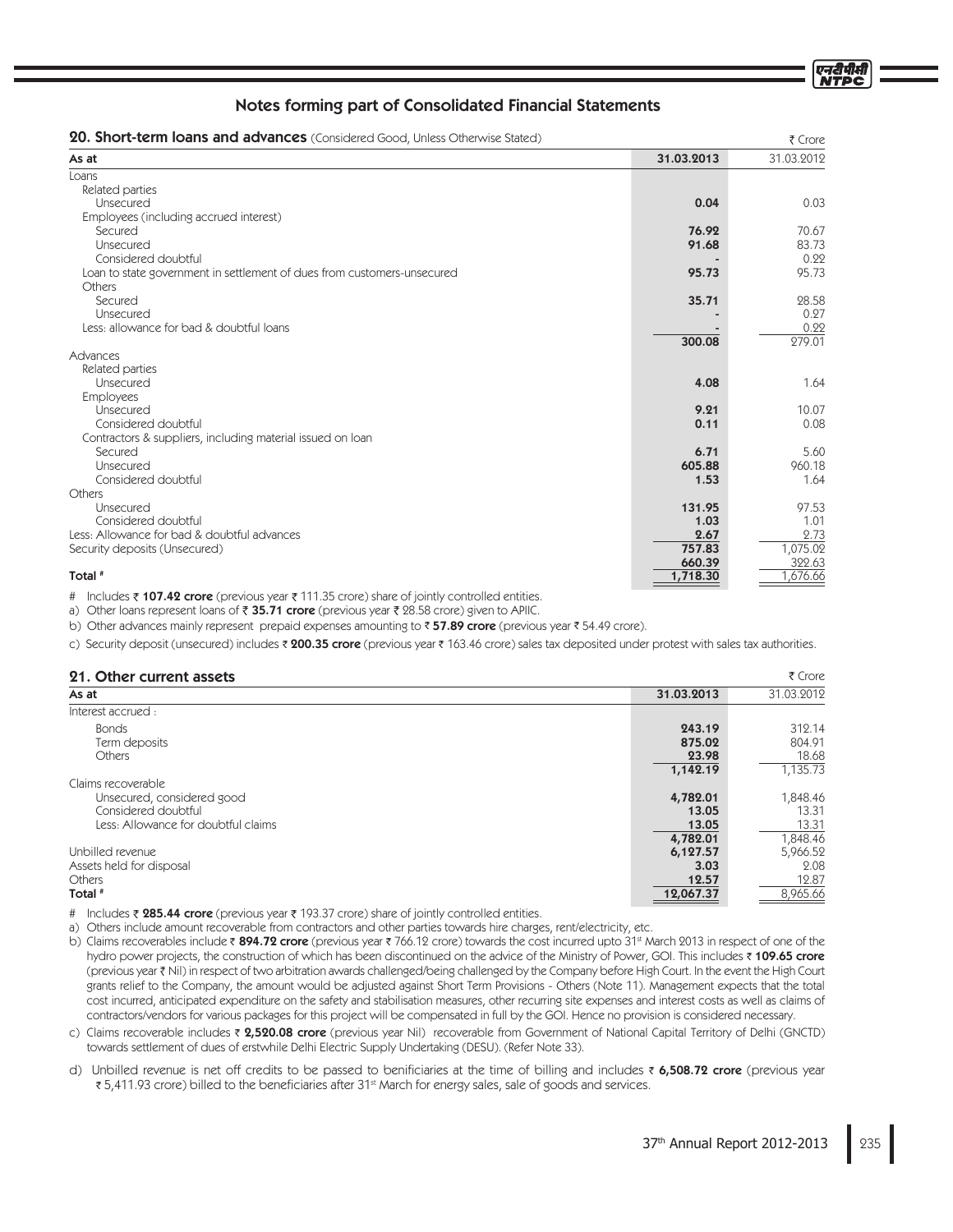## Notes forming part of Consolidated Financial Statements

### 20. Short-term loans and advances (Considered Good, Unless Otherwise Stated)

₹ Crore

| As at | 31.03.2013 | 31.03.2012 |
|---|---|---|
| Loans | | |
| Related parties | | |
| Unsecured | 0.04 | 0.03 |
| Employees (including accrued interest) | | |
| Secured | 76.92 | 70.67 |
| Unsecured | 91.68 | 83.73 |
| Considered doubtful | - | 0.22 |
| Loan to state government in settlement of dues from customers-unsecured | 95.73 | 95.73 |
| Others | | |
| Secured | 35.71 | 28.58 |
| Unsecured | - | 0.27 |
| Less: allowance for bad & doubtful loans | - | 0.22 |
| | 300.08 | 279.01 |
| Advances | | |
| Related parties | | |
| Unsecured | 4.08 | 1.64 |
| Employees | | |
| Unsecured | 9.21 | 10.07 |
| Considered doubtful | 0.11 | 0.08 |
| Contractors & suppliers, including material issued on loan | | |
| Secured | 6.71 | 5.60 |
| Unsecured | 605.88 | 960.18 |
| Considered doubtful | 1.53 | 1.64 |
| Others | | |
| Unsecured | 131.95 | 97.53 |
| Considered doubtful | 1.03 | 1.01 |
| Less: Allowance for bad & doubtful advances | 2.67 | 2.73 |
| | 757.83 | 1,075.02 |
| Security deposits (Unsecured) | 660.39 | 322.63 |
| **Total #** | 1,718.30 | 1,676.66 |

\# Includes ₹ **107.42 crore** (previous year ₹ 111.35 crore) share of jointly controlled entities.

a) Other loans represent loans of ₹ **35.71 crore** (previous year ₹ 28.58 crore) given to APIIC.

b) Other advances mainly represent prepaid expenses amounting to ₹ **57.89 crore** (previous year ₹ 54.49 crore).

c) Security deposit (unsecured) includes ₹ **200.35 crore** (previous year ₹ 163.46 crore) sales tax deposited under protest with sales tax authorities.

### 21. Other current assets

₹ Crore

| As at | 31.03.2013 | 31.03.2012 |
|---|---|---|
| Interest accrued : | | |
| Bonds | 243.19 | 312.14 |
| Term deposits | 875.02 | 804.91 |
| Others | 23.98 | 18.68 |
| | 1,142.19 | 1,135.73 |
| Claims recoverable | | |
| Unsecured, considered good | 4,782.01 | 1,848.46 |
| Considered doubtful | 13.05 | 13.31 |
| Less: Allowance for doubtful claims | 13.05 | 13.31 |
| | 4,782.01 | 1,848.46 |
| Unbilled revenue | 6,127.57 | 5,966.52 |
| Assets held for disposal | 3.03 | 2.08 |
| Others | 12.57 | 12.87 |
| **Total #** | 12,067.37 | 8,965.66 |

\# Includes ₹ **285.44 crore** (previous year ₹ 193.37 crore) share of jointly controlled entities.

a) Others include amount recoverable from contractors and other parties towards hire charges, rent/electricity, etc.

b) Claims recoverables include ₹ **894.72 crore** (previous year ₹ 766.12 crore) towards the cost incurred upto 31st March 2013 in respect of one of the hydro power projects, the construction of which has been discontinued on the advice of the Ministry of Power, GOI. This includes ₹ **109.65 crore** (previous year ₹ Nil) in respect of two arbitration awards challenged/being challenged by the Company before High Court. In the event the High Court grants relief to the Company, the amount would be adjusted against Short Term Provisions - Others (Note 11). Management expects that the total cost incurred, anticipated expenditure on the safety and stabilisation measures, other recurring site expenses and interest costs as well as claims of contractors/vendors for various packages for this project will be compensated in full by the GOI. Hence no provision is considered necessary.

c) Claims recoverable includes ₹ **2,520.08 crore** (previous year Nil) recoverable from Government of National Capital Territory of Delhi (GNCTD) towards settlement of dues of erstwhile Delhi Electric Supply Undertaking (DESU). (Refer Note 33).

d) Unbilled revenue is net off credits to be passed to benificiaries at the time of billing and includes ₹ **6,508.72 crore** (previous year ₹ 5,411.93 crore) billed to the beneficiaries after 31st March for energy sales, sale of goods and services.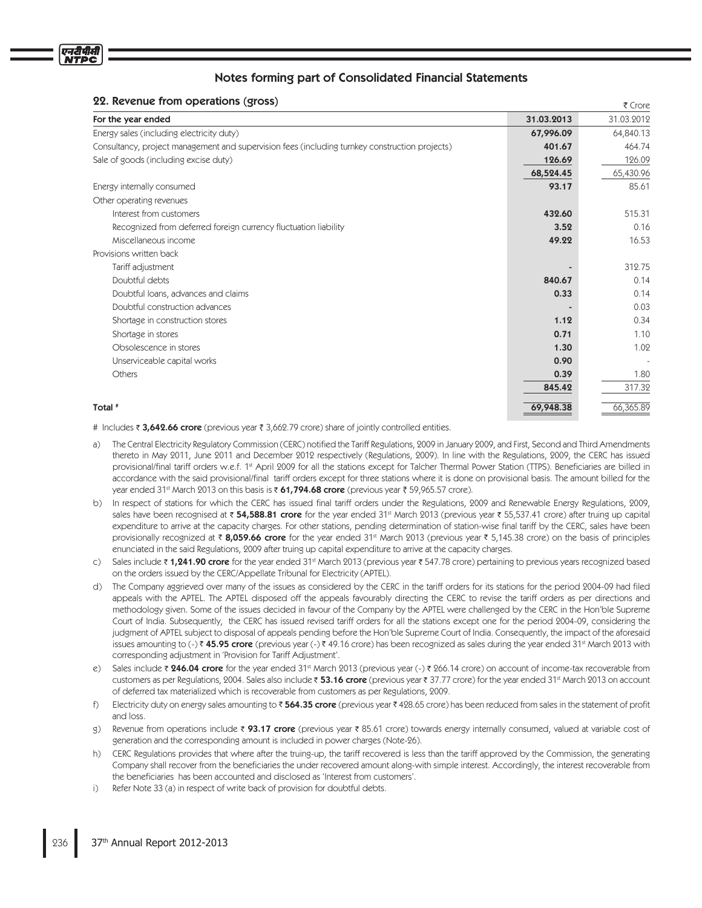## Notes forming part of Consolidated Financial Statements

### 22. Revenue from operations (gross)

₹ Crore

| For the year ended | 31.03.2013 | 31.03.2012 |
|---|---|---|
| Energy sales (including electricity duty) | **67,996.09** | 64,840.13 |
| Consultancy, project management and supervision fees (including turnkey construction projects) | **401.67** | 464.74 |
| Sale of goods (including excise duty) | **126.69** | 126.09 |
| | **68,524.45** | 65,430.96 |
| Energy internally consumed | **93.17** | 85.61 |
| Other operating revenues | | |
| Interest from customers | **432.60** | 515.31 |
| Recognized from deferred foreign currency fluctuation liability | **3.52** | 0.16 |
| Miscellaneous income | **49.22** | 16.53 |
| Provisions written back | | |
| Tariff adjustment | **-** | 312.75 |
| Doubtful debts | **840.67** | 0.14 |
| Doubtful loans, advances and claims | **0.33** | 0.14 |
| Doubtful construction advances | **-** | 0.03 |
| Shortage in construction stores | **1.12** | 0.34 |
| Shortage in stores | **0.71** | 1.10 |
| Obsolescence in stores | **1.30** | 1.02 |
| Unserviceable capital works | **0.90** | - |
| Others | **0.39** | 1.80 |
| | **845.42** | 317.32 |
| **Total #** | **69,948.38** | 66,365.89 |

# Includes ₹ **3,642.66 crore** (previous year ₹ 3,662.79 crore) share of jointly controlled entities.

a) The Central Electricity Regulatory Commission (CERC) notified the Tariff Regulations, 2009 in January 2009, and First, Second and Third Amendments thereto in May 2011, June 2011 and December 2012 respectively (Regulations, 2009). In line with the Regulations, 2009, the CERC has issued provisional/final tariff orders w.e.f. 1st April 2009 for all the stations except for Talcher Thermal Power Station (TTPS). Beneficiaries are billed in accordance with the said provisional/final tariff orders except for three stations where it is done on provisional basis. The amount billed for the year ended 31st March 2013 on this basis is ₹ **61,794.68 crore** (previous year ₹ 59,965.57 crore).

b) In respect of stations for which the CERC has issued final tariff orders under the Regulations, 2009 and Renewable Energy Regulations, 2009, sales have been recognised at ₹ **54,588.81 crore** for the year ended 31st March 2013 (previous year ₹ 55,537.41 crore) after truing up capital expenditure to arrive at the capacity charges. For other stations, pending determination of station-wise final tariff by the CERC, sales have been provisionally recognized at ₹ **8,059.66 crore** for the year ended 31st March 2013 (previous year ₹ 5,145.38 crore) on the basis of principles enunciated in the said Regulations, 2009 after truing up capital expenditure to arrive at the capacity charges.

c) Sales include ₹ **1,241.90 crore** for the year ended 31st March 2013 (previous year ₹ 547.78 crore) pertaining to previous years recognized based on the orders issued by the CERC/Appellate Tribunal for Electricity (APTEL).

d) The Company aggrieved over many of the issues as considered by the CERC in the tariff orders for its stations for the period 2004-09 had filed appeals with the APTEL. The APTEL disposed off the appeals favourably directing the CERC to revise the tariff orders as per directions and methodology given. Some of the issues decided in favour of the Company by the APTEL were challenged by the CERC in the Hon'ble Supreme Court of India. Subsequently, the CERC has issued revised tariff orders for all the stations except one for the period 2004-09, considering the judgment of APTEL subject to disposal of appeals pending before the Hon'ble Supreme Court of India. Consequently, the impact of the aforesaid issues amounting to (-) ₹ **45.95 crore** (previous year (-) ₹ 49.16 crore) has been recognized as sales during the year ended 31st March 2013 with corresponding adjustment in 'Provision for Tariff Adjustment'.

e) Sales include ₹ **246.04 crore** for the year ended 31st March 2013 (previous year (-) ₹ 266.14 crore) on account of income-tax recoverable from customers as per Regulations, 2004. Sales also include ₹ **53.16 crore** (previous year ₹ 37.77 crore) for the year ended 31st March 2013 on account of deferred tax materialized which is recoverable from customers as per Regulations, 2009.

f) Electricity duty on energy sales amounting to ₹ **564.35 crore** (previous year ₹ 428.65 crore) has been reduced from sales in the statement of profit and loss.

g) Revenue from operations include ₹ **93.17 crore** (previous year ₹ 85.61 crore) towards energy internally consumed, valued at variable cost of generation and the corresponding amount is included in power charges (Note-26).

h) CERC Regulations provides that where after the truing-up, the tariff recovered is less than the tariff approved by the Commission, the generating Company shall recover from the beneficiaries the under recovered amount along-with simple interest. Accordingly, the interest recoverable from the beneficiaries has been accounted and disclosed as 'Interest from customers'.

i) Refer Note 33 (a) in respect of write back of provision for doubtful debts.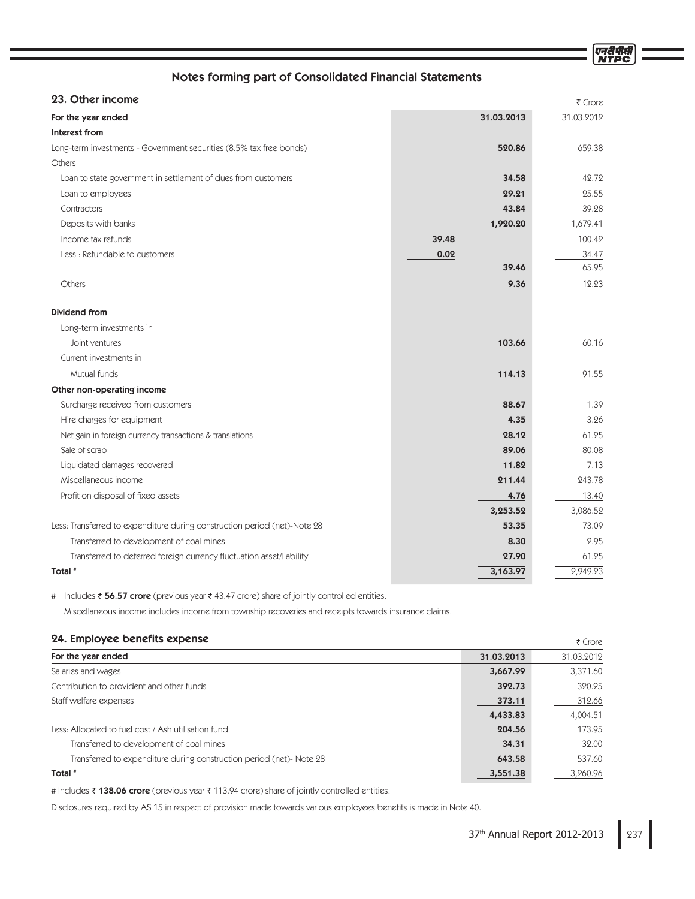## Notes forming part of Consolidated Financial Statements

### 23. Other income

₹ Crore

| For the year ended | | 31.03.2013 | 31.03.2012 |
|---|---|---|---|
| **Interest from** | | | |
| Long-term investments - Government securities (8.5% tax free bonds) | | **520.86** | 659.38 |
| Others | | | |
| Loan to state government in settlement of dues from customers | | **34.58** | 42.72 |
| Loan to employees | | **29.21** | 25.55 |
| Contractors | | **43.84** | 39.28 |
| Deposits with banks | | **1,920.20** | 1,679.41 |
| Income tax refunds | **39.48** | | 100.42 |
| Less : Refundable to customers | **0.02** | | 34.47 |
| | | **39.46** | 65.95 |
| Others | | **9.36** | 12.23 |
| **Dividend from** | | | |
| Long-term investments in | | | |
| Joint ventures | | **103.66** | 60.16 |
| Current investments in | | | |
| Mutual funds | | **114.13** | 91.55 |
| **Other non-operating income** | | | |
| Surcharge received from customers | | **88.67** | 1.39 |
| Hire charges for equipment | | **4.35** | 3.26 |
| Net gain in foreign currency transactions & translations | | **28.12** | 61.25 |
| Sale of scrap | | **89.06** | 80.08 |
| Liquidated damages recovered | | **11.82** | 7.13 |
| Miscellaneous income | | **211.44** | 243.78 |
| Profit on disposal of fixed assets | | **4.76** | 13.40 |
| | | **3,253.52** | 3,086.52 |
| Less: Transferred to expenditure during construction period (net)-Note 28 | | **53.35** | 73.09 |
| Transferred to development of coal mines | | **8.30** | 2.95 |
| Transferred to deferred foreign currency fluctuation asset/liability | | **27.90** | 61.25 |
| **Total #** | | **3,163.97** | 2,949.23 |

\# Includes ₹ **56.57 crore** (previous year ₹ 43.47 crore) share of jointly controlled entities.

Miscellaneous income includes income from township recoveries and receipts towards insurance claims.

### 24. Employee benefits expense

₹ Crore

| For the year ended | 31.03.2013 | 31.03.2012 |
|---|---|---|
| Salaries and wages | **3,667.99** | 3,371.60 |
| Contribution to provident and other funds | **392.73** | 320.25 |
| Staff welfare expenses | **373.11** | 312.66 |
| | **4,433.83** | 4,004.51 |
| Less: Allocated to fuel cost / Ash utilisation fund | **204.56** | 173.95 |
| Transferred to development of coal mines | **34.31** | 32.00 |
| Transferred to expenditure during construction period (net)- Note 28 | **643.58** | 537.60 |
| **Total #** | **3,551.38** | 3,260.96 |

\# Includes ₹ **138.06 crore** (previous year ₹ 113.94 crore) share of jointly controlled entities.

Disclosures required by AS 15 in respect of provision made towards various employees benefits is made in Note 40.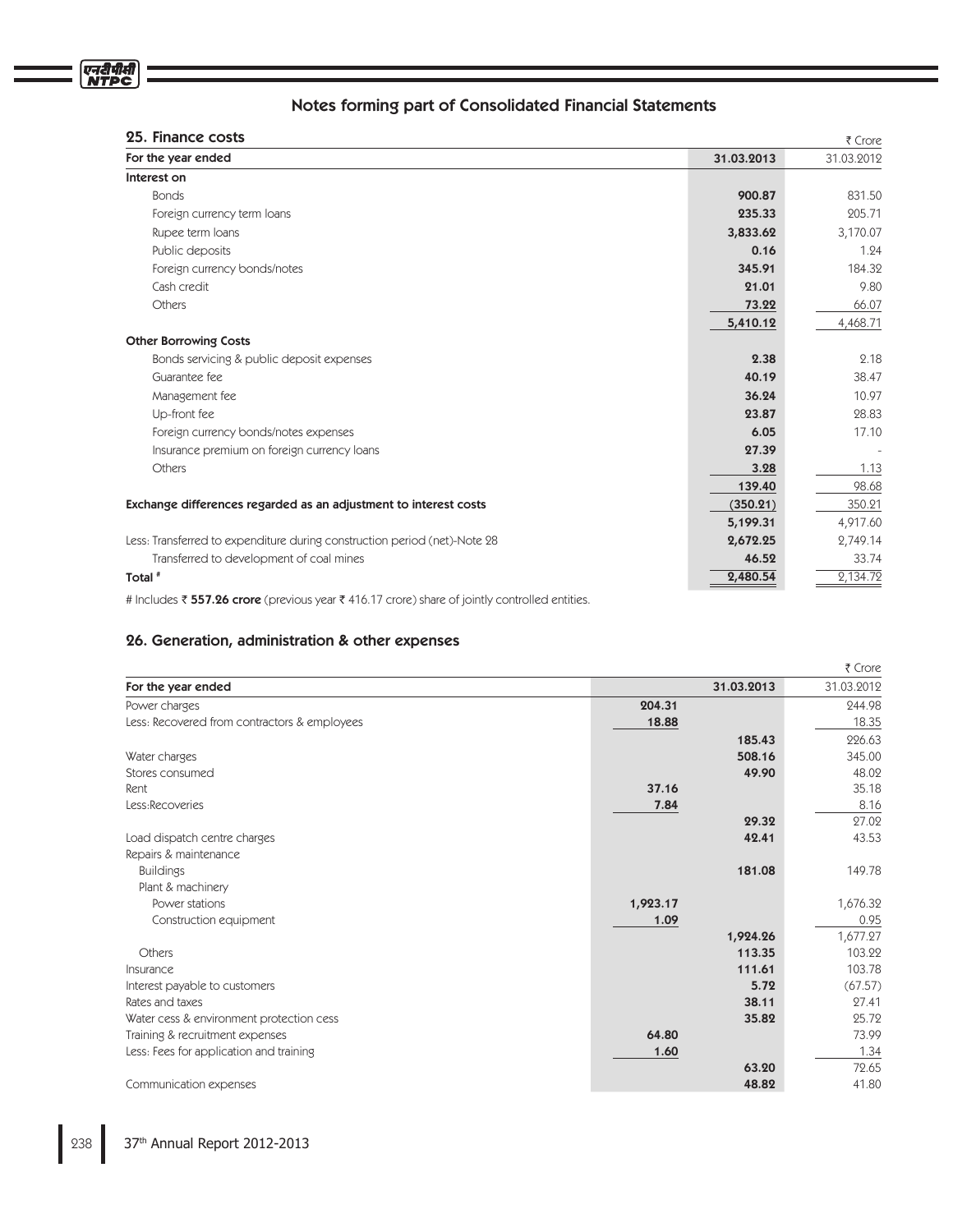## Notes forming part of Consolidated Financial Statements

### 25. Finance costs

₹ Crore

| For the year ended | 31.03.2013 | 31.03.2012 |
|---|---|---|
| **Interest on** | | |
| Bonds | **900.87** | 831.50 |
| Foreign currency term loans | **235.33** | 205.71 |
| Rupee term loans | **3,833.62** | 3,170.07 |
| Public deposits | **0.16** | 1.24 |
| Foreign currency bonds/notes | **345.91** | 184.32 |
| Cash credit | **21.01** | 9.80 |
| Others | **73.22** | 66.07 |
| | **5,410.12** | 4,468.71 |
| **Other Borrowing Costs** | | |
| Bonds servicing & public deposit expenses | **2.38** | 2.18 |
| Guarantee fee | **40.19** | 38.47 |
| Management fee | **36.24** | 10.97 |
| Up-front fee | **23.87** | 28.83 |
| Foreign currency bonds/notes expenses | **6.05** | 17.10 |
| Insurance premium on foreign currency loans | **27.39** | - |
| Others | **3.28** | 1.13 |
| | **139.40** | 98.68 |
| **Exchange differences regarded as an adjustment to interest costs** | **(350.21)** | 350.21 |
| | **5,199.31** | 4,917.60 |
| Less: Transferred to expenditure during construction period (net)-Note 28 | **2,672.25** | 2,749.14 |
| Transferred to development of coal mines | **46.52** | 33.74 |
| **Total** # | **2,480.54** | 2,134.72 |

# Includes ₹ **557.26 crore** (previous year ₹ 416.17 crore) share of jointly controlled entities.

### 26. Generation, administration & other expenses

₹ Crore

| For the year ended | | 31.03.2013 | 31.03.2012 |
|---|---|---|---|
| Power charges | **204.31** | | 244.98 |
| Less: Recovered from contractors & employees | **18.88** | | 18.35 |
| | | **185.43** | 226.63 |
| Water charges | | **508.16** | 345.00 |
| Stores consumed | | **49.90** | 48.02 |
| Rent | **37.16** | | 35.18 |
| Less:Recoveries | **7.84** | | 8.16 |
| | | **29.32** | 27.02 |
| Load dispatch centre charges | | **42.41** | 43.53 |
| Repairs & maintenance | | | |
| Buildings | | **181.08** | 149.78 |
| Plant & machinery | | | |
| Power stations | **1,923.17** | | 1,676.32 |
| Construction equipment | **1.09** | | 0.95 |
| | | **1,924.26** | 1,677.27 |
| Others | | **113.35** | 103.22 |
| Insurance | | **111.61** | 103.78 |
| Interest payable to customers | | **5.72** | (67.57) |
| Rates and taxes | | **38.11** | 27.41 |
| Water cess & environment protection cess | | **35.82** | 25.72 |
| Training & recruitment expenses | **64.80** | | 73.99 |
| Less: Fees for application and training | **1.60** | | 1.34 |
| | | **63.20** | 72.65 |
| Communication expenses | | **48.82** | 41.80 |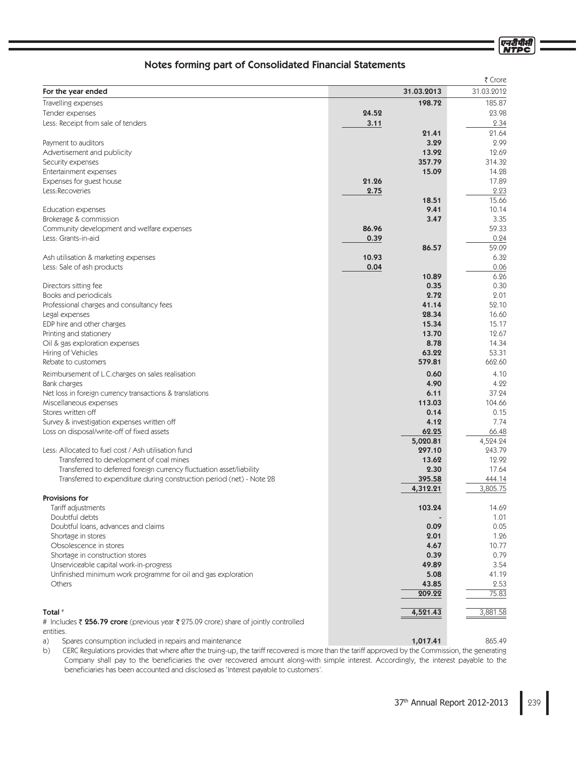## Notes forming part of Consolidated Financial Statements

₹ Crore

| For the year ended | | 31.03.2013 | 31.03.2012 |
|---|---|---|---|
| Travelling expenses | | 198.72 | 185.87 |
| Tender expenses | 24.52 | | 23.98 |
| Less: Receipt from sale of tenders | 3.11 | | 2.34 |
| | | 21.41 | 21.64 |
| Payment to auditors | | 3.29 | 2.99 |
| Advertisement and publicity | | 13.92 | 12.69 |
| Security expenses | | 357.79 | 314.32 |
| Entertainment expenses | | 15.09 | 14.28 |
| Expenses for guest house | 21.26 | | 17.89 |
| Less:Recoveries | 2.75 | | 2.23 |
| | | 18.51 | 15.66 |
| Education expenses | | 9.41 | 10.14 |
| Brokerage & commission | | 3.47 | 3.35 |
| Community development and welfare expenses | 86.96 | | 59.33 |
| Less: Grants-in-aid | 0.39 | | 0.24 |
| | | 86.57 | 59.09 |
| Ash utilisation & marketing expenses | 10.93 | | 6.32 |
| Less: Sale of ash products | 0.04 | | 0.06 |
| | | 10.89 | 6.26 |
| Directors sitting fee | | 0.35 | 0.30 |
| Books and periodicals | | 2.72 | 2.01 |
| Professional charges and consultancy fees | | 41.14 | 52.10 |
| Legal expenses | | 28.34 | 16.60 |
| EDP hire and other charges | | 15.34 | 15.17 |
| Printing and stationery | | 13.70 | 12.67 |
| Oil & gas exploration expenses | | 8.78 | 14.34 |
| Hiring of Vehicles | | 63.22 | 53.31 |
| Rebate to customers | | 579.81 | 662.60 |
| Reimbursement of L.C.charges on sales realisation | | 0.60 | 4.10 |
| Bank charges | | 4.90 | 4.22 |
| Net loss in foreign currency transactions & translations | | 6.11 | 37.24 |
| Miscellaneous expenses | | 113.03 | 104.66 |
| Stores written off | | 0.14 | 0.15 |
| Survey & investigation expenses written off | | 4.12 | 7.74 |
| Loss on disposal/write-off of fixed assets | | 62.25 | 66.48 |
| | | 5,020.81 | 4,524.24 |
| Less: Allocated to fuel cost / Ash utilisation fund | | 297.10 | 243.79 |
| Transferred to development of coal mines | | 13.62 | 12.92 |
| Transferred to deferred foreign currency fluctuation asset/liability | | 2.30 | 17.64 |
| Transferred to expenditure during construction period (net) - Note 28 | | 395.58 | 444.14 |
| | | 4,312.21 | 3,805.75 |
| **Provisions for** | | | |
| Tariff adjustments | | 103.24 | 14.69 |
| Doubtful debts | | - | 1.01 |
| Doubtful loans, advances and claims | | 0.09 | 0.05 |
| Shortage in stores | | 2.01 | 1.26 |
| Obsolescence in stores | | 4.67 | 10.77 |
| Shortage in construction stores | | 0.39 | 0.79 |
| Unserviceable capital work-in-progress | | 49.89 | 3.54 |
| Unfinished minimum work programme for oil and gas exploration | | 5.08 | 41.19 |
| Others | | 43.85 | 2.53 |
| | | 209.22 | 75.83 |
| **Total** # | | 4,521.43 | 3,881.58 |

\# Includes ₹ **256.79 crore** (previous year ₹ 275.09 crore) share of jointly controlled entities.

| | | |
|---|---|---|
| a) Spares consumption included in repairs and maintenance | 1,017.41 | 865.49 |

b) CERC Regulations provides that where after the truing-up, the tariff recovered is more than the tariff approved by the Commission, the generating Company shall pay to the beneficiaries the over recovered amount along-with simple interest. Accordingly, the interest payable to the beneficiaries has been accounted and disclosed as 'Interest payable to customers'.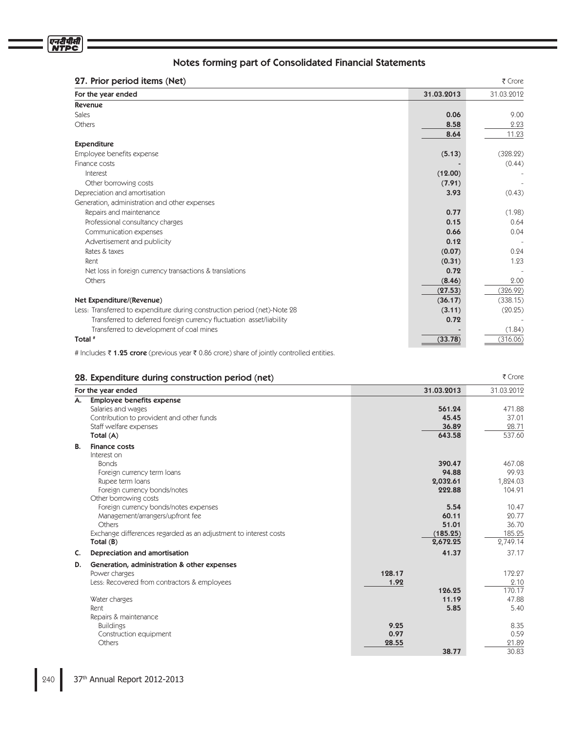## Notes forming part of Consolidated Financial Statements

### 27. Prior period items (Net)

₹ Crore

| For the year ended | 31.03.2013 | 31.03.2012 |
|---|---|---|
| **Revenue** | | |
| Sales | **0.06** | 9.00 |
| Others | **8.58** | 2.23 |
| | **8.64** | 11.23 |
| **Expenditure** | | |
| Employee benefits expense | **(5.13)** | (328.22) |
| Finance costs | **-** | (0.44) |
| Interest | **(12.00)** | - |
| Other borrowing costs | **(7.91)** | - |
| Depreciation and amortisation | **3.93** | (0.43) |
| Generation, administration and other expenses | | |
| Repairs and maintenance | **0.77** | (1.98) |
| Professional consultancy charges | **0.15** | 0.64 |
| Communication expenses | **0.66** | 0.04 |
| Advertisement and publicity | **0.12** | - |
| Rates & taxes | **(0.07)** | 0.24 |
| Rent | **(0.31)** | 1.23 |
| Net loss in foreign currency transactions & translations | **0.72** | - |
| Others | **(8.46)** | 2.00 |
| | **(27.53)** | (326.92) |
| **Net Expenditure/(Revenue)** | **(36.17)** | (338.15) |
| Less: Transferred to expenditure during construction period (net)-Note 28 | **(3.11)** | (20.25) |
| Transferred to deferred foreign currency fluctuation asset/liability | **0.72** | - |
| Transferred to development of coal mines | **-** | (1.84) |
| **Total** # | **(33.78)** | (316.06) |

# Includes ₹ **1.25 crore** (previous year ₹ 0.86 crore) share of jointly controlled entities.

### 28. Expenditure during construction period (net)

₹ Crore

| | For the year ended | | 31.03.2013 | 31.03.2012 |
|---|---|---|---|---|
| **A.** | **Employee benefits expense** | | | |
| | Salaries and wages | | **561.24** | 471.88 |
| | Contribution to provident and other funds | | **45.45** | 37.01 |
| | Staff welfare expenses | | **36.89** | 28.71 |
| | **Total (A)** | | **643.58** | 537.60 |
| **B.** | **Finance costs** | | | |
| | Interest on | | | |
| | Bonds | | **390.47** | 467.08 |
| | Foreign currency term loans | | **94.88** | 99.93 |
| | Rupee term loans | | **2,032.61** | 1,824.03 |
| | Foreign currency bonds/notes | | **222.88** | 104.91 |
| | Other borrowing costs | | | |
| | Foreign currency bonds/notes expenses | | **5.54** | 10.47 |
| | Management/arrangers/upfront fee | | **60.11** | 20.77 |
| | Others | | **51.01** | 36.70 |
| | Exchange differences regarded as an adjustment to interest costs | | **(185.25)** | 185.25 |
| | **Total (B)** | | **2,672.25** | 2,749.14 |
| **C.** | **Depreciation and amortisation** | | **41.37** | 37.17 |
| **D.** | **Generation, administration & other expenses** | | | |
| | Power charges | **128.17** | | 172.27 |
| | Less: Recovered from contractors & employees | **1.92** | | 2.10 |
| | | | **126.25** | 170.17 |
| | Water charges | | **11.19** | 47.88 |
| | Rent | | **5.85** | 5.40 |
| | Repairs & maintenance | | | |
| | Buildings | **9.25** | | 8.35 |
| | Construction equipment | **0.97** | | 0.59 |
| | Others | **28.55** | | 21.89 |
| | | | **38.77** | 30.83 |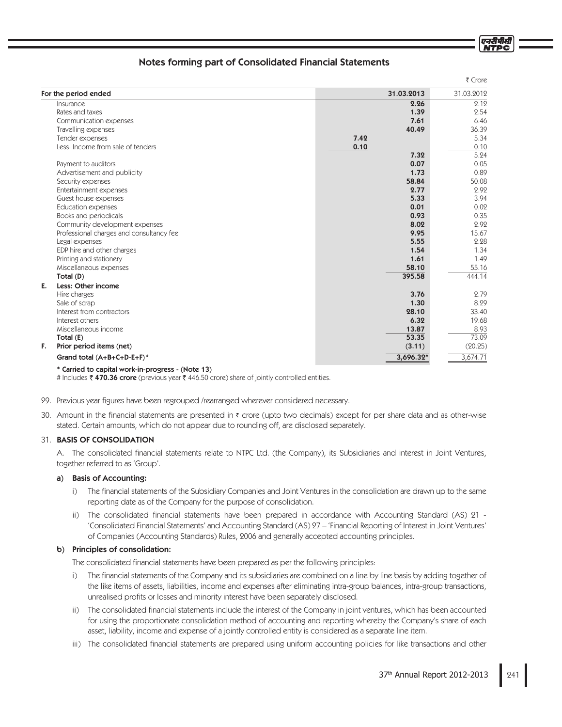## Notes forming part of Consolidated Financial Statements

₹ Crore

| | For the period ended | | 31.03.2013 | 31.03.2012 |
|---|---|---|---|---|
| | Insurance | | **2.26** | 2.12 |
| | Rates and taxes | | **1.39** | 2.54 |
| | Communication expenses | | **7.61** | 6.46 |
| | Travelling expenses | | **40.49** | 36.39 |
| | Tender expenses | **7.42** | | 5.34 |
| | Less: Income from sale of tenders | **0.10** | | 0.10 |
| | | | **7.32** | 5.24 |
| | Payment to auditors | | **0.07** | 0.05 |
| | Advertisement and publicity | | **1.73** | 0.89 |
| | Security expenses | | **58.84** | 50.08 |
| | Entertainment expenses | | **2.77** | 2.92 |
| | Guest house expenses | | **5.33** | 3.94 |
| | Education expenses | | **0.01** | 0.02 |
| | Books and periodicals | | **0.93** | 0.35 |
| | Community development expenses | | **8.02** | 2.92 |
| | Professional charges and consultancy fee | | **9.95** | 15.67 |
| | Legal expenses | | **5.55** | 2.28 |
| | EDP hire and other charges | | **1.54** | 1.34 |
| | Printing and stationery | | **1.61** | 1.49 |
| | Miscellaneous expenses | | **58.10** | 55.16 |
| | **Total (D)** | | **395.58** | 444.14 |
| **E.** | **Less: Other income** | | | |
| | Hire charges | | **3.76** | 2.79 |
| | Sale of scrap | | **1.30** | 8.29 |
| | Interest from contractors | | **28.10** | 33.40 |
| | Interest others | | **6.32** | 19.68 |
| | Miscellaneous income | | **13.87** | 8.93 |
| | **Total (E)** | | **53.35** | 73.09 |
| **F.** | **Prior period items (net)** | | **(3.11)** | (20.25) |
| | **Grand total (A+B+C+D-E+F) #** | | **3,696.32*** | 3,674.71 |

**\* Carried to capital work-in-progress - (Note 13)**

\# Includes ₹ **470.36 crore** (previous year ₹ 446.50 crore) share of jointly controlled entities.

29. Previous year figures have been regrouped /rearranged wherever considered necessary.

30. Amount in the financial statements are presented in ₹ crore (upto two decimals) except for per share data and as other-wise stated. Certain amounts, which do not appear due to rounding off, are disclosed separately.

31. **BASIS OF CONSOLIDATION**

A. The consolidated financial statements relate to NTPC Ltd. (the Company), its Subsidiaries and interest in Joint Ventures, together referred to as 'Group'.

**a) Basis of Accounting:**

i) The financial statements of the Subsidiary Companies and Joint Ventures in the consolidation are drawn up to the same reporting date as of the Company for the purpose of consolidation.

ii) The consolidated financial statements have been prepared in accordance with Accounting Standard (AS) 21 - 'Consolidated Financial Statements' and Accounting Standard (AS) 27 – 'Financial Reporting of Interest in Joint Ventures' of Companies (Accounting Standards) Rules, 2006 and generally accepted accounting principles.

**b) Principles of consolidation:**

The consolidated financial statements have been prepared as per the following principles:

i) The financial statements of the Company and its subsidiaries are combined on a line by line basis by adding together of the like items of assets, liabilities, income and expenses after eliminating intra-group balances, intra-group transactions, unrealised profits or losses and minority interest have been separately disclosed.

ii) The consolidated financial statements include the interest of the Company in joint ventures, which has been accounted for using the proportionate consolidation method of accounting and reporting whereby the Company's share of each asset, liability, income and expense of a jointly controlled entity is considered as a separate line item.

iii) The consolidated financial statements are prepared using uniform accounting policies for like transactions and other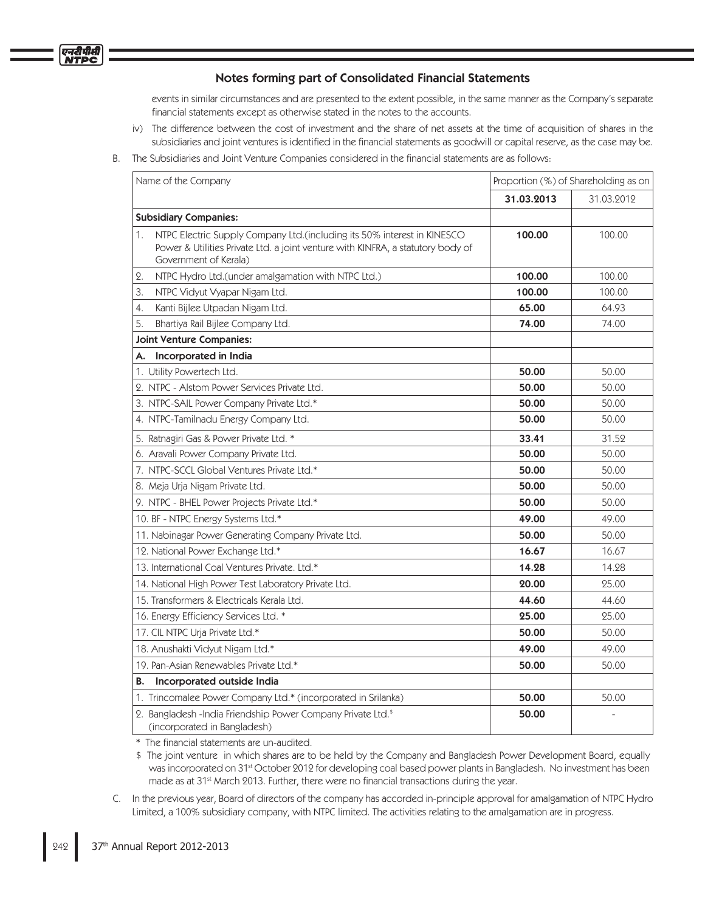## Notes forming part of Consolidated Financial Statements

events in similar circumstances and are presented to the extent possible, in the same manner as the Company's separate financial statements except as otherwise stated in the notes to the accounts.

iv) The difference between the cost of investment and the share of net assets at the time of acquisition of shares in the subsidiaries and joint ventures is identified in the financial statements as goodwill or capital reserve, as the case may be.

B. The Subsidiaries and Joint Venture Companies considered in the financial statements are as follows:

| Name of the Company | Proportion (%) of Shareholding as on | |
|---|---|---|
| | **31.03.2013** | 31.03.2012 |
| **Subsidiary Companies:** | | |
| 1. NTPC Electric Supply Company Ltd.(including its 50% interest in KINESCO Power & Utilities Private Ltd. a joint venture with KINFRA, a statutory body of Government of Kerala) | **100.00** | 100.00 |
| 2. NTPC Hydro Ltd.(under amalgamation with NTPC Ltd.) | **100.00** | 100.00 |
| 3. NTPC Vidyut Vyapar Nigam Ltd. | **100.00** | 100.00 |
| 4. Kanti Bijlee Utpadan Nigam Ltd. | **65.00** | 64.93 |
| 5. Bhartiya Rail Bijlee Company Ltd. | **74.00** | 74.00 |
| **Joint Venture Companies:** | | |
| **A. Incorporated in India** | | |
| 1. Utility Powertech Ltd. | **50.00** | 50.00 |
| 2. NTPC - Alstom Power Services Private Ltd. | **50.00** | 50.00 |
| 3. NTPC-SAIL Power Company Private Ltd.* | **50.00** | 50.00 |
| 4. NTPC-Tamilnadu Energy Company Ltd. | **50.00** | 50.00 |
| 5. Ratnagiri Gas & Power Private Ltd. * | **33.41** | 31.52 |
| 6. Aravali Power Company Private Ltd. | **50.00** | 50.00 |
| 7. NTPC-SCCL Global Ventures Private Ltd.* | **50.00** | 50.00 |
| 8. Meja Urja Nigam Private Ltd. | **50.00** | 50.00 |
| 9. NTPC - BHEL Power Projects Private Ltd.* | **50.00** | 50.00 |
| 10. BF - NTPC Energy Systems Ltd.* | **49.00** | 49.00 |
| 11. Nabinagar Power Generating Company Private Ltd. | **50.00** | 50.00 |
| 12. National Power Exchange Ltd.* | **16.67** | 16.67 |
| 13. International Coal Ventures Private. Ltd.* | **14.28** | 14.28 |
| 14. National High Power Test Laboratory Private Ltd. | **20.00** | 25.00 |
| 15. Transformers & Electricals Kerala Ltd. | **44.60** | 44.60 |
| 16. Energy Efficiency Services Ltd. * | **25.00** | 25.00 |
| 17. CIL NTPC Urja Private Ltd.* | **50.00** | 50.00 |
| 18. Anushakti Vidyut Nigam Ltd.* | **49.00** | 49.00 |
| 19. Pan-Asian Renewables Private Ltd.* | **50.00** | 50.00 |
| **B. Incorporated outside India** | | |
| 1. Trincomalee Power Company Ltd.* (incorporated in Srilanka) | **50.00** | 50.00 |
| 2. Bangladesh -India Friendship Power Company Private Ltd.$ (incorporated in Bangladesh) | **50.00** | - |

\* The financial statements are un-audited.

$ The joint venture in which shares are to be held by the Company and Bangladesh Power Development Board, equally was incorporated on 31st October 2012 for developing coal based power plants in Bangladesh. No investment has been made as at 31st March 2013. Further, there were no financial transactions during the year.

C. In the previous year, Board of directors of the company has accorded in-principle approval for amalgamation of NTPC Hydro Limited, a 100% subsidiary company, with NTPC limited. The activities relating to the amalgamation are in progress.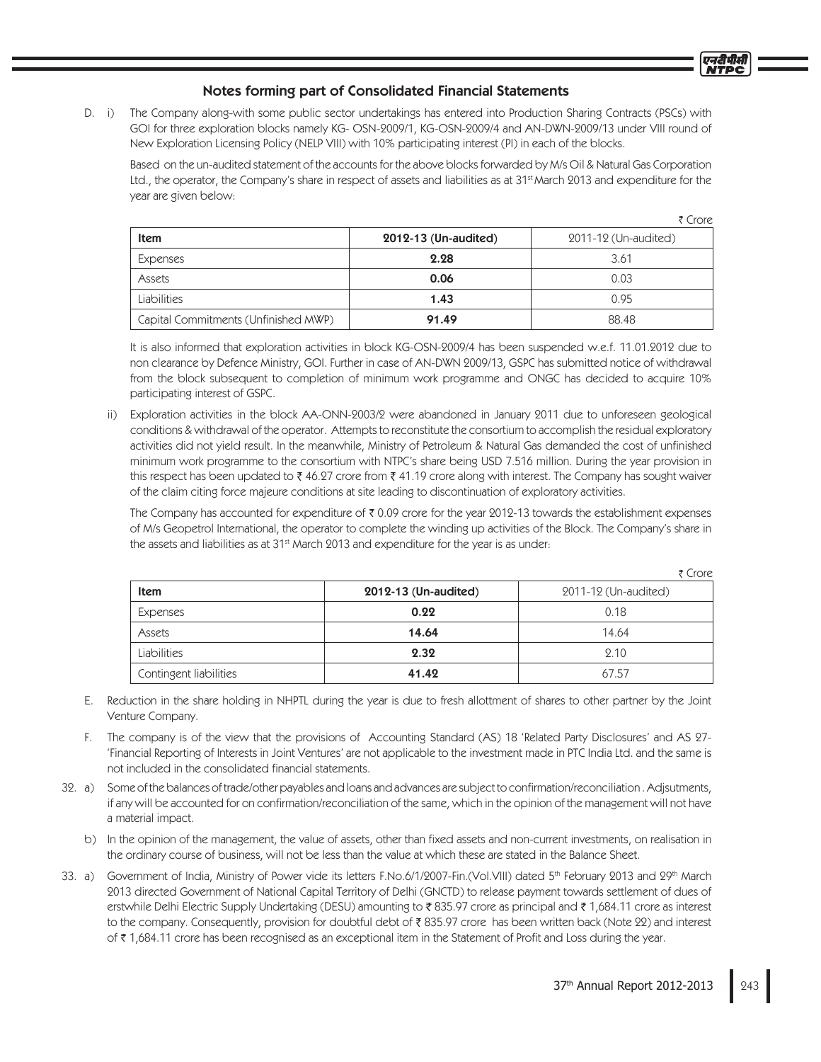## Notes forming part of Consolidated Financial Statements

D. i) The Company along-with some public sector undertakings has entered into Production Sharing Contracts (PSCs) with GOI for three exploration blocks namely KG- OSN-2009/1, KG-OSN-2009/4 and AN-DWN-2009/13 under VIII round of New Exploration Licensing Policy (NELP VIII) with 10% participating interest (PI) in each of the blocks.

Based on the un-audited statement of the accounts for the above blocks forwarded by M/s Oil & Natural Gas Corporation Ltd., the operator, the Company's share in respect of assets and liabilities as at 31st March 2013 and expenditure for the year are given below:

₹ Crore

| Item | 2012-13 (Un-audited) | 2011-12 (Un-audited) |
|---|---|---|
| Expenses | **2.28** | 3.61 |
| Assets | **0.06** | 0.03 |
| Liabilities | **1.43** | 0.95 |
| Capital Commitments (Unfinished MWP) | **91.49** | 88.48 |

It is also informed that exploration activities in block KG-OSN-2009/4 has been suspended w.e.f. 11.01.2012 due to non clearance by Defence Ministry, GOI. Further in case of AN-DWN 2009/13, GSPC has submitted notice of withdrawal from the block subsequent to completion of minimum work programme and ONGC has decided to acquire 10% participating interest of GSPC.

ii) Exploration activities in the block AA-ONN-2003/2 were abandoned in January 2011 due to unforeseen geological conditions & withdrawal of the operator. Attempts to reconstitute the consortium to accomplish the residual exploratory activities did not yield result. In the meanwhile, Ministry of Petroleum & Natural Gas demanded the cost of unfinished minimum work programme to the consortium with NTPC's share being USD 7.516 million. During the year provision in this respect has been updated to ₹ 46.27 crore from ₹ 41.19 crore along with interest. The Company has sought waiver of the claim citing force majeure conditions at site leading to discontinuation of exploratory activities.

The Company has accounted for expenditure of ₹ 0.09 crore for the year 2012-13 towards the establishment expenses of M/s Geopetrol International, the operator to complete the winding up activities of the Block. The Company's share in the assets and liabilities as at 31st March 2013 and expenditure for the year is as under:

₹ Crore

| Item | 2012-13 (Un-audited) | 2011-12 (Un-audited) |
|---|---|---|
| Expenses | **0.22** | 0.18 |
| Assets | **14.64** | 14.64 |
| Liabilities | **2.32** | 2.10 |
| Contingent liabilities | **41.42** | 67.57 |

E. Reduction in the share holding in NHPTL during the year is due to fresh allottment of shares to other partner by the Joint Venture Company.

F. The company is of the view that the provisions of Accounting Standard (AS) 18 'Related Party Disclosures' and AS 27- 'Financial Reporting of Interests in Joint Ventures' are not applicable to the investment made in PTC India Ltd. and the same is not included in the consolidated financial statements.

32. a) Some of the balances of trade/other payables and loans and advances are subject to confirmation/reconciliation . Adjsutments, if any will be accounted for on confirmation/reconciliation of the same, which in the opinion of the management will not have a material impact.

b) In the opinion of the management, the value of assets, other than fixed assets and non-current investments, on realisation in the ordinary course of business, will not be less than the value at which these are stated in the Balance Sheet.

33. a) Government of India, Ministry of Power vide its letters F.No.6/1/2007-Fin.(Vol.VIII) dated 5th February 2013 and 29th March 2013 directed Government of National Capital Territory of Delhi (GNCTD) to release payment towards settlement of dues of erstwhile Delhi Electric Supply Undertaking (DESU) amounting to ₹ 835.97 crore as principal and ₹ 1,684.11 crore as interest to the company. Consequently, provision for doubtful debt of ₹ 835.97 crore has been written back (Note 22) and interest of ₹ 1,684.11 crore has been recognised as an exceptional item in the Statement of Profit and Loss during the year.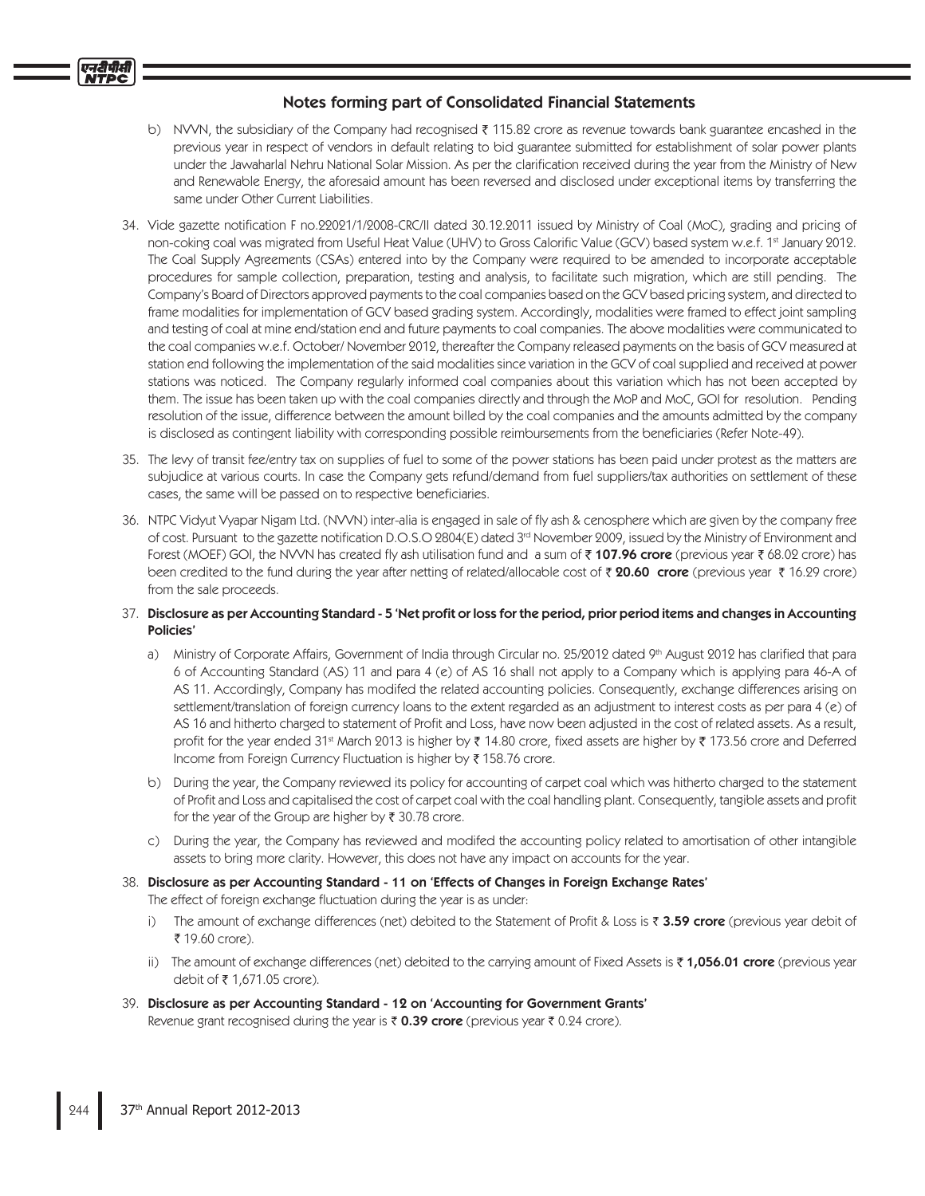## Notes forming part of Consolidated Financial Statements

b) NVVN, the subsidiary of the Company had recognised ₹ 115.82 crore as revenue towards bank guarantee encashed in the previous year in respect of vendors in default relating to bid guarantee submitted for establishment of solar power plants under the Jawaharlal Nehru National Solar Mission. As per the clarification received during the year from the Ministry of New and Renewable Energy, the aforesaid amount has been reversed and disclosed under exceptional items by transferring the same under Other Current Liabilities.

34. Vide gazette notification F no.22021/1/2008-CRC/II dated 30.12.2011 issued by Ministry of Coal (MoC), grading and pricing of non-coking coal was migrated from Useful Heat Value (UHV) to Gross Calorific Value (GCV) based system w.e.f. 1st January 2012. The Coal Supply Agreements (CSAs) entered into by the Company were required to be amended to incorporate acceptable procedures for sample collection, preparation, testing and analysis, to facilitate such migration, which are still pending. The Company's Board of Directors approved payments to the coal companies based on the GCV based pricing system, and directed to frame modalities for implementation of GCV based grading system. Accordingly, modalities were framed to effect joint sampling and testing of coal at mine end/station end and future payments to coal companies. The above modalities were communicated to the coal companies w.e.f. October/ November 2012, thereafter the Company released payments on the basis of GCV measured at station end following the implementation of the said modalities since variation in the GCV of coal supplied and received at power stations was noticed. The Company regularly informed coal companies about this variation which has not been accepted by them. The issue has been taken up with the coal companies directly and through the MoP and MoC, GOI for resolution. Pending resolution of the issue, difference between the amount billed by the coal companies and the amounts admitted by the company is disclosed as contingent liability with corresponding possible reimbursements from the beneficiaries (Refer Note-49).

35. The levy of transit fee/entry tax on supplies of fuel to some of the power stations has been paid under protest as the matters are subjudice at various courts. In case the Company gets refund/demand from fuel suppliers/tax authorities on settlement of these cases, the same will be passed on to respective beneficiaries.

36. NTPC Vidyut Vyapar Nigam Ltd. (NVVN) inter-alia is engaged in sale of fly ash & cenosphere which are given by the company free of cost. Pursuant to the gazette notification D.O.S.O 2804(E) dated 3rd November 2009, issued by the Ministry of Environment and Forest (MOEF) GOI, the NVVN has created fly ash utilisation fund and a sum of ₹ **107.96 crore** (previous year ₹ 68.02 crore) has been credited to the fund during the year after netting of related/allocable cost of ₹ **20.60 crore** (previous year ₹ 16.29 crore) from the sale proceeds.

37. **Disclosure as per Accounting Standard - 5 'Net profit or loss for the period, prior period items and changes in Accounting Policies'**

   a) Ministry of Corporate Affairs, Government of India through Circular no. 25/2012 dated 9th August 2012 has clarified that para 6 of Accounting Standard (AS) 11 and para 4 (e) of AS 16 shall not apply to a Company which is applying para 46-A of AS 11. Accordingly, Company has modifed the related accounting policies. Consequently, exchange differences arising on settlement/translation of foreign currency loans to the extent regarded as an adjustment to interest costs as per para 4 (e) of AS 16 and hitherto charged to statement of Profit and Loss, have now been adjusted in the cost of related assets. As a result, profit for the year ended 31st March 2013 is higher by ₹ 14.80 crore, fixed assets are higher by ₹ 173.56 crore and Deferred Income from Foreign Currency Fluctuation is higher by ₹ 158.76 crore.

   b) During the year, the Company reviewed its policy for accounting of carpet coal which was hitherto charged to the statement of Profit and Loss and capitalised the cost of carpet coal with the coal handling plant. Consequently, tangible assets and profit for the year of the Group are higher by ₹ 30.78 crore.

   c) During the year, the Company has reviewed and modifed the accounting policy related to amortisation of other intangible assets to bring more clarity. However, this does not have any impact on accounts for the year.

38. **Disclosure as per Accounting Standard - 11 on 'Effects of Changes in Foreign Exchange Rates'**

   The effect of foreign exchange fluctuation during the year is as under:

   i) The amount of exchange differences (net) debited to the Statement of Profit & Loss is ₹ **3.59 crore** (previous year debit of ₹ 19.60 crore).

   ii) The amount of exchange differences (net) debited to the carrying amount of Fixed Assets is ₹ **1,056.01 crore** (previous year debit of ₹ 1,671.05 crore).

39. **Disclosure as per Accounting Standard - 12 on 'Accounting for Government Grants'**

   Revenue grant recognised during the year is ₹ **0.39 crore** (previous year ₹ 0.24 crore).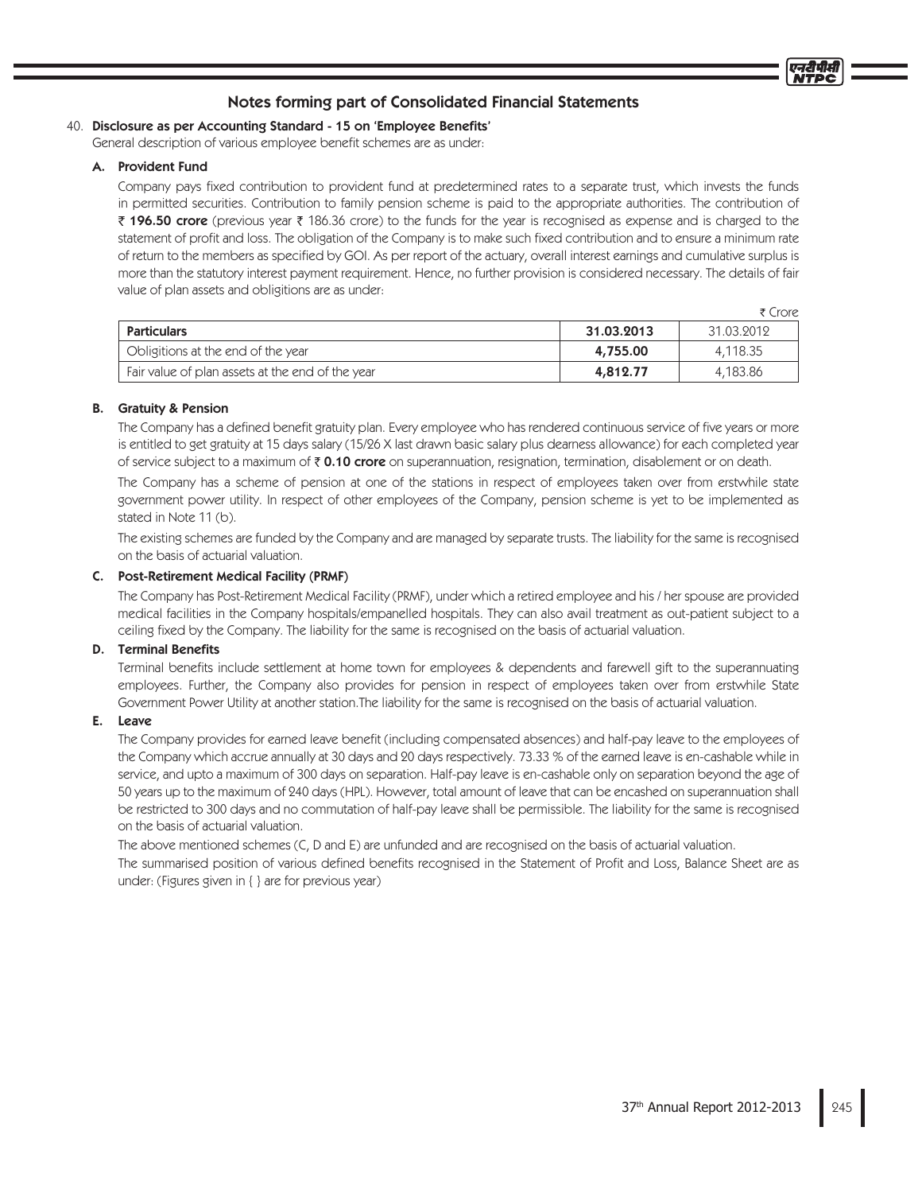## Notes forming part of Consolidated Financial Statements

40. **Disclosure as per Accounting Standard - 15 on 'Employee Benefits'**

General description of various employee benefit schemes are as under:

### A. Provident Fund

Company pays fixed contribution to provident fund at predetermined rates to a separate trust, which invests the funds in permitted securities. Contribution to family pension scheme is paid to the appropriate authorities. The contribution of ₹ **196.50 crore** (previous year ₹ 186.36 crore) to the funds for the year is recognised as expense and is charged to the statement of profit and loss. The obligation of the Company is to make such fixed contribution and to ensure a minimum rate of return to the members as specified by GOI. As per report of the actuary, overall interest earnings and cumulative surplus is more than the statutory interest payment requirement. Hence, no further provision is considered necessary. The details of fair value of plan assets and obligitions are as under:

₹ Crore

| Particulars | 31.03.2013 | 31.03.2012 |
|---|---|---|
| Obligitions at the end of the year | **4,755.00** | 4,118.35 |
| Fair value of plan assets at the end of the year | **4,812.77** | 4,183.86 |

### B. Gratuity & Pension

The Company has a defined benefit gratuity plan. Every employee who has rendered continuous service of five years or more is entitled to get gratuity at 15 days salary (15/26 X last drawn basic salary plus dearness allowance) for each completed year of service subject to a maximum of ₹ **0.10 crore** on superannuation, resignation, termination, disablement or on death.

The Company has a scheme of pension at one of the stations in respect of employees taken over from erstwhile state government power utility. In respect of other employees of the Company, pension scheme is yet to be implemented as stated in Note 11 (b).

The existing schemes are funded by the Company and are managed by separate trusts. The liability for the same is recognised on the basis of actuarial valuation.

### C. Post-Retirement Medical Facility (PRMF)

The Company has Post-Retirement Medical Facility (PRMF), under which a retired employee and his / her spouse are provided medical facilities in the Company hospitals/empanelled hospitals. They can also avail treatment as out-patient subject to a ceiling fixed by the Company. The liability for the same is recognised on the basis of actuarial valuation.

### D. Terminal Benefits

Terminal benefits include settlement at home town for employees & dependents and farewell gift to the superannuating employees. Further, the Company also provides for pension in respect of employees taken over from erstwhile State Government Power Utility at another station.The liability for the same is recognised on the basis of actuarial valuation.

### E. Leave

The Company provides for earned leave benefit (including compensated absences) and half-pay leave to the employees of the Company which accrue annually at 30 days and 20 days respectively. 73.33 % of the earned leave is en-cashable while in service, and upto a maximum of 300 days on separation. Half-pay leave is en-cashable only on separation beyond the age of 50 years up to the maximum of 240 days (HPL). However, total amount of leave that can be encashed on superannuation shall be restricted to 300 days and no commutation of half-pay leave shall be permissible. The liability for the same is recognised on the basis of actuarial valuation.

The above mentioned schemes (C, D and E) are unfunded and are recognised on the basis of actuarial valuation.

The summarised position of various defined benefits recognised in the Statement of Profit and Loss, Balance Sheet are as under: (Figures given in { } are for previous year)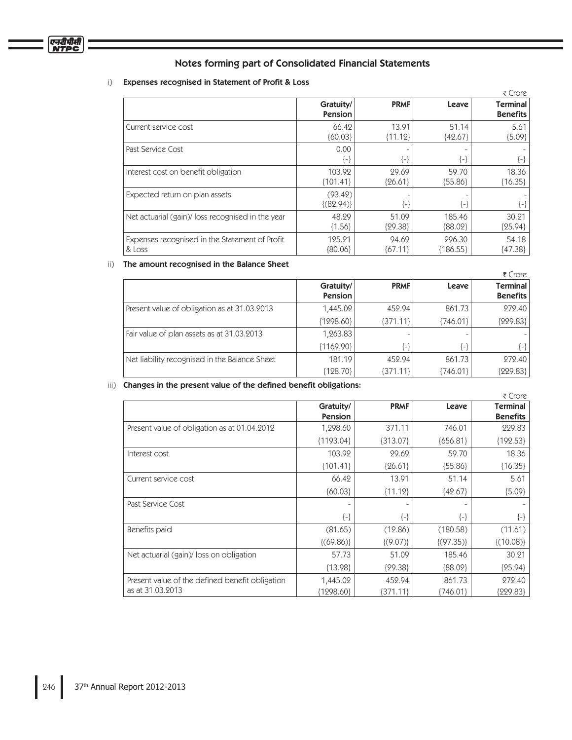## Notes forming part of Consolidated Financial Statements

i) **Expenses recognised in Statement of Profit & Loss**

₹ Crore

| | Gratuity/ Pension | PRMF | Leave | Terminal Benefits |
|---|---|---|---|---|
| Current service cost | 66.42 {60.03} | 13.91 {11.12} | 51.14 {42.67} | 5.61 {5.09} |
| Past Service Cost | 0.00 {-} | - {-} | - {-} | - {-} |
| Interest cost on benefit obligation | 103.92 {101.41} | 29.69 {26.61} | 59.70 {55.86} | 18.36 {16.35} |
| Expected return on plan assets | (93.42) {(82.94)} | - {-} | - {-} | - {-} |
| Net actuarial (gain)/ loss recognised in the year | 48.29 {1.56} | 51.09 {29.38} | 185.46 {88.02} | 30.21 {25.94} |
| Expenses recognised in the Statement of Profit & Loss | 125.21 {80.06} | 94.69 {67.11} | 296.30 {186.55} | 54.18 {47.38} |

ii) **The amount recognised in the Balance Sheet**

₹ Crore

| | Gratuity/ Pension | PRMF | Leave | Terminal Benefits |
|---|---|---|---|---|
| Present value of obligation as at 31.03.2013 | 1,445.02 | 452.94 | 861.73 | 272.40 |
| | {1298.60} | {371.11} | {746.01} | {229.83} |
| Fair value of plan assets as at 31.03.2013 | 1,263.83 | - | - | - |
| | {1169.90} | {-} | {-} | {-} |
| Net liability recognised in the Balance Sheet | 181.19 | 452.94 | 861.73 | 272.40 |
| | {128.70} | {371.11} | {746.01} | {229.83} |

iii) **Changes in the present value of the defined benefit obligations:**

₹ Crore

| | Gratuity/ Pension | PRMF | Leave | Terminal Benefits |
|---|---|---|---|---|
| Present value of obligation as at 01.04.2012 | 1,298.60 | 371.11 | 746.01 | 229.83 |
| | {1193.04} | {313.07} | {656.81} | {192.53} |
| Interest cost | 103.92 | 29.69 | 59.70 | 18.36 |
| | {101.41} | {26.61} | {55.86} | {16.35} |
| Current service cost | 66.42 | 13.91 | 51.14 | 5.61 |
| | {60.03} | {11.12} | {42.67} | {5.09} |
| Past Service Cost | - | - | - | - |
| | {-} | {-} | {-} | {-} |
| Benefits paid | (81.65) | (12.86) | (180.58) | (11.61) |
| | {(69.86)} | {(9.07)} | {(97.35)} | {(10.08)} |
| Net actuarial (gain)/ loss on obligation | 57.73 | 51.09 | 185.46 | 30.21 |
| | {13.98} | {29.38} | {88.02} | {25.94} |
| Present value of the defined benefit obligation as at 31.03.2013 | 1,445.02 {1298.60} | 452.94 {371.11} | 861.73 {746.01} | 272.40 {229.83} |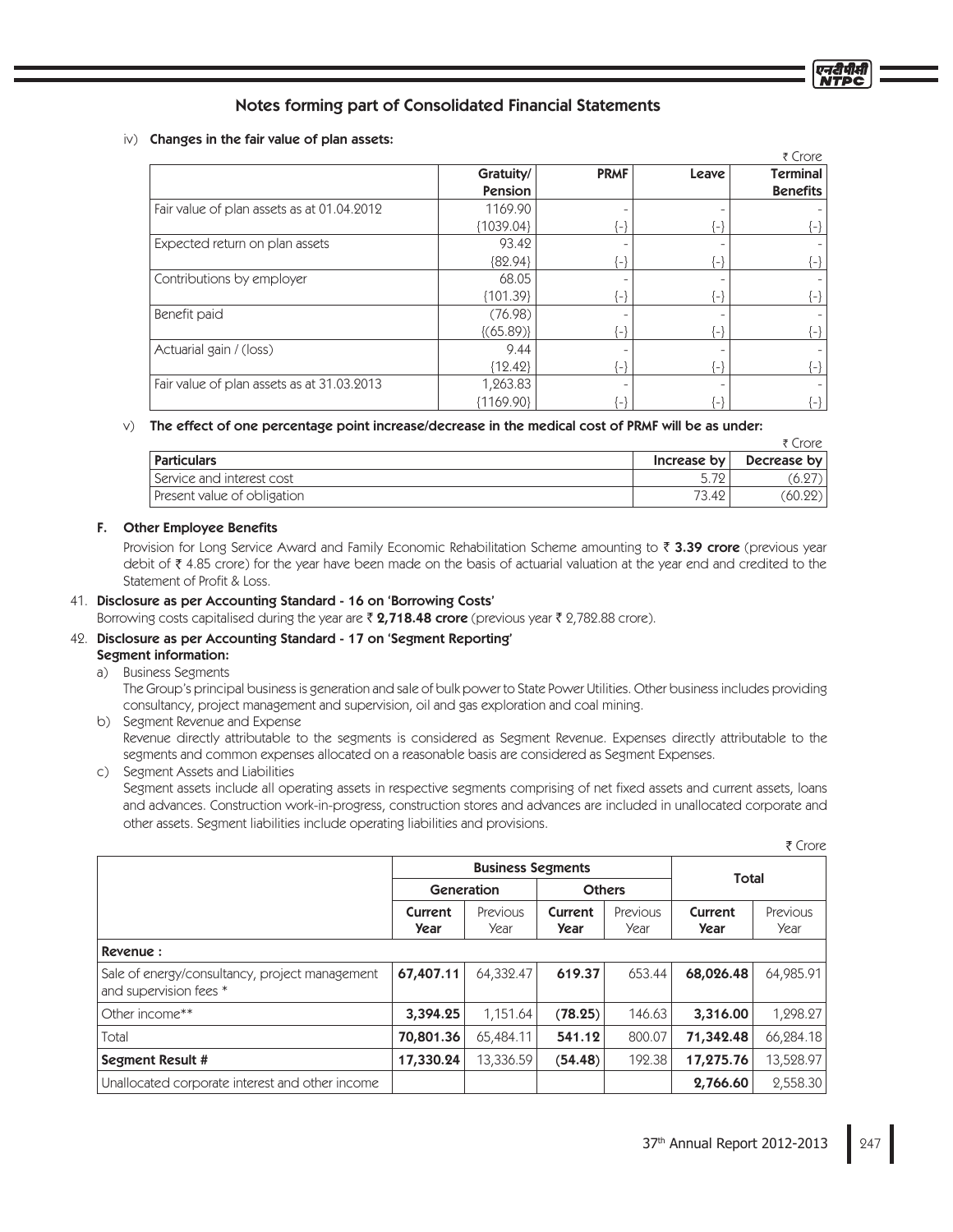## Notes forming part of Consolidated Financial Statements

iv) **Changes in the fair value of plan assets:**

₹ Crore

| | Gratuity/ Pension | PRMF | Leave | Terminal Benefits |
|---|---|---|---|---|
| Fair value of plan assets as at 01.04.2012 | 1169.90 | - | - | - |
| | {1039.04} | {-} | {-} | {-} |
| Expected return on plan assets | 93.42 | - | - | - |
| | {82.94} | {-} | {-} | {-} |
| Contributions by employer | 68.05 | - | - | - |
| | {101.39} | {-} | {-} | {-} |
| Benefit paid | (76.98) | - | - | - |
| | {(65.89)} | {-} | {-} | {-} |
| Actuarial gain / (loss) | 9.44 | - | - | - |
| | {12.42} | {-} | {-} | {-} |
| Fair value of plan assets as at 31.03.2013 | 1,263.83 | - | - | - |
| | {1169.90} | {-} | {-} | {-} |

v) **The effect of one percentage point increase/decrease in the medical cost of PRMF will be as under:**

₹ Crore

| Particulars | Increase by | Decrease by |
|---|---|---|
| Service and interest cost | 5.72 | (6.27) |
| Present value of obligation | 73.42 | (60.22) |

### F. Other Employee Benefits

Provision for Long Service Award and Family Economic Rehabilitation Scheme amounting to ₹ **3.39 crore** (previous year debit of ₹ 4.85 crore) for the year have been made on the basis of actuarial valuation at the year end and credited to the Statement of Profit & Loss.

41. **Disclosure as per Accounting Standard - 16 on 'Borrowing Costs'**

Borrowing costs capitalised during the year are ₹ **2,718.48 crore** (previous year ₹ 2,782.88 crore).

42. **Disclosure as per Accounting Standard - 17 on 'Segment Reporting'**

**Segment information:**

a) Business Segments

The Group's principal business is generation and sale of bulk power to State Power Utilities. Other business includes providing consultancy, project management and supervision, oil and gas exploration and coal mining.

b) Segment Revenue and Expense

Revenue directly attributable to the segments is considered as Segment Revenue. Expenses directly attributable to the segments and common expenses allocated on a reasonable basis are considered as Segment Expenses.

c) Segment Assets and Liabilities

Segment assets include all operating assets in respective segments comprising of net fixed assets and current assets, loans and advances. Construction work-in-progress, construction stores and advances are included in unallocated corporate and other assets. Segment liabilities include operating liabilities and provisions.

₹ Crore

| | Business Segments | | | | Total | |
|---|---|---|---|---|---|---|
| | Generation | | Others | | | |
| | **Current Year** | Previous Year | **Current Year** | Previous Year | **Current Year** | Previous Year |
| **Revenue :** | | | | | | |
| Sale of energy/consultancy, project management and supervision fees * | **67,407.11** | 64,332.47 | **619.37** | 653.44 | **68,026.48** | 64,985.91 |
| Other income** | **3,394.25** | 1,151.64 | **(78.25)** | 146.63 | **3,316.00** | 1,298.27 |
| Total | **70,801.36** | 65,484.11 | **541.12** | 800.07 | **71,342.48** | 66,284.18 |
| **Segment Result #** | **17,330.24** | 13,336.59 | **(54.48)** | 192.38 | **17,275.76** | 13,528.97 |
| Unallocated corporate interest and other income | | | | | **2,766.60** | 2,558.30 |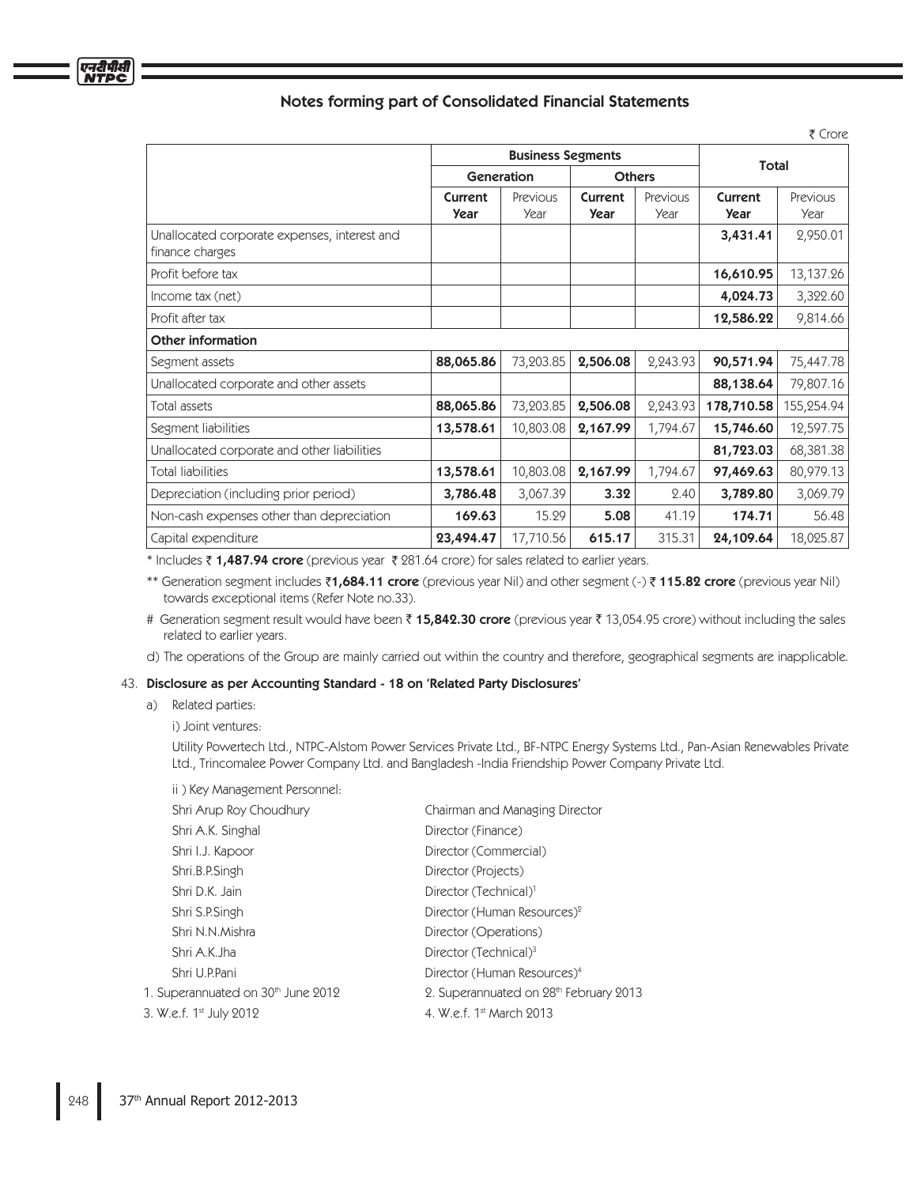## Notes forming part of Consolidated Financial Statements

₹ Crore

| | Business Segments | | | | Total | |
|---|---|---|---|---|---|---|
| | Generation | | Others | | | |
| | **Current Year** | Previous Year | **Current Year** | Previous Year | **Current Year** | Previous Year |
| Unallocated corporate expenses, interest and finance charges | | | | | **3,431.41** | 2,950.01 |
| Profit before tax | | | | | **16,610.95** | 13,137.26 |
| Income tax (net) | | | | | **4,024.73** | 3,322.60 |
| Profit after tax | | | | | **12,586.22** | 9,814.66 |
| **Other information** | | | | | | |
| Segment assets | **88,065.86** | 73,203.85 | **2,506.08** | 2,243.93 | **90,571.94** | 75,447.78 |
| Unallocated corporate and other assets | | | | | **88,138.64** | 79,807.16 |
| Total assets | **88,065.86** | 73,203.85 | **2,506.08** | 2,243.93 | **178,710.58** | 155,254.94 |
| Segment liabilities | **13,578.61** | 10,803.08 | **2,167.99** | 1,794.67 | **15,746.60** | 12,597.75 |
| Unallocated corporate and other liabilities | | | | | **81,723.03** | 68,381.38 |
| Total liabilities | **13,578.61** | 10,803.08 | **2,167.99** | 1,794.67 | **97,469.63** | 80,979.13 |
| Depreciation (including prior period) | **3,786.48** | 3,067.39 | **3.32** | 2.40 | **3,789.80** | 3,069.79 |
| Non-cash expenses other than depreciation | **169.63** | 15.29 | **5.08** | 41.19 | **174.71** | 56.48 |
| Capital expenditure | **23,494.47** | 17,710.56 | **615.17** | 315.31 | **24,109.64** | 18,025.87 |

* Includes ₹ **1,487.94 crore** (previous year ₹ 281.64 crore) for sales related to earlier years.

** Generation segment includes ₹**1,684.11 crore** (previous year Nil) and other segment (-) ₹ **115.82 crore** (previous year Nil) towards exceptional items (Refer Note no.33).

# Generation segment result would have been ₹ **15,842.30 crore** (previous year ₹ 13,054.95 crore) without including the sales related to earlier years.

d) The operations of the Group are mainly carried out within the country and therefore, geographical segments are inapplicable.

43. **Disclosure as per Accounting Standard - 18 on 'Related Party Disclosures'**

a) Related parties:

i) Joint ventures:

Utility Powertech Ltd., NTPC-Alstom Power Services Private Ltd., BF-NTPC Energy Systems Ltd., Pan-Asian Renewables Private Ltd., Trincomalee Power Company Ltd. and Bangladesh -India Friendship Power Company Private Ltd.

ii ) Key Management Personnel:

| | |
|---|---|
| Shri Arup Roy Choudhury | Chairman and Managing Director |
| Shri A.K. Singhal | Director (Finance) |
| Shri I.J. Kapoor | Director (Commercial) |
| Shri.B.P.Singh | Director (Projects) |
| Shri D.K. Jain | Director (Technical)[1] |
| Shri S.P.Singh | Director (Human Resources)[2] |
| Shri N.N.Mishra | Director (Operations) |
| Shri A.K.Jha | Director (Technical)[3] |
| Shri U.P.Pani | Director (Human Resources)[4] |

1. Superannuated on 30th June 2012
2. Superannuated on 28th February 2013
3. W.e.f. 1st July 2012
4. W.e.f. 1st March 2013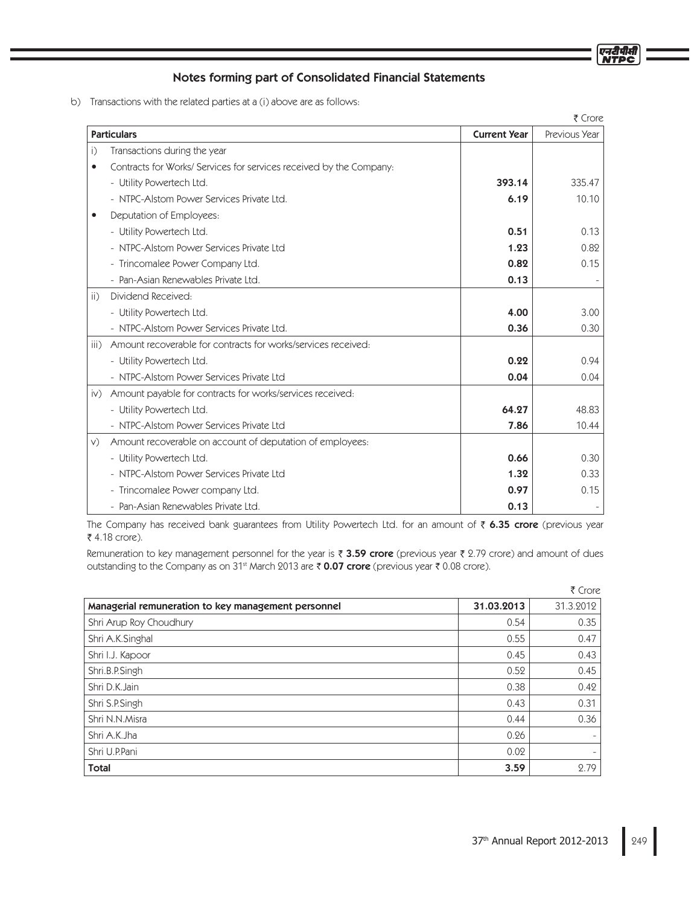## Notes forming part of Consolidated Financial Statements

b) Transactions with the related parties at a (i) above are as follows:

₹ Crore

| Particulars | Current Year | Previous Year |
|---|---|---|
| i) Transactions during the year | | |
| • Contracts for Works/ Services for services received by the Company: | | |
| - Utility Powertech Ltd. | **393.14** | 335.47 |
| - NTPC-Alstom Power Services Private Ltd. | **6.19** | 10.10 |
| • Deputation of Employees: | | |
| - Utility Powertech Ltd. | **0.51** | 0.13 |
| - NTPC-Alstom Power Services Private Ltd | **1.23** | 0.82 |
| - Trincomalee Power Company Ltd. | **0.82** | 0.15 |
| - Pan-Asian Renewables Private Ltd. | **0.13** | - |
| ii) Dividend Received: | | |
| - Utility Powertech Ltd. | **4.00** | 3.00 |
| - NTPC-Alstom Power Services Private Ltd. | **0.36** | 0.30 |
| iii) Amount recoverable for contracts for works/services received: | | |
| - Utility Powertech Ltd. | **0.22** | 0.94 |
| - NTPC-Alstom Power Services Private Ltd | **0.04** | 0.04 |
| iv) Amount payable for contracts for works/services received: | | |
| - Utility Powertech Ltd. | **64.27** | 48.83 |
| - NTPC-Alstom Power Services Private Ltd | **7.86** | 10.44 |
| v) Amount recoverable on account of deputation of employees: | | |
| - Utility Powertech Ltd. | **0.66** | 0.30 |
| - NTPC-Alstom Power Services Private Ltd | **1.32** | 0.33 |
| - Trincomalee Power company Ltd. | **0.97** | 0.15 |
| - Pan-Asian Renewables Private Ltd. | **0.13** | - |

The Company has received bank guarantees from Utility Powertech Ltd. for an amount of ₹ **6.35 crore** (previous year ₹ 4.18 crore).

Remuneration to key management personnel for the year is ₹ **3.59 crore** (previous year ₹ 2.79 crore) and amount of dues outstanding to the Company as on 31st March 2013 are ₹ **0.07 crore** (previous year ₹ 0.08 crore).

₹ Crore

| Managerial remuneration to key management personnel | 31.03.2013 | 31.3.2012 |
|---|---|---|
| Shri Arup Roy Choudhury | 0.54 | 0.35 |
| Shri A.K.Singhal | 0.55 | 0.47 |
| Shri I.J. Kapoor | 0.45 | 0.43 |
| Shri.B.P.Singh | 0.52 | 0.45 |
| Shri D.K.Jain | 0.38 | 0.42 |
| Shri S.P.Singh | 0.43 | 0.31 |
| Shri N.N.Misra | 0.44 | 0.36 |
| Shri A.K.Jha | 0.26 | - |
| Shri U.P.Pani | 0.02 | - |
| **Total** | **3.59** | 2.79 |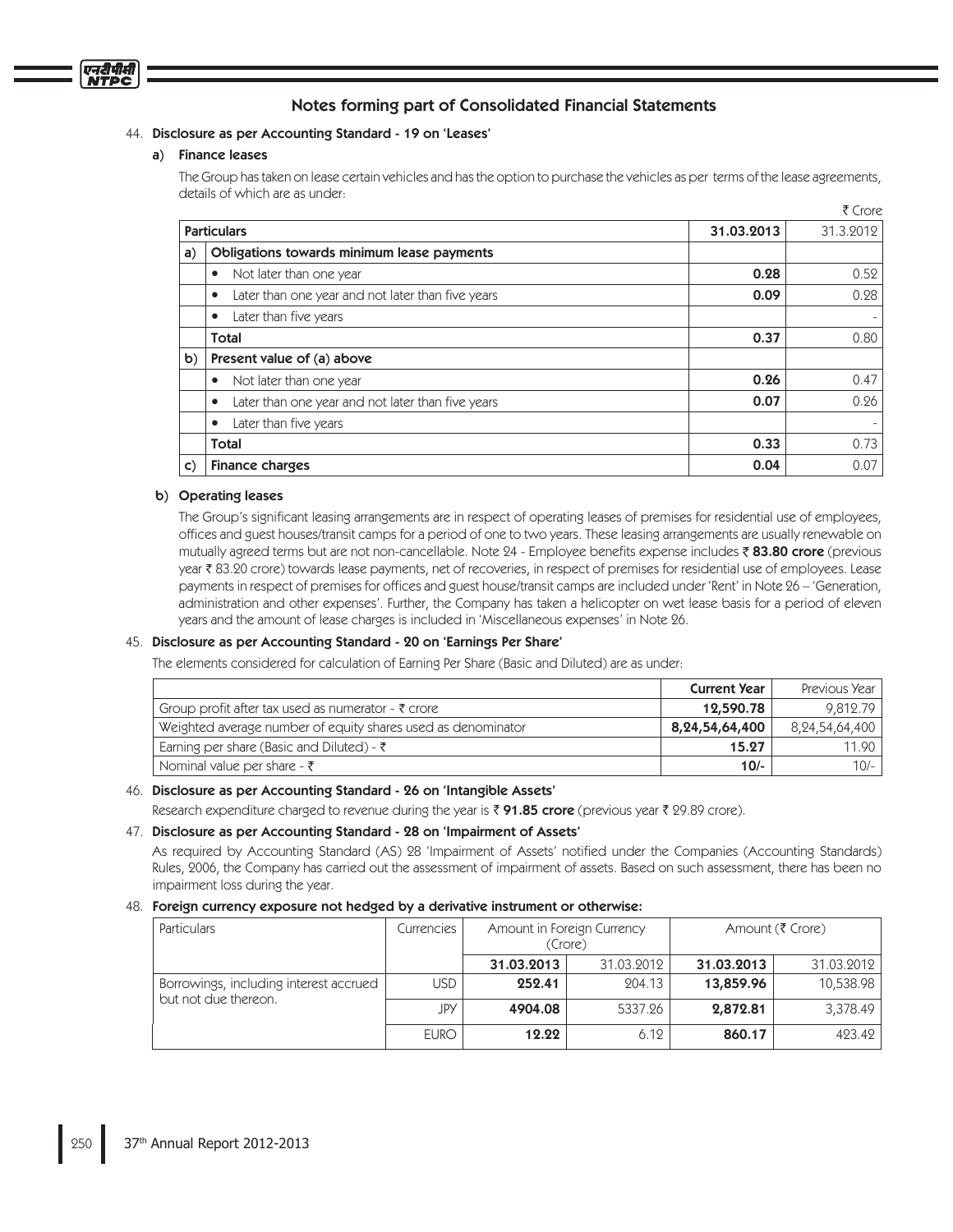## Notes forming part of Consolidated Financial Statements

44. **Disclosure as per Accounting Standard - 19 on 'Leases'**

**a) Finance leases**

The Group has taken on lease certain vehicles and has the option to purchase the vehicles as per terms of the lease agreements, details of which are as under:

₹ Crore

| | Particulars | 31.03.2013 | 31.3.2012 |
|---|---|---|---|
| a) | **Obligations towards minimum lease payments** | | |
| | • Not later than one year | **0.28** | 0.52 |
| | • Later than one year and not later than five years | **0.09** | 0.28 |
| | • Later than five years | | - |
| | **Total** | **0.37** | 0.80 |
| b) | **Present value of (a) above** | | |
| | • Not later than one year | **0.26** | 0.47 |
| | • Later than one year and not later than five years | **0.07** | 0.26 |
| | • Later than five years | | - |
| | **Total** | **0.33** | 0.73 |
| c) | **Finance charges** | **0.04** | 0.07 |

**b) Operating leases**

The Group's significant leasing arrangements are in respect of operating leases of premises for residential use of employees, offices and guest houses/transit camps for a period of one to two years. These leasing arrangements are usually renewable on mutually agreed terms but are not non-cancellable. Note 24 - Employee benefits expense includes ₹ **83.80 crore** (previous year ₹ 83.20 crore) towards lease payments, net of recoveries, in respect of premises for residential use of employees. Lease payments in respect of premises for offices and guest house/transit camps are included under 'Rent' in Note 26 – 'Generation, administration and other expenses'. Further, the Company has taken a helicopter on wet lease basis for a period of eleven years and the amount of lease charges is included in 'Miscellaneous expenses' in Note 26.

45. **Disclosure as per Accounting Standard - 20 on 'Earnings Per Share'**

The elements considered for calculation of Earning Per Share (Basic and Diluted) are as under:

| | Current Year | Previous Year |
|---|---|---|
| Group profit after tax used as numerator - ₹ crore | **12,590.78** | 9,812.79 |
| Weighted average number of equity shares used as denominator | **8,24,54,64,400** | 8,24,54,64,400 |
| Earning per share (Basic and Diluted) - ₹ | **15.27** | 11.90 |
| Nominal value per share - ₹ | **10/-** | 10/- |

46. **Disclosure as per Accounting Standard - 26 on 'Intangible Assets'**

Research expenditure charged to revenue during the year is ₹ **91.85 crore** (previous year ₹ 29.89 crore).

47. **Disclosure as per Accounting Standard - 28 on 'Impairment of Assets'**

As required by Accounting Standard (AS) 28 'Impairment of Assets' notified under the Companies (Accounting Standards) Rules, 2006, the Company has carried out the assessment of impairment of assets. Based on such assessment, there has been no impairment loss during the year.

48. **Foreign currency exposure not hedged by a derivative instrument or otherwise:**

| Particulars | Currencies | Amount in Foreign Currency (Crore) | | Amount (₹ Crore) | |
|---|---|---|---|---|---|
| | | **31.03.2013** | 31.03.2012 | **31.03.2013** | 31.03.2012 |
| Borrowings, including interest accrued but not due thereon. | USD | **252.41** | 204.13 | **13,859.96** | 10,538.98 |
| | JPY | **4904.08** | 5337.26 | **2,872.81** | 3,378.49 |
| | EURO | **12.22** | 6.12 | **860.17** | 423.42 |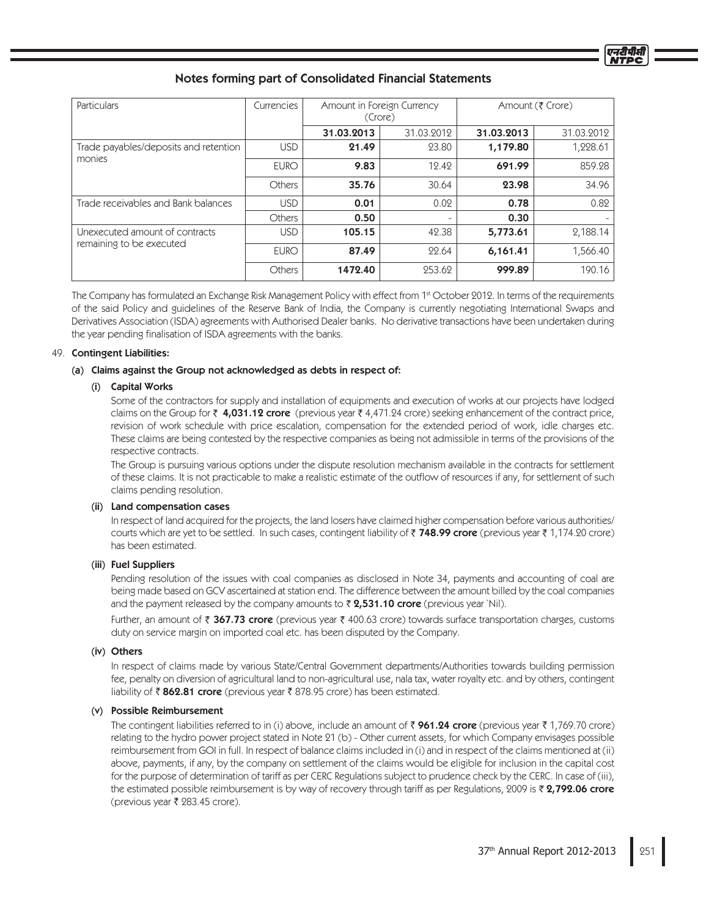## Notes forming part of Consolidated Financial Statements

| Particulars | Currencies | Amount in Foreign Currency (Crore) | | Amount (₹ Crore) | |
|---|---|---|---|---|---|
| | | **31.03.2013** | 31.03.2012 | **31.03.2013** | 31.03.2012 |
| Trade payables/deposits and retention monies | USD | **21.49** | 23.80 | **1,179.80** | 1,228.61 |
| | EURO | **9.83** | 12.42 | **691.99** | 859.28 |
| | Others | **35.76** | 30.64 | **23.98** | 34.96 |
| Trade receivables and Bank balances | USD | **0.01** | 0.02 | **0.78** | 0.82 |
| | Others | **0.50** | - | **0.30** | - |
| Unexecuted amount of contracts remaining to be executed | USD | **105.15** | 42.38 | **5,773.61** | 2,188.14 |
| | EURO | **87.49** | 22.64 | **6,161.41** | 1,566.40 |
| | Others | **1472.40** | 253.62 | **999.89** | 190.16 |

The Company has formulated an Exchange Risk Management Policy with effect from 1st October 2012. In terms of the requirements of the said Policy and guidelines of the Reserve Bank of India, the Company is currently negotiating International Swaps and Derivatives Association (ISDA) agreements with Authorised Dealer banks. No derivative transactions have been undertaken during the year pending finalisation of ISDA agreements with the banks.

49. **Contingent Liabilities:**

**(a) Claims against the Group not acknowledged as debts in respect of:**

**(i) Capital Works**

Some of the contractors for supply and installation of equipments and execution of works at our projects have lodged claims on the Group for ₹ **4,031.12 crore** (previous year ₹ 4,471.24 crore) seeking enhancement of the contract price, revision of work schedule with price escalation, compensation for the extended period of work, idle charges etc. These claims are being contested by the respective companies as being not admissible in terms of the provisions of the respective contracts.

The Group is pursuing various options under the dispute resolution mechanism available in the contracts for settlement of these claims. It is not practicable to make a realistic estimate of the outflow of resources if any, for settlement of such claims pending resolution.

**(ii) Land compensation cases**

In respect of land acquired for the projects, the land losers have claimed higher compensation before various authorities/courts which are yet to be settled. In such cases, contingent liability of ₹ **748.99 crore** (previous year ₹ 1,174.20 crore) has been estimated.

**(iii) Fuel Suppliers**

Pending resolution of the issues with coal companies as disclosed in Note 34, payments and accounting of coal are being made based on GCV ascertained at station end. The difference between the amount billed by the coal companies and the payment released by the company amounts to ₹ **2,531.10 crore** (previous year `Nil).

Further, an amount of ₹ **367.73 crore** (previous year ₹ 400.63 crore) towards surface transportation charges, customs duty on service margin on imported coal etc. has been disputed by the Company.

**(iv) Others**

In respect of claims made by various State/Central Government departments/Authorities towards building permission fee, penalty on diversion of agricultural land to non-agricultural use, nala tax, water royalty etc. and by others, contingent liability of ₹ **862.81 crore** (previous year ₹ 878.95 crore) has been estimated.

**(v) Possible Reimbursement**

The contingent liabilities referred to in (i) above, include an amount of ₹ **961.24 crore** (previous year ₹ 1,769.70 crore) relating to the hydro power project stated in Note 21 (b) - Other current assets, for which Company envisages possible reimbursement from GOI in full. In respect of balance claims included in (i) and in respect of the claims mentioned at (ii) above, payments, if any, by the company on settlement of the claims would be eligible for inclusion in the capital cost for the purpose of determination of tariff as per CERC Regulations subject to prudence check by the CERC. In case of (iii), the estimated possible reimbursement is by way of recovery through tariff as per Regulations, 2009 is ₹ **2,792.06 crore** (previous year ₹ 283.45 crore).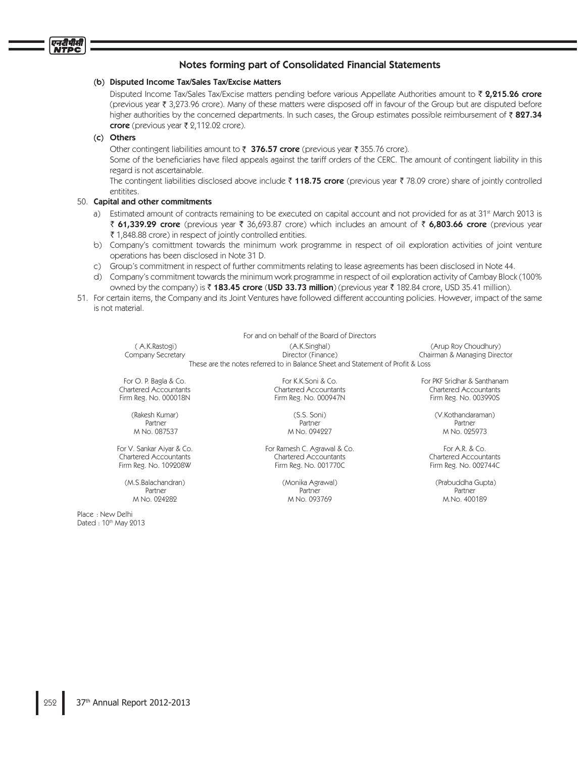## Notes forming part of Consolidated Financial Statements

**(b) Disputed Income Tax/Sales Tax/Excise Matters**

Disputed Income Tax/Sales Tax/Excise matters pending before various Appellate Authorities amount to ₹ **2,215.26 crore** (previous year ₹ 3,273.96 crore). Many of these matters were disposed off in favour of the Group but are disputed before higher authorities by the concerned departments. In such cases, the Group estimates possible reimbursement of ₹ **827.34 crore** (previous year ₹ 2,112.02 crore).

**(c) Others**

Other contingent liabilities amount to ₹ **376.57 crore** (previous year ₹ 355.76 crore).

Some of the beneficiaries have filed appeals against the tariff orders of the CERC. The amount of contingent liability in this regard is not ascertainable.

The contingent liabilities disclosed above include ₹ **118.75 crore** (previous year ₹ 78.09 crore) share of jointly controlled entitites.

50. **Capital and other commitments**

a) Estimated amount of contracts remaining to be executed on capital account and not provided for as at 31st March 2013 is ₹ **61,339.29 crore** (previous year ₹ 36,693.87 crore) which includes an amount of ₹ **6,803.66 crore** (previous year ₹ 1,848.88 crore) in respect of jointly controlled entities.

b) Company's comittment towards the minimum work programme in respect of oil exploration activities of joint venture operations has been disclosed in Note 31 D.

c) Group's commitment in respect of further commitments relating to lease agreements has been disclosed in Note 44.

d) Company's commitment towards the minimum work programme in respect of oil exploration activity of Cambay Block (100% owned by the company) is ₹ **183.45 crore** (**USD 33.73 million**) (previous year ₹ 182.84 crore, USD 35.41 million).

51. For certain items, the Company and its Joint Ventures have followed different accounting policies. However, impact of the same is not material.

For and on behalf of the Board of Directors

| ( A.K.Rastogi) | (A.K.Singhal) | (Arup Roy Choudhury) |
|---|---|---|
| Company Secretary | Director (Finance) | Chairman & Managing Director |

These are the notes referred to in Balance Sheet and Statement of Profit & Loss

| For O. P. Bagla & Co. | For K.K.Soni & Co. | For PKF Sridhar & Santhanam |
|---|---|---|
| Chartered Accountants | Chartered Accountants | Chartered Accountants |
| Firm Reg. No. 000018N | Firm Reg. No. 000947N | Firm Reg. No. 003990S |
| (Rakesh Kumar) | (S.S. Soni) | (V.Kothandaraman) |
| Partner | Partner | Partner |
| M No. 087537 | M No. 094227 | M No. 025973 |
| For V. Sankar Aiyar & Co. | For Ramesh C. Agrawal & Co. | For A.R. & Co. |
| Chartered Accountants | Chartered Accountants | Chartered Accountants |
| Firm Reg. No. 109208W | Firm Reg. No. 001770C | Firm Reg. No. 002744C |
| (M.S.Balachandran) | (Monika Agrawal) | (Prabuddha Gupta) |
| Partner | Partner | Partner |
| M No. 024282 | M No. 093769 | M.No. 400189 |

Place : New Delhi
Dated : 10th May 2013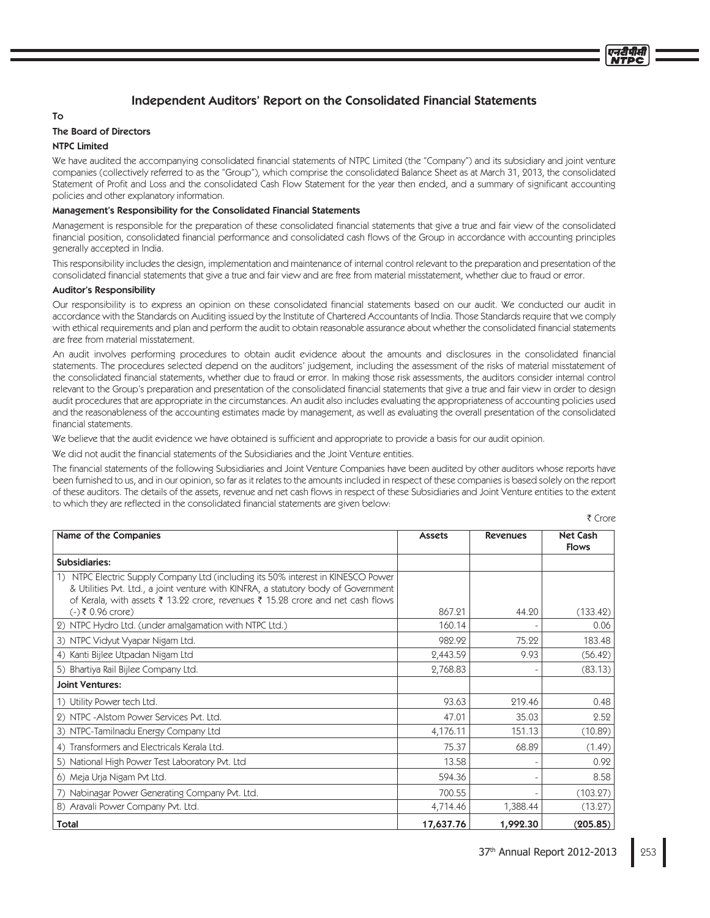# Independent Auditors' Report on the Consolidated Financial Statements

To

**The Board of Directors**

**NTPC Limited**

We have audited the accompanying consolidated financial statements of NTPC Limited (the "Company") and its subsidiary and joint venture companies (collectively referred to as the "Group"), which comprise the consolidated Balance Sheet as at March 31, 2013, the consolidated Statement of Profit and Loss and the consolidated Cash Flow Statement for the year then ended, and a summary of significant accounting policies and other explanatory information.

### Management's Responsibility for the Consolidated Financial Statements

Management is responsible for the preparation of these consolidated financial statements that give a true and fair view of the consolidated financial position, consolidated financial performance and consolidated cash flows of the Group in accordance with accounting principles generally accepted in India.

This responsibility includes the design, implementation and maintenance of internal control relevant to the preparation and presentation of the consolidated financial statements that give a true and fair view and are free from material misstatement, whether due to fraud or error.

### Auditor's Responsibility

Our responsibility is to express an opinion on these consolidated financial statements based on our audit. We conducted our audit in accordance with the Standards on Auditing issued by the Institute of Chartered Accountants of India. Those Standards require that we comply with ethical requirements and plan and perform the audit to obtain reasonable assurance about whether the consolidated financial statements are free from material misstatement.

An audit involves performing procedures to obtain audit evidence about the amounts and disclosures in the consolidated financial statements. The procedures selected depend on the auditors' judgement, including the assessment of the risks of material misstatement of the consolidated financial statements, whether due to fraud or error. In making those risk assessments, the auditors consider internal control relevant to the Group's preparation and presentation of the consolidated financial statements that give a true and fair view in order to design audit procedures that are appropriate in the circumstances. An audit also includes evaluating the appropriateness of accounting policies used and the reasonableness of the accounting estimates made by management, as well as evaluating the overall presentation of the consolidated financial statements.

We believe that the audit evidence we have obtained is sufficient and appropriate to provide a basis for our audit opinion.

We did not audit the financial statements of the Subsidiaries and the Joint Venture entities.

The financial statements of the following Subsidiaries and Joint Venture Companies have been audited by other auditors whose reports have been furnished to us, and in our opinion, so far as it relates to the amounts included in respect of these companies is based solely on the report of these auditors. The details of the assets, revenue and net cash flows in respect of these Subsidiaries and Joint Venture entities to the extent to which they are reflected in the consolidated financial statements are given below:

₹ Crore

| Name of the Companies | Assets | Revenues | Net Cash Flows |
|---|---|---|---|
| **Subsidiaries:** | | | |
| 1) NTPC Electric Supply Company Ltd (including its 50% interest in KINESCO Power & Utilities Pvt. Ltd., a joint venture with KINFRA, a statutory body of Government of Kerala, with assets ₹ 13.22 crore, revenues ₹ 15.28 crore and net cash flows (-) ₹ 0.96 crore) | 867.21 | 44.20 | (133.42) |
| 2) NTPC Hydro Ltd. (under amalgamation with NTPC Ltd.) | 160.14 | - | 0.06 |
| 3) NTPC Vidyut Vyapar Nigam Ltd. | 982.92 | 75.22 | 183.48 |
| 4) Kanti Bijlee Utpadan Nigam Ltd | 2,443.59 | 9.93 | (56.42) |
| 5) Bhartiya Rail Bijlee Company Ltd. | 2,768.83 | - | (83.13) |
| **Joint Ventures:** | | | |
| 1) Utility Power tech Ltd. | 93.63 | 219.46 | 0.48 |
| 2) NTPC -Alstom Power Services Pvt. Ltd. | 47.01 | 35.03 | 2.52 |
| 3) NTPC-Tamilnadu Energy Company Ltd | 4,176.11 | 151.13 | (10.89) |
| 4) Transformers and Electricals Kerala Ltd. | 75.37 | 68.89 | (1.49) |
| 5) National High Power Test Laboratory Pvt. Ltd | 13.58 | - | 0.92 |
| 6) Meja Urja Nigam Pvt Ltd. | 594.36 | - | 8.58 |
| 7) Nabinagar Power Generating Company Pvt. Ltd. | 700.55 | - | (103.27) |
| 8) Aravali Power Company Pvt. Ltd. | 4,714.46 | 1,388.44 | (13.27) |
| **Total** | **17,637.76** | **1,992.30** | **(205.85)** |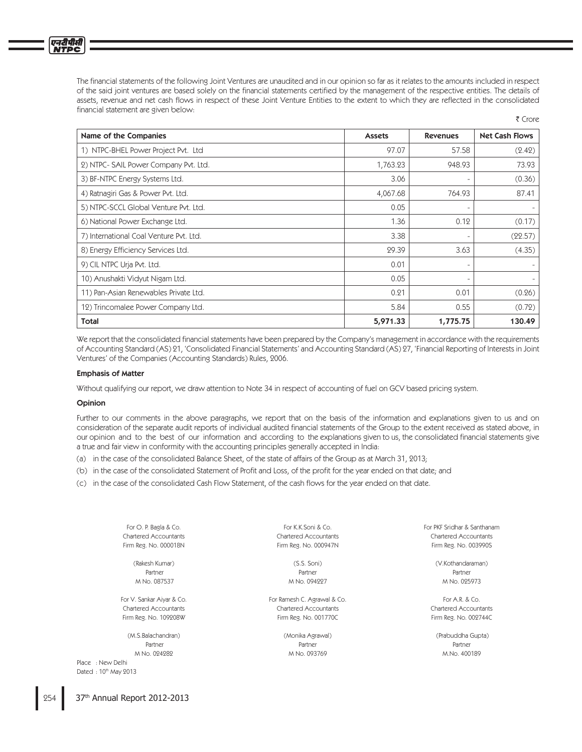The financial statements of the following Joint Ventures are unaudited and in our opinion so far as it relates to the amounts included in respect of the said joint ventures are based solely on the financial statements certified by the management of the respective entities. The details of assets, revenue and net cash flows in respect of these Joint Venture Entities to the extent to which they are reflected in the consolidated financial statement are given below:

₹ Crore

| Name of the Companies | Assets | Revenues | Net Cash Flows |
|---|---|---|---|
| 1) NTPC-BHEL Power Project Pvt. Ltd | 97.07 | 57.58 | (2.42) |
| 2) NTPC- SAIL Power Company Pvt. Ltd. | 1,763.23 | 948.93 | 73.93 |
| 3) BF-NTPC Energy Systems Ltd. | 3.06 | - | (0.36) |
| 4) Ratnagiri Gas & Power Pvt. Ltd. | 4,067.68 | 764.93 | 87.41 |
| 5) NTPC-SCCL Global Venture Pvt. Ltd. | 0.05 | - | - |
| 6) National Power Exchange Ltd. | 1.36 | 0.12 | (0.17) |
| 7) International Coal Venture Pvt. Ltd. | 3.38 | - | (22.57) |
| 8) Energy Efficiency Services Ltd. | 29.39 | 3.63 | (4.35) |
| 9) CIL NTPC Urja Pvt. Ltd. | 0.01 | - | - |
| 10) Anushakti Vidyut Nigam Ltd. | 0.05 | - | - |
| 11) Pan-Asian Renewables Private Ltd. | 0.21 | 0.01 | (0.26) |
| 12) Trincomalee Power Company Ltd. | 5.84 | 0.55 | (0.72) |
| **Total** | **5,971.33** | **1,775.75** | **130.49** |

We report that the consolidated financial statements have been prepared by the Company's management in accordance with the requirements of Accounting Standard (AS) 21, 'Consolidated Financial Statements' and Accounting Standard (AS) 27, 'Financial Reporting of Interests in Joint Ventures' of the Companies (Accounting Standards) Rules, 2006.

### Emphasis of Matter

Without qualifying our report, we draw attention to Note 34 in respect of accounting of fuel on GCV based pricing system.

### Opinion

Further to our comments in the above paragraphs, we report that on the basis of the information and explanations given to us and on consideration of the separate audit reports of individual audited financial statements of the Group to the extent received as stated above, in our opinion and to the best of our information and according to the explanations given to us, the consolidated financial statements give a true and fair view in conformity with the accounting principles generally accepted in India:

(a) in the case of the consolidated Balance Sheet, of the state of affairs of the Group as at March 31, 2013;

(b) in the case of the consolidated Statement of Profit and Loss, of the profit for the year ended on that date; and

(c) in the case of the consolidated Cash Flow Statement, of the cash flows for the year ended on that date.

For O. P. Bagla & Co.
Chartered Accountants
Firm Reg. No. 000018N

(Rakesh Kumar)
Partner
M No. 087537

For K.K.Soni & Co.
Chartered Accountants
Firm Reg. No. 000947N

(S.S. Soni)
Partner
M No. 094227

For PKF Sridhar & Santhanam
Chartered Accountants
Firm Reg. No. 003990S

(V.Kothandaraman)
Partner
M No. 025973

For V. Sankar Aiyar & Co.
Chartered Accountants
Firm Reg. No. 109208W

(M.S.Balachandran)
Partner
M No. 024282

For Ramesh C. Agrawal & Co.
Chartered Accountants
Firm Reg. No. 001770C

(Monika Agrawal)
Partner
M No. 093769

For A.R. & Co.
Chartered Accountants
Firm Reg. No. 002744C

(Prabuddha Gupta)
Partner
M.No. 400189

Place : New Delhi
Dated : 10th May 2013